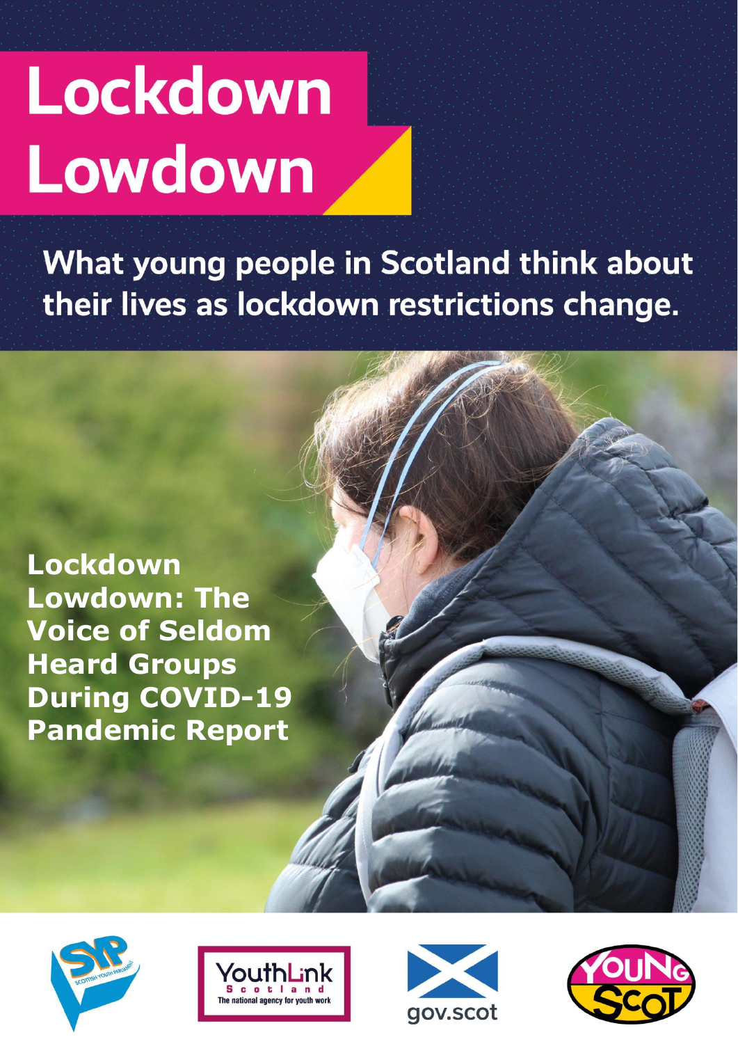# Lockdown Lowdown

## What young people in Scotland think about their lives as lockdown restrictions change.

**Lockdown Lowdown: The Voice of Seldom Heard Groups During COVID-19 Pandemic Report**

SCOTTISH YOUTH PARLIAMENT

YouthLink Scotland
The national agency for youth work

gov.scot

YOUNG SCOT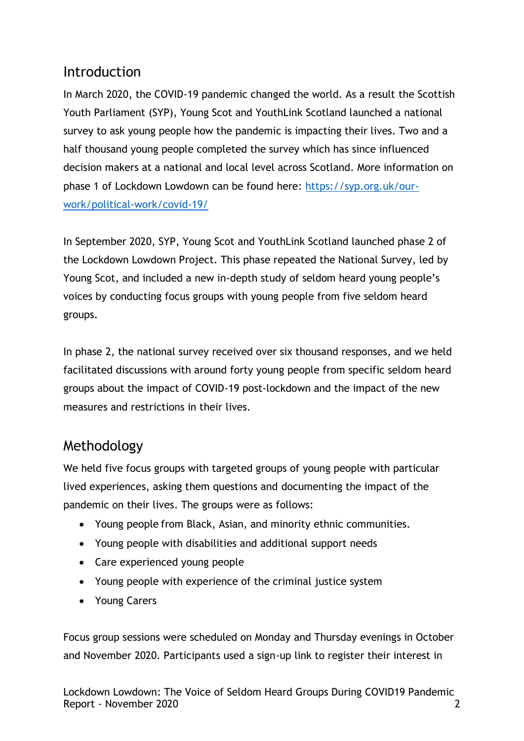## Introduction

In March 2020, the COVID-19 pandemic changed the world. As a result the Scottish Youth Parliament (SYP), Young Scot and YouthLink Scotland launched a national survey to ask young people how the pandemic is impacting their lives. Two and a half thousand young people completed the survey which has since influenced decision makers at a national and local level across Scotland. More information on phase 1 of Lockdown Lowdown can be found here: [https://syp.org.uk/our-work/political-work/covid-19/](https://syp.org.uk/our-work/political-work/covid-19/)

In September 2020, SYP, Young Scot and YouthLink Scotland launched phase 2 of the Lockdown Lowdown Project. This phase repeated the National Survey, led by Young Scot, and included a new in-depth study of seldom heard young people's voices by conducting focus groups with young people from five seldom heard groups.

In phase 2, the national survey received over six thousand responses, and we held facilitated discussions with around forty young people from specific seldom heard groups about the impact of COVID-19 post-lockdown and the impact of the new measures and restrictions in their lives.

## Methodology

We held five focus groups with targeted groups of young people with particular lived experiences, asking them questions and documenting the impact of the pandemic on their lives. The groups were as follows:

- Young people from Black, Asian, and minority ethnic communities.
- Young people with disabilities and additional support needs
- Care experienced young people
- Young people with experience of the criminal justice system
- Young Carers

Focus group sessions were scheduled on Monday and Thursday evenings in October and November 2020. Participants used a sign-up link to register their interest in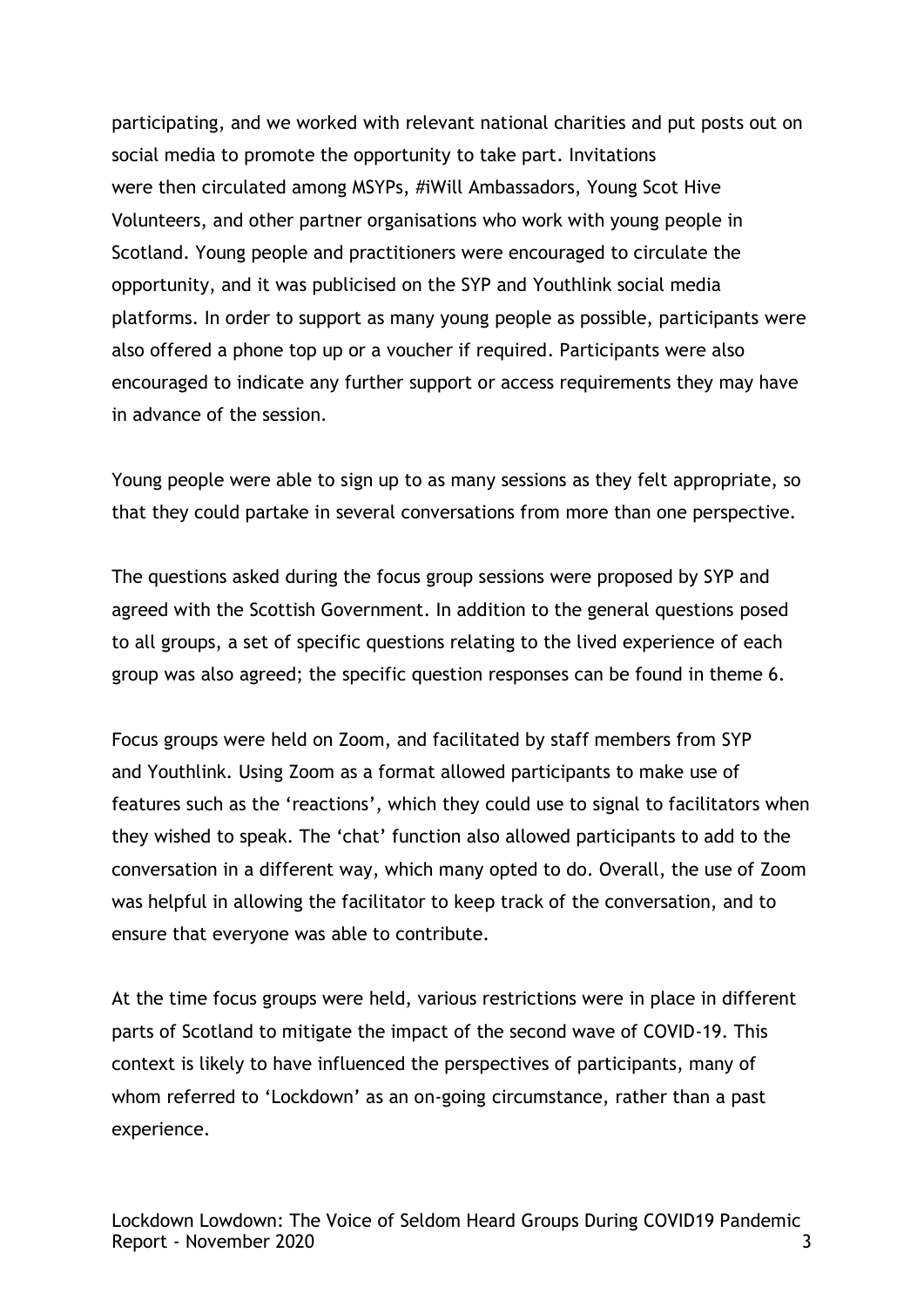participating, and we worked with relevant national charities and put posts out on social media to promote the opportunity to take part. Invitations were then circulated among MSYPs, #iWill Ambassadors, Young Scot Hive Volunteers, and other partner organisations who work with young people in Scotland. Young people and practitioners were encouraged to circulate the opportunity, and it was publicised on the SYP and Youthlink social media platforms. In order to support as many young people as possible, participants were also offered a phone top up or a voucher if required. Participants were also encouraged to indicate any further support or access requirements they may have in advance of the session.

Young people were able to sign up to as many sessions as they felt appropriate, so that they could partake in several conversations from more than one perspective.

The questions asked during the focus group sessions were proposed by SYP and agreed with the Scottish Government. In addition to the general questions posed to all groups, a set of specific questions relating to the lived experience of each group was also agreed; the specific question responses can be found in theme 6.

Focus groups were held on Zoom, and facilitated by staff members from SYP and Youthlink. Using Zoom as a format allowed participants to make use of features such as the 'reactions', which they could use to signal to facilitators when they wished to speak. The 'chat' function also allowed participants to add to the conversation in a different way, which many opted to do. Overall, the use of Zoom was helpful in allowing the facilitator to keep track of the conversation, and to ensure that everyone was able to contribute.

At the time focus groups were held, various restrictions were in place in different parts of Scotland to mitigate the impact of the second wave of COVID-19. This context is likely to have influenced the perspectives of participants, many of whom referred to 'Lockdown' as an on-going circumstance, rather than a past experience.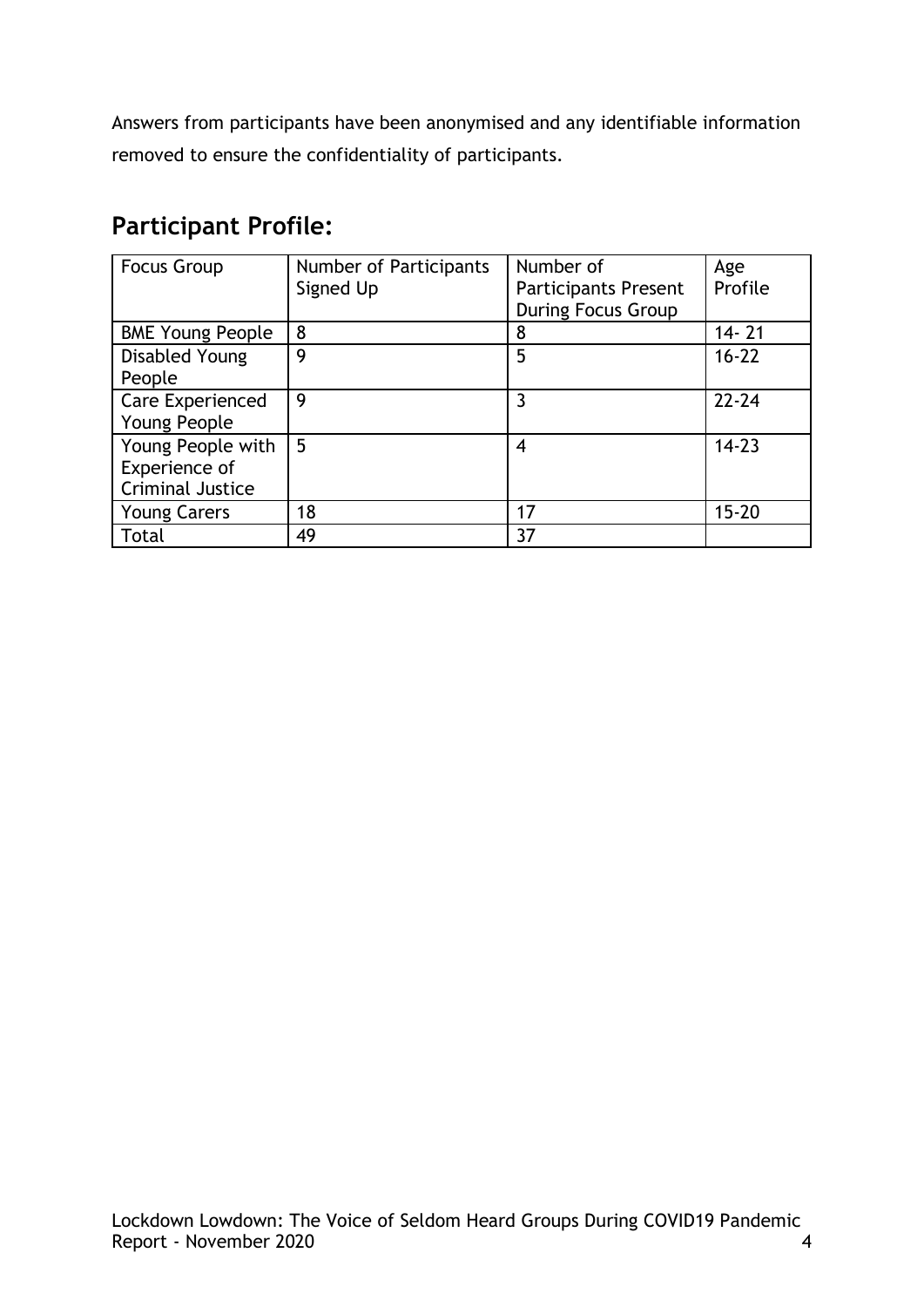Answers from participants have been anonymised and any identifiable information removed to ensure the confidentiality of participants.

## Participant Profile:

| Focus Group | Number of Participants Signed Up | Number of Participants Present During Focus Group | Age Profile |
|---|---|---|---|
| BME Young People | 8 | 8 | 14- 21 |
| Disabled Young People | 9 | 5 | 16-22 |
| Care Experienced Young People | 9 | 3 | 22-24 |
| Young People with Experience of Criminal Justice | 5 | 4 | 14-23 |
| Young Carers | 18 | 17 | 15-20 |
| Total | 49 | 37 | |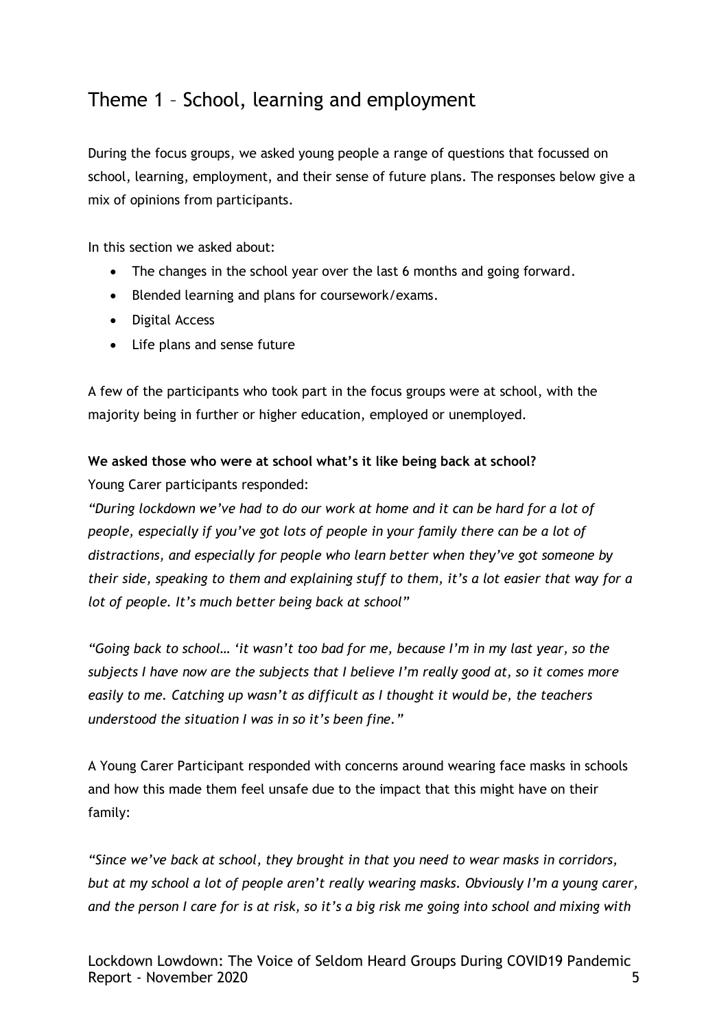## Theme 1 – School, learning and employment

During the focus groups, we asked young people a range of questions that focussed on school, learning, employment, and their sense of future plans. The responses below give a mix of opinions from participants.

In this section we asked about:

- The changes in the school year over the last 6 months and going forward.
- Blended learning and plans for coursework/exams.
- Digital Access
- Life plans and sense future

A few of the participants who took part in the focus groups were at school, with the majority being in further or higher education, employed or unemployed.

**We asked those who were at school what's it like being back at school?**

Young Carer participants responded:

*"During lockdown we've had to do our work at home and it can be hard for a lot of people, especially if you've got lots of people in your family there can be a lot of distractions, and especially for people who learn better when they've got someone by their side, speaking to them and explaining stuff to them, it's a lot easier that way for a lot of people. It's much better being back at school"*

*"Going back to school… 'it wasn't too bad for me, because I'm in my last year, so the subjects I have now are the subjects that I believe I'm really good at, so it comes more easily to me. Catching up wasn't as difficult as I thought it would be, the teachers understood the situation I was in so it's been fine."*

A Young Carer Participant responded with concerns around wearing face masks in schools and how this made them feel unsafe due to the impact that this might have on their family:

*"Since we've back at school, they brought in that you need to wear masks in corridors, but at my school a lot of people aren't really wearing masks. Obviously I'm a young carer, and the person I care for is at risk, so it's a big risk me going into school and mixing with*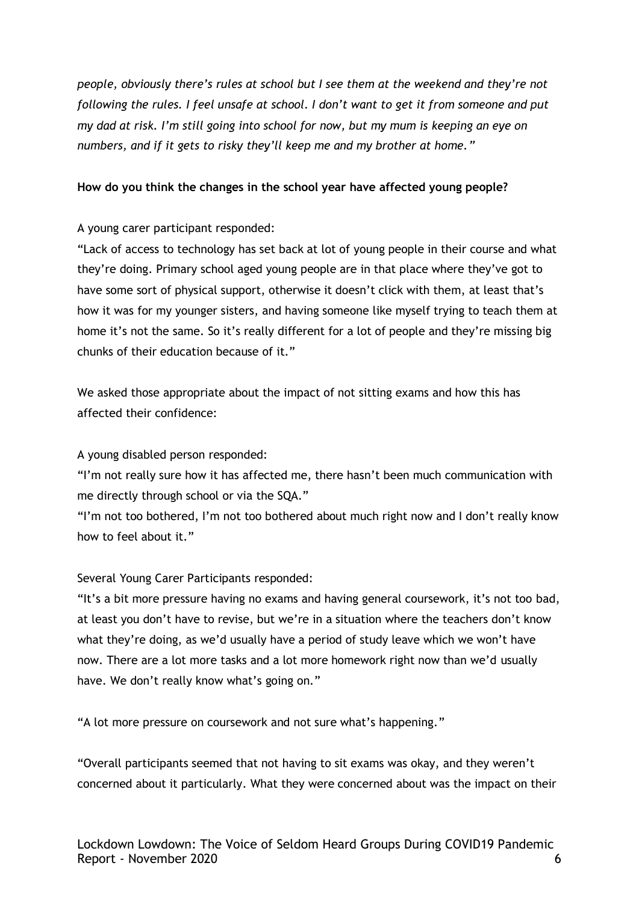*people, obviously there's rules at school but I see them at the weekend and they're not following the rules. I feel unsafe at school. I don't want to get it from someone and put my dad at risk. I'm still going into school for now, but my mum is keeping an eye on numbers, and if it gets to risky they'll keep me and my brother at home."*

**How do you think the changes in the school year have affected young people?**

A young carer participant responded:

"Lack of access to technology has set back at lot of young people in their course and what they're doing. Primary school aged young people are in that place where they've got to have some sort of physical support, otherwise it doesn't click with them, at least that's how it was for my younger sisters, and having someone like myself trying to teach them at home it's not the same. So it's really different for a lot of people and they're missing big chunks of their education because of it."

We asked those appropriate about the impact of not sitting exams and how this has affected their confidence:

A young disabled person responded:

"I'm not really sure how it has affected me, there hasn't been much communication with me directly through school or via the SQA."

"I'm not too bothered, I'm not too bothered about much right now and I don't really know how to feel about it."

Several Young Carer Participants responded:

"It's a bit more pressure having no exams and having general coursework, it's not too bad, at least you don't have to revise, but we're in a situation where the teachers don't know what they're doing, as we'd usually have a period of study leave which we won't have now. There are a lot more tasks and a lot more homework right now than we'd usually have. We don't really know what's going on."

"A lot more pressure on coursework and not sure what's happening."

"Overall participants seemed that not having to sit exams was okay, and they weren't concerned about it particularly. What they were concerned about was the impact on their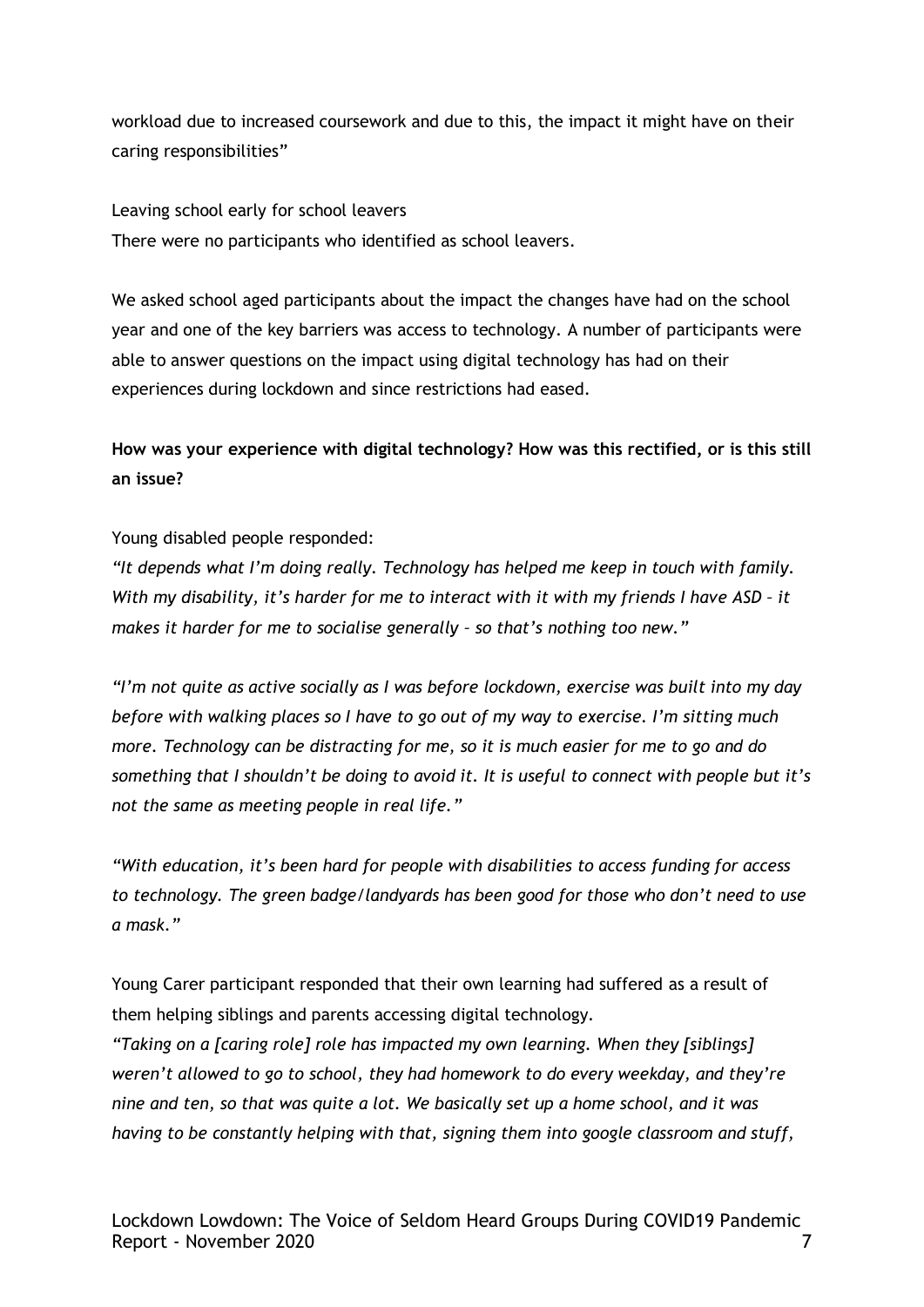workload due to increased coursework and due to this, the impact it might have on their caring responsibilities"

Leaving school early for school leavers
There were no participants who identified as school leavers.

We asked school aged participants about the impact the changes have had on the school year and one of the key barriers was access to technology. A number of participants were able to answer questions on the impact using digital technology has had on their experiences during lockdown and since restrictions had eased.

**How was your experience with digital technology? How was this rectified, or is this still an issue?**

Young disabled people responded:

*"It depends what I'm doing really. Technology has helped me keep in touch with family. With my disability, it's harder for me to interact with it with my friends I have ASD – it makes it harder for me to socialise generally – so that's nothing too new."*

*"I'm not quite as active socially as I was before lockdown, exercise was built into my day before with walking places so I have to go out of my way to exercise. I'm sitting much more. Technology can be distracting for me, so it is much easier for me to go and do something that I shouldn't be doing to avoid it. It is useful to connect with people but it's not the same as meeting people in real life."*

*"With education, it's been hard for people with disabilities to access funding for access to technology. The green badge/landyards has been good for those who don't need to use a mask."*

Young Carer participant responded that their own learning had suffered as a result of them helping siblings and parents accessing digital technology.

*"Taking on a [caring role] role has impacted my own learning. When they [siblings] weren't allowed to go to school, they had homework to do every weekday, and they're nine and ten, so that was quite a lot. We basically set up a home school, and it was having to be constantly helping with that, signing them into google classroom and stuff,*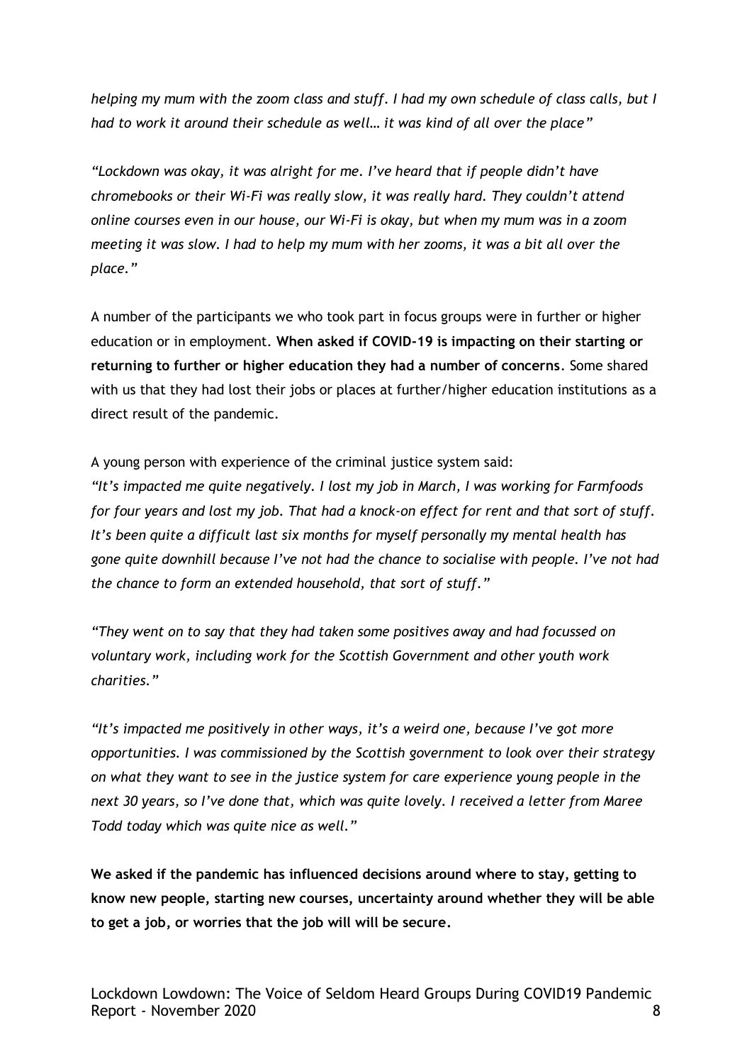*helping my mum with the zoom class and stuff. I had my own schedule of class calls, but I had to work it around their schedule as well… it was kind of all over the place"*

*"Lockdown was okay, it was alright for me. I've heard that if people didn't have chromebooks or their Wi-Fi was really slow, it was really hard. They couldn't attend online courses even in our house, our Wi-Fi is okay, but when my mum was in a zoom meeting it was slow. I had to help my mum with her zooms, it was a bit all over the place."*

A number of the participants we who took part in focus groups were in further or higher education or in employment. **When asked if COVID-19 is impacting on their starting or returning to further or higher education they had a number of concerns**. Some shared with us that they had lost their jobs or places at further/higher education institutions as a direct result of the pandemic.

A young person with experience of the criminal justice system said:
*"It's impacted me quite negatively. I lost my job in March, I was working for Farmfoods for four years and lost my job. That had a knock-on effect for rent and that sort of stuff. It's been quite a difficult last six months for myself personally my mental health has gone quite downhill because I've not had the chance to socialise with people. I've not had the chance to form an extended household, that sort of stuff."*

*"They went on to say that they had taken some positives away and had focussed on voluntary work, including work for the Scottish Government and other youth work charities."*

*"It's impacted me positively in other ways, it's a weird one, because I've got more opportunities. I was commissioned by the Scottish government to look over their strategy on what they want to see in the justice system for care experience young people in the next 30 years, so I've done that, which was quite lovely. I received a letter from Maree Todd today which was quite nice as well."*

**We asked if the pandemic has influenced decisions around where to stay, getting to know new people, starting new courses, uncertainty around whether they will be able to get a job, or worries that the job will will be secure.**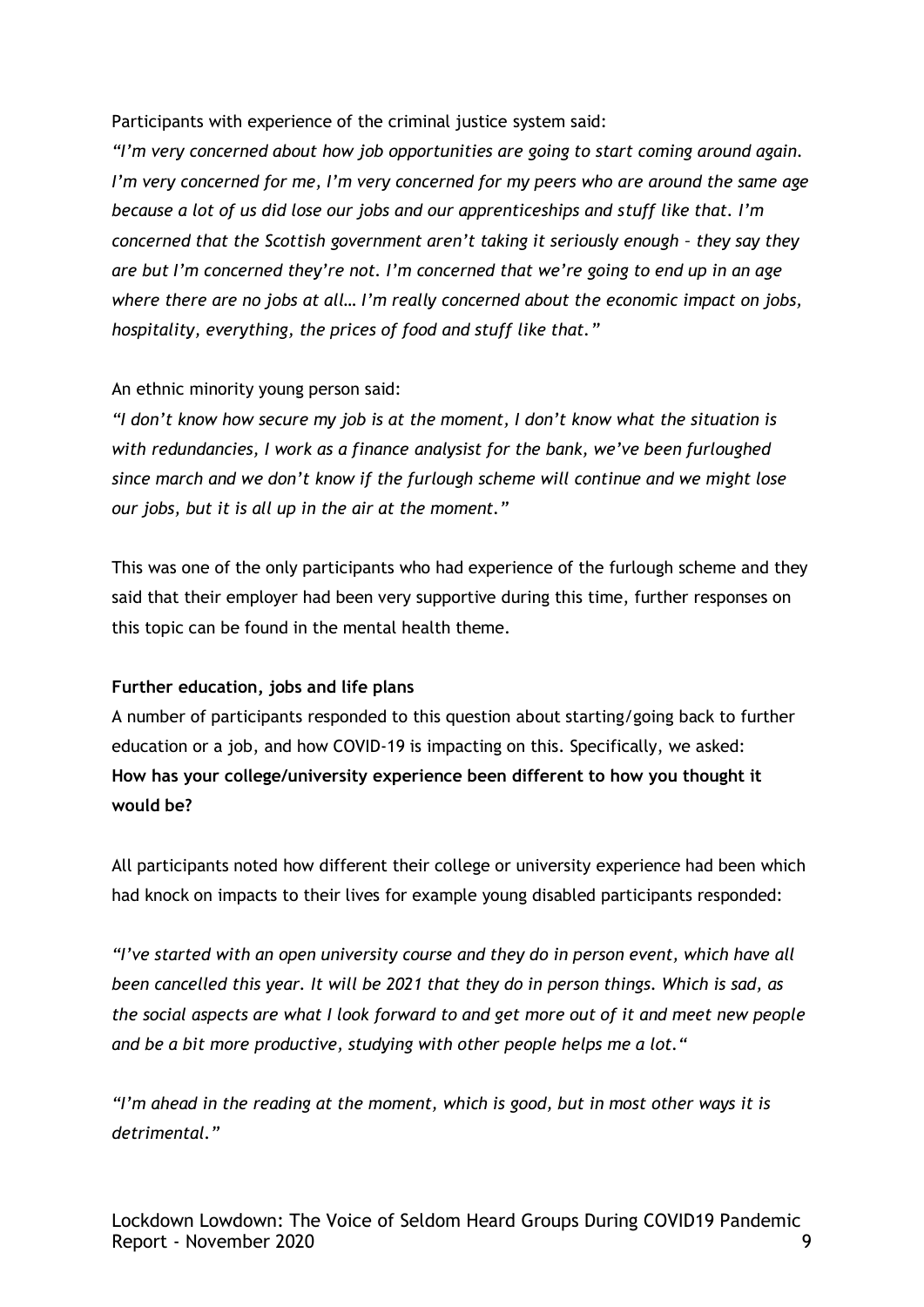Participants with experience of the criminal justice system said:

*"I'm very concerned about how job opportunities are going to start coming around again. I'm very concerned for me, I'm very concerned for my peers who are around the same age because a lot of us did lose our jobs and our apprenticeships and stuff like that. I'm concerned that the Scottish government aren't taking it seriously enough – they say they are but I'm concerned they're not. I'm concerned that we're going to end up in an age where there are no jobs at all… I'm really concerned about the economic impact on jobs, hospitality, everything, the prices of food and stuff like that."*

An ethnic minority young person said:

*"I don't know how secure my job is at the moment, I don't know what the situation is with redundancies, I work as a finance analysist for the bank, we've been furloughed since march and we don't know if the furlough scheme will continue and we might lose our jobs, but it is all up in the air at the moment."*

This was one of the only participants who had experience of the furlough scheme and they said that their employer had been very supportive during this time, further responses on this topic can be found in the mental health theme.

**Further education, jobs and life plans**

A number of participants responded to this question about starting/going back to further education or a job, and how COVID-19 is impacting on this. Specifically, we asked:

**How has your college/university experience been different to how you thought it would be?**

All participants noted how different their college or university experience had been which had knock on impacts to their lives for example young disabled participants responded:

*"I've started with an open university course and they do in person event, which have all been cancelled this year. It will be 2021 that they do in person things. Which is sad, as the social aspects are what I look forward to and get more out of it and meet new people and be a bit more productive, studying with other people helps me a lot."*

*"I'm ahead in the reading at the moment, which is good, but in most other ways it is detrimental."*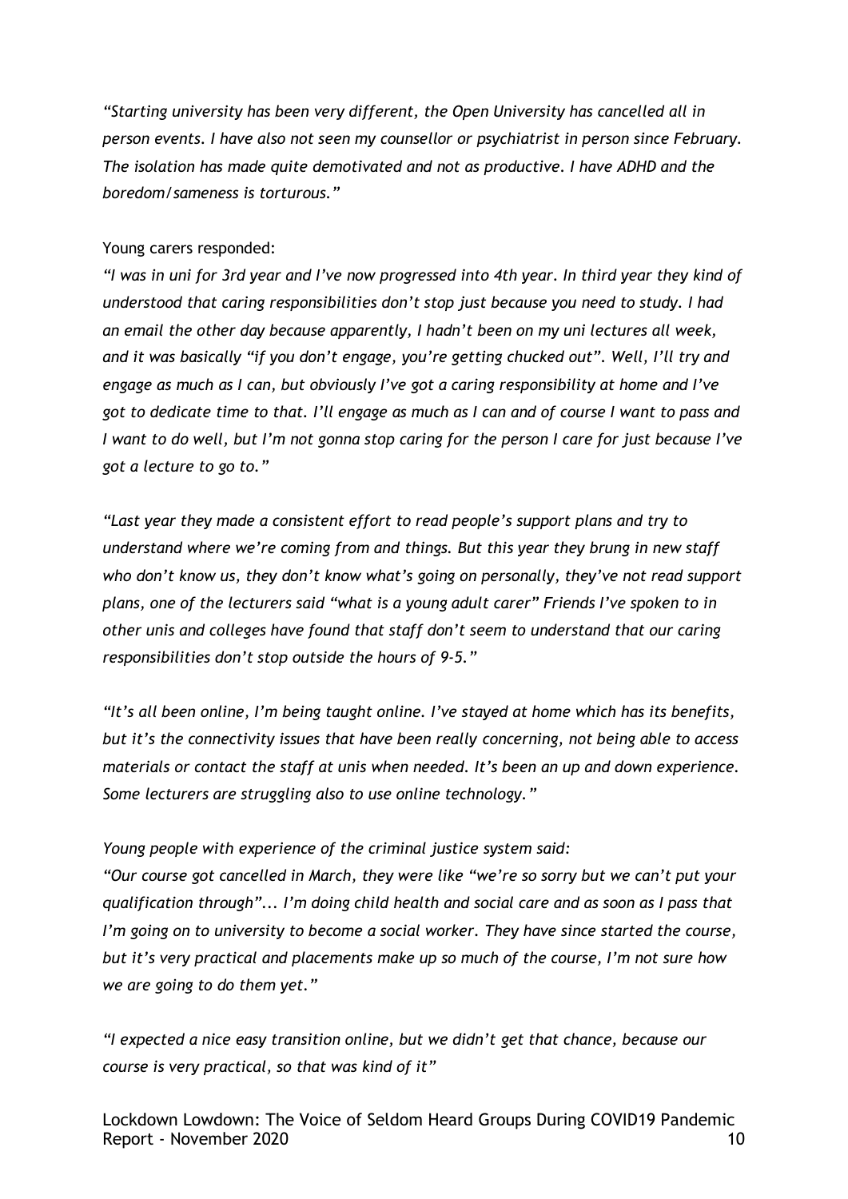*“Starting university has been very different, the Open University has cancelled all in person events. I have also not seen my counsellor or psychiatrist in person since February. The isolation has made quite demotivated and not as productive. I have ADHD and the boredom/sameness is torturous.”*

Young carers responded:

*“I was in uni for 3rd year and I’ve now progressed into 4th year. In third year they kind of understood that caring responsibilities don’t stop just because you need to study. I had an email the other day because apparently, I hadn’t been on my uni lectures all week, and it was basically “if you don’t engage, you’re getting chucked out”. Well, I’ll try and engage as much as I can, but obviously I’ve got a caring responsibility at home and I’ve got to dedicate time to that. I’ll engage as much as I can and of course I want to pass and I want to do well, but I’m not gonna stop caring for the person I care for just because I’ve got a lecture to go to.”*

*“Last year they made a consistent effort to read people’s support plans and try to understand where we’re coming from and things. But this year they brung in new staff who don’t know us, they don’t know what’s going on personally, they’ve not read support plans, one of the lecturers said “what is a young adult carer” Friends I’ve spoken to in other unis and colleges have found that staff don’t seem to understand that our caring responsibilities don’t stop outside the hours of 9-5.”*

*“It’s all been online, I’m being taught online. I’ve stayed at home which has its benefits, but it’s the connectivity issues that have been really concerning, not being able to access materials or contact the staff at unis when needed. It’s been an up and down experience. Some lecturers are struggling also to use online technology.”*

*Young people with experience of the criminal justice system said:*

*“Our course got cancelled in March, they were like “we’re so sorry but we can’t put your qualification through”... I’m doing child health and social care and as soon as I pass that I’m going on to university to become a social worker. They have since started the course, but it’s very practical and placements make up so much of the course, I’m not sure how we are going to do them yet.”*

*“I expected a nice easy transition online, but we didn’t get that chance, because our course is very practical, so that was kind of it”*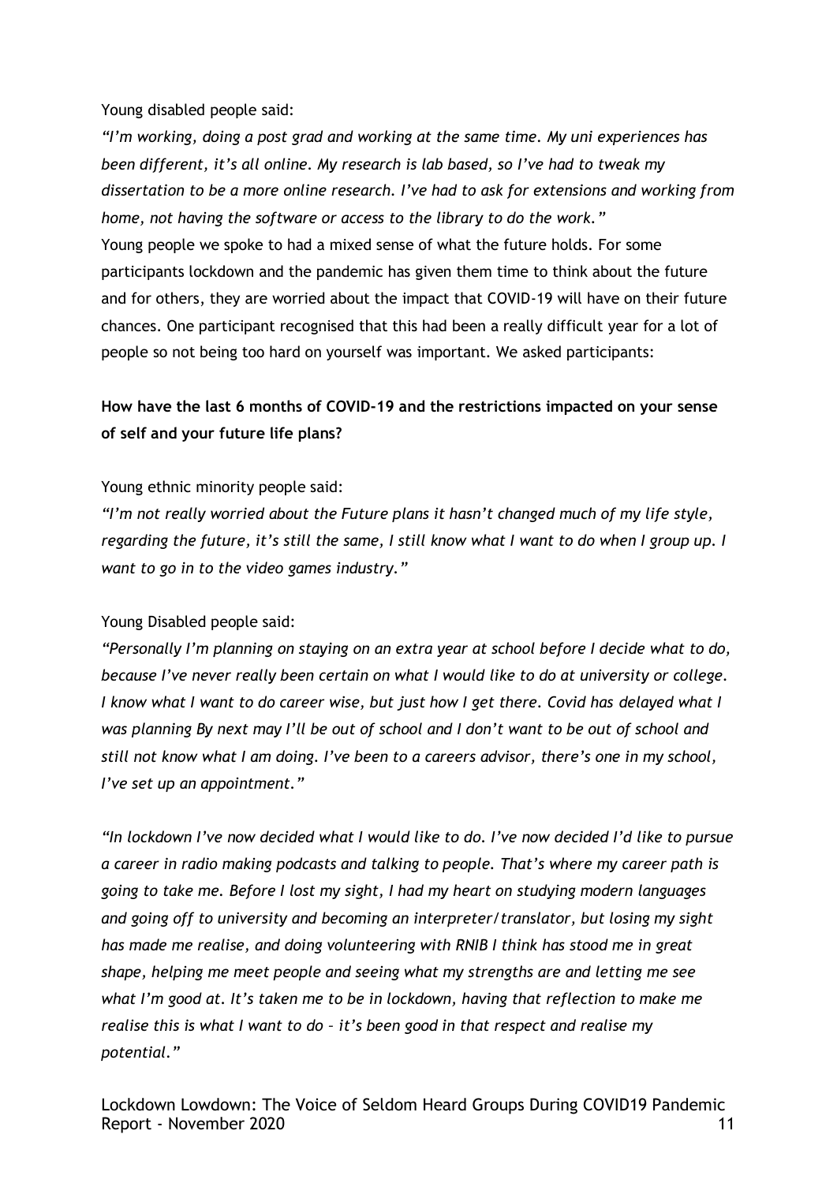Young disabled people said:

*"I'm working, doing a post grad and working at the same time. My uni experiences has been different, it's all online. My research is lab based, so I've had to tweak my dissertation to be a more online research. I've had to ask for extensions and working from home, not having the software or access to the library to do the work."*

Young people we spoke to had a mixed sense of what the future holds. For some participants lockdown and the pandemic has given them time to think about the future and for others, they are worried about the impact that COVID-19 will have on their future chances. One participant recognised that this had been a really difficult year for a lot of people so not being too hard on yourself was important. We asked participants:

**How have the last 6 months of COVID-19 and the restrictions impacted on your sense of self and your future life plans?**

Young ethnic minority people said:

*"I'm not really worried about the Future plans it hasn't changed much of my life style, regarding the future, it's still the same, I still know what I want to do when I group up. I want to go in to the video games industry."*

Young Disabled people said:

*"Personally I'm planning on staying on an extra year at school before I decide what to do, because I've never really been certain on what I would like to do at university or college. I know what I want to do career wise, but just how I get there. Covid has delayed what I was planning By next may I'll be out of school and I don't want to be out of school and still not know what I am doing. I've been to a careers advisor, there's one in my school, I've set up an appointment."*

*"In lockdown I've now decided what I would like to do. I've now decided I'd like to pursue a career in radio making podcasts and talking to people. That's where my career path is going to take me. Before I lost my sight, I had my heart on studying modern languages and going off to university and becoming an interpreter/translator, but losing my sight has made me realise, and doing volunteering with RNIB I think has stood me in great shape, helping me meet people and seeing what my strengths are and letting me see what I'm good at. It's taken me to be in lockdown, having that reflection to make me realise this is what I want to do – it's been good in that respect and realise my potential."*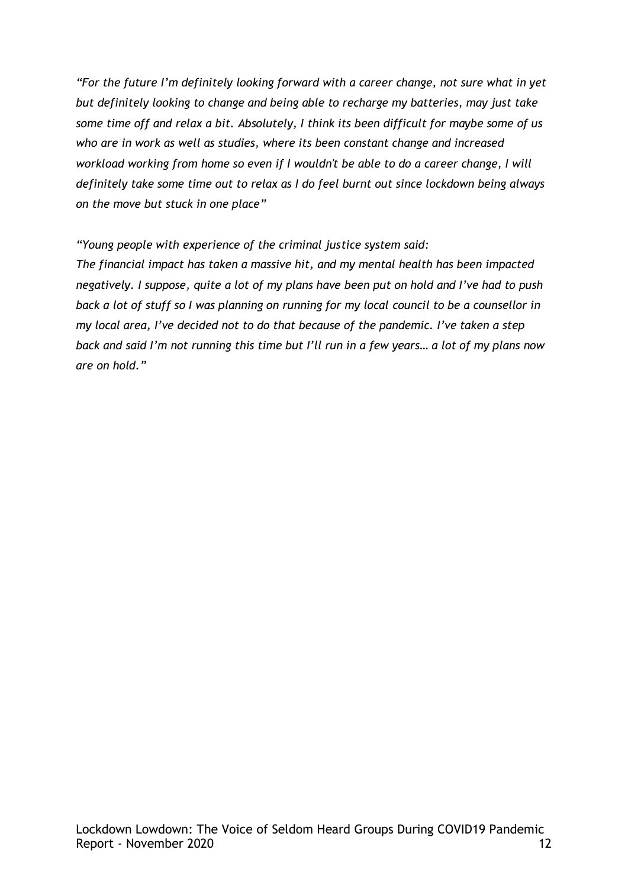*"For the future I'm definitely looking forward with a career change, not sure what in yet but definitely looking to change and being able to recharge my batteries, may just take some time off and relax a bit. Absolutely, I think its been difficult for maybe some of us who are in work as well as studies, where its been constant change and increased workload working from home so even if I wouldn't be able to do a career change, I will definitely take some time out to relax as I do feel burnt out since lockdown being always on the move but stuck in one place"*

*"Young people with experience of the criminal justice system said:*
*The financial impact has taken a massive hit, and my mental health has been impacted negatively. I suppose, quite a lot of my plans have been put on hold and I've had to push back a lot of stuff so I was planning on running for my local council to be a counsellor in my local area, I've decided not to do that because of the pandemic. I've taken a step back and said I'm not running this time but I'll run in a few years… a lot of my plans now are on hold."*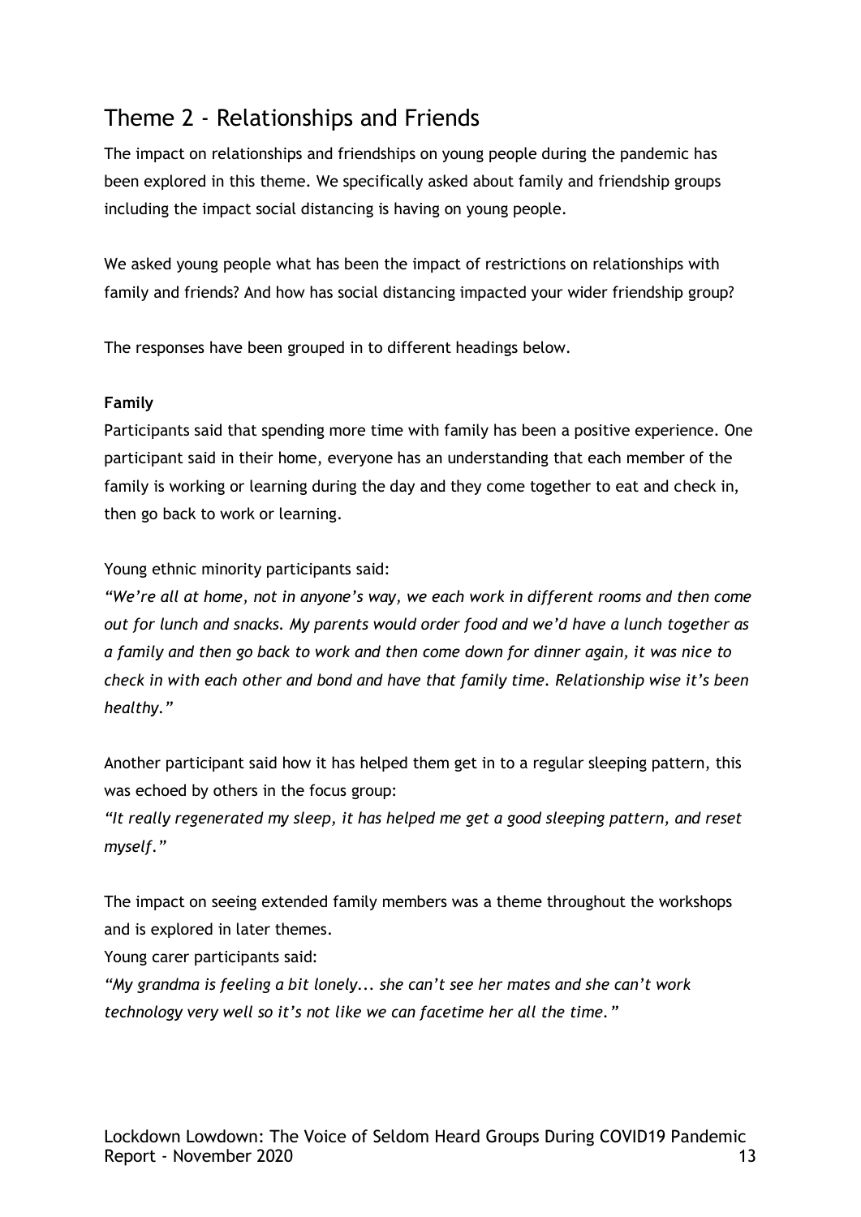## Theme 2 - Relationships and Friends

The impact on relationships and friendships on young people during the pandemic has been explored in this theme. We specifically asked about family and friendship groups including the impact social distancing is having on young people.

We asked young people what has been the impact of restrictions on relationships with family and friends? And how has social distancing impacted your wider friendship group?

The responses have been grouped in to different headings below.

**Family**

Participants said that spending more time with family has been a positive experience. One participant said in their home, everyone has an understanding that each member of the family is working or learning during the day and they come together to eat and check in, then go back to work or learning.

Young ethnic minority participants said:

*"We're all at home, not in anyone's way, we each work in different rooms and then come out for lunch and snacks. My parents would order food and we'd have a lunch together as a family and then go back to work and then come down for dinner again, it was nice to check in with each other and bond and have that family time. Relationship wise it's been healthy."*

Another participant said how it has helped them get in to a regular sleeping pattern, this was echoed by others in the focus group:

*"It really regenerated my sleep, it has helped me get a good sleeping pattern, and reset myself."*

The impact on seeing extended family members was a theme throughout the workshops and is explored in later themes.

Young carer participants said:

*"My grandma is feeling a bit lonely... she can't see her mates and she can't work technology very well so it's not like we can facetime her all the time."*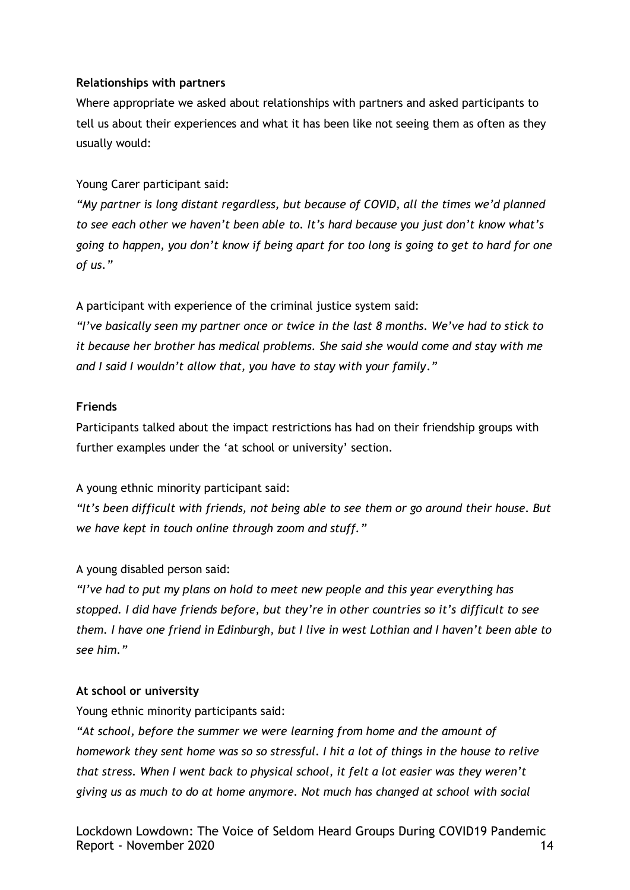**Relationships with partners**

Where appropriate we asked about relationships with partners and asked participants to tell us about their experiences and what it has been like not seeing them as often as they usually would:

Young Carer participant said:

*"My partner is long distant regardless, but because of COVID, all the times we'd planned to see each other we haven't been able to. It's hard because you just don't know what's going to happen, you don't know if being apart for too long is going to get to hard for one of us."*

A participant with experience of the criminal justice system said:

*"I've basically seen my partner once or twice in the last 8 months. We've had to stick to it because her brother has medical problems. She said she would come and stay with me and I said I wouldn't allow that, you have to stay with your family."*

**Friends**

Participants talked about the impact restrictions has had on their friendship groups with further examples under the 'at school or university' section.

A young ethnic minority participant said:

*"It's been difficult with friends, not being able to see them or go around their house. But we have kept in touch online through zoom and stuff."*

A young disabled person said:

*"I've had to put my plans on hold to meet new people and this year everything has stopped. I did have friends before, but they're in other countries so it's difficult to see them. I have one friend in Edinburgh, but I live in west Lothian and I haven't been able to see him."*

**At school or university**

Young ethnic minority participants said:

*"At school, before the summer we were learning from home and the amount of homework they sent home was so so stressful. I hit a lot of things in the house to relive that stress. When I went back to physical school, it felt a lot easier was they weren't giving us as much to do at home anymore. Not much has changed at school with social*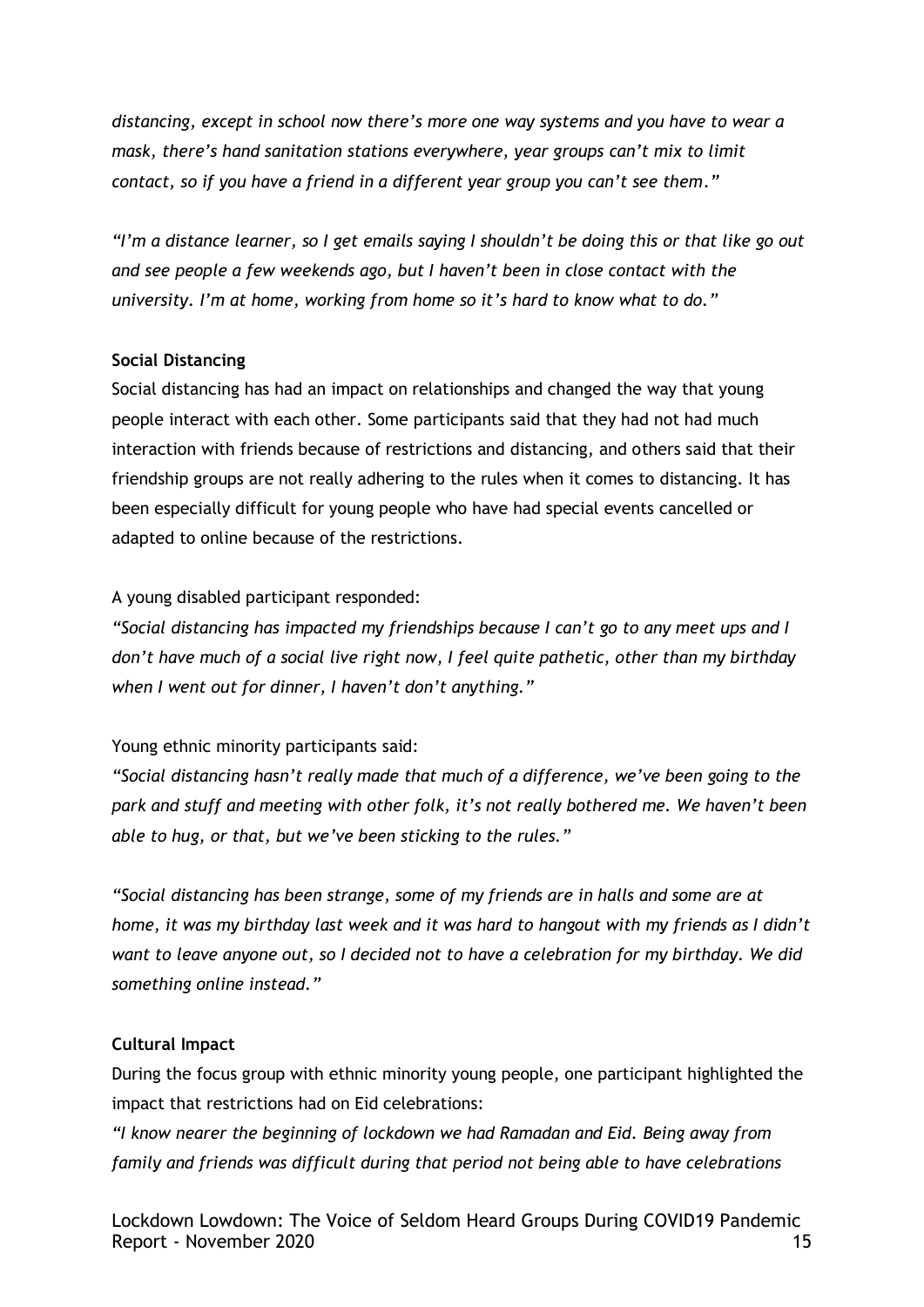*distancing, except in school now there's more one way systems and you have to wear a mask, there's hand sanitation stations everywhere, year groups can't mix to limit contact, so if you have a friend in a different year group you can't see them."*

*"I'm a distance learner, so I get emails saying I shouldn't be doing this or that like go out and see people a few weekends ago, but I haven't been in close contact with the university. I'm at home, working from home so it's hard to know what to do."*

**Social Distancing**

Social distancing has had an impact on relationships and changed the way that young people interact with each other. Some participants said that they had not had much interaction with friends because of restrictions and distancing, and others said that their friendship groups are not really adhering to the rules when it comes to distancing. It has been especially difficult for young people who have had special events cancelled or adapted to online because of the restrictions.

A young disabled participant responded:

*"Social distancing has impacted my friendships because I can't go to any meet ups and I don't have much of a social live right now, I feel quite pathetic, other than my birthday when I went out for dinner, I haven't don't anything."*

Young ethnic minority participants said:

*"Social distancing hasn't really made that much of a difference, we've been going to the park and stuff and meeting with other folk, it's not really bothered me. We haven't been able to hug, or that, but we've been sticking to the rules."*

*"Social distancing has been strange, some of my friends are in halls and some are at home, it was my birthday last week and it was hard to hangout with my friends as I didn't want to leave anyone out, so I decided not to have a celebration for my birthday. We did something online instead."*

**Cultural Impact**

During the focus group with ethnic minority young people, one participant highlighted the impact that restrictions had on Eid celebrations:

*"I know nearer the beginning of lockdown we had Ramadan and Eid. Being away from family and friends was difficult during that period not being able to have celebrations*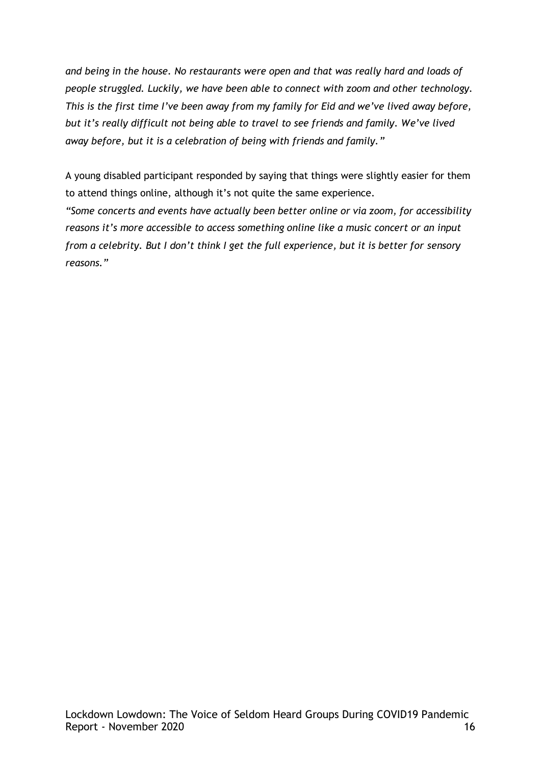*and being in the house. No restaurants were open and that was really hard and loads of people struggled. Luckily, we have been able to connect with zoom and other technology. This is the first time I've been away from my family for Eid and we've lived away before, but it's really difficult not being able to travel to see friends and family. We've lived away before, but it is a celebration of being with friends and family."*

A young disabled participant responded by saying that things were slightly easier for them to attend things online, although it's not quite the same experience.

*"Some concerts and events have actually been better online or via zoom, for accessibility reasons it's more accessible to access something online like a music concert or an input from a celebrity. But I don't think I get the full experience, but it is better for sensory reasons."*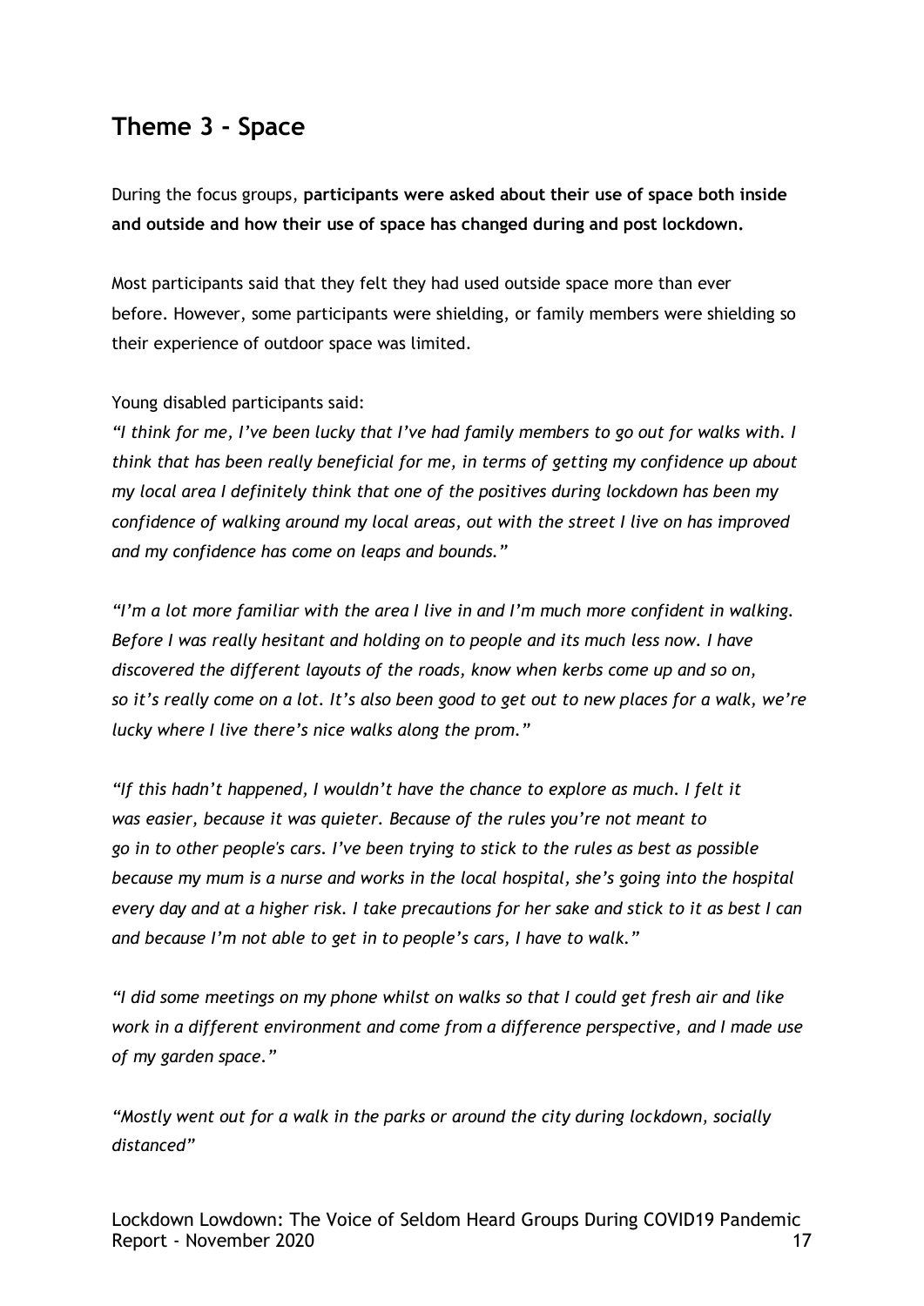## Theme 3 - Space

During the focus groups, **participants were asked about their use of space both inside and outside and how their use of space has changed during and post lockdown.**

Most participants said that they felt they had used outside space more than ever before. However, some participants were shielding, or family members were shielding so their experience of outdoor space was limited.

Young disabled participants said:

*"I think for me, I've been lucky that I've had family members to go out for walks with. I think that has been really beneficial for me, in terms of getting my confidence up about my local area I definitely think that one of the positives during lockdown has been my confidence of walking around my local areas, out with the street I live on has improved and my confidence has come on leaps and bounds."*

*"I'm a lot more familiar with the area I live in and I'm much more confident in walking. Before I was really hesitant and holding on to people and its much less now. I have discovered the different layouts of the roads, know when kerbs come up and so on, so it's really come on a lot. It's also been good to get out to new places for a walk, we're lucky where I live there's nice walks along the prom."*

*"If this hadn't happened, I wouldn't have the chance to explore as much. I felt it was easier, because it was quieter. Because of the rules you're not meant to go in to other people's cars. I've been trying to stick to the rules as best as possible because my mum is a nurse and works in the local hospital, she's going into the hospital every day and at a higher risk. I take precautions for her sake and stick to it as best I can and because I'm not able to get in to people's cars, I have to walk."*

*"I did some meetings on my phone whilst on walks so that I could get fresh air and like work in a different environment and come from a difference perspective, and I made use of my garden space."*

*"Mostly went out for a walk in the parks or around the city during lockdown, socially distanced"*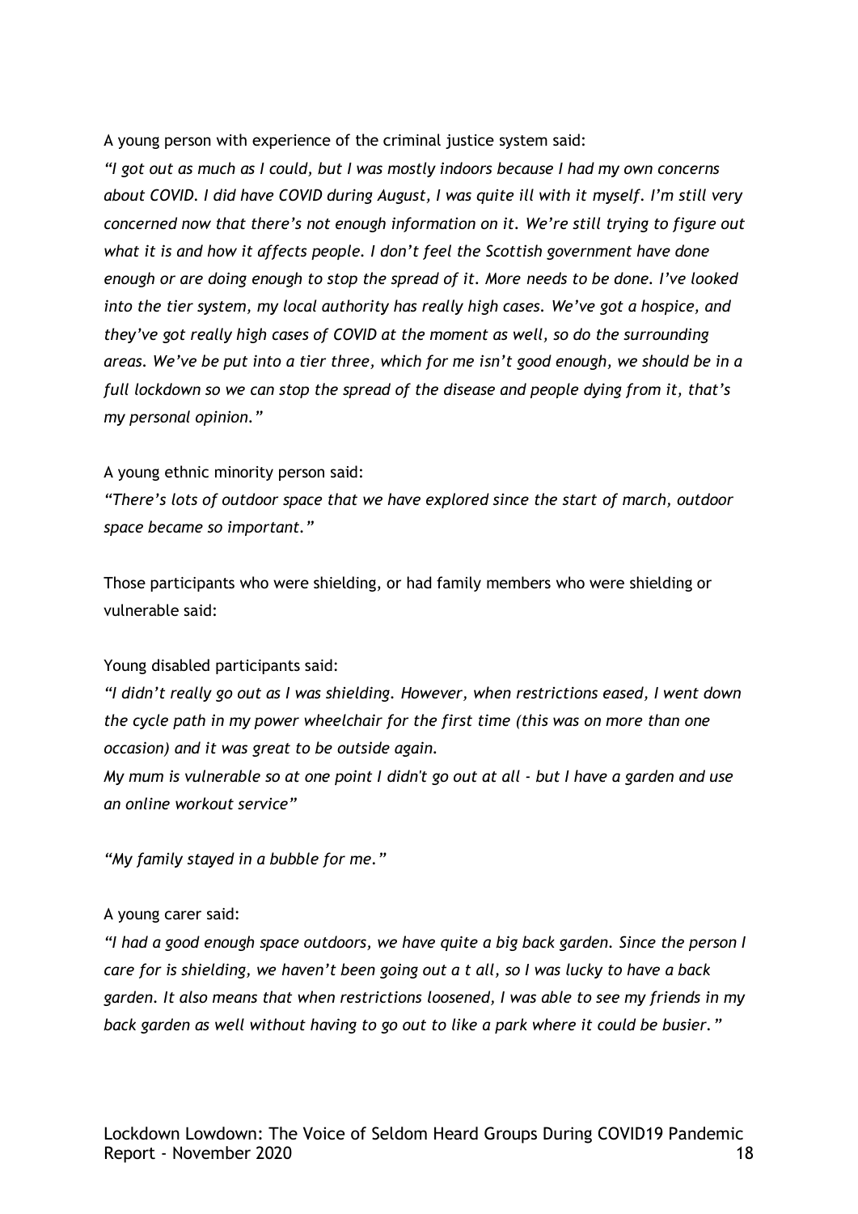A young person with experience of the criminal justice system said:

*"I got out as much as I could, but I was mostly indoors because I had my own concerns about COVID. I did have COVID during August, I was quite ill with it myself. I'm still very concerned now that there's not enough information on it. We're still trying to figure out what it is and how it affects people. I don't feel the Scottish government have done enough or are doing enough to stop the spread of it. More needs to be done. I've looked into the tier system, my local authority has really high cases. We've got a hospice, and they've got really high cases of COVID at the moment as well, so do the surrounding areas. We've be put into a tier three, which for me isn't good enough, we should be in a full lockdown so we can stop the spread of the disease and people dying from it, that's my personal opinion."*

A young ethnic minority person said:

*"There's lots of outdoor space that we have explored since the start of march, outdoor space became so important."*

Those participants who were shielding, or had family members who were shielding or vulnerable said:

Young disabled participants said:

*"I didn't really go out as I was shielding. However, when restrictions eased, I went down the cycle path in my power wheelchair for the first time (this was on more than one occasion) and it was great to be outside again.*
*My mum is vulnerable so at one point I didn't go out at all - but I have a garden and use an online workout service"*

*"My family stayed in a bubble for me."*

A young carer said:

*"I had a good enough space outdoors, we have quite a big back garden. Since the person I care for is shielding, we haven't been going out a t all, so I was lucky to have a back garden. It also means that when restrictions loosened, I was able to see my friends in my back garden as well without having to go out to like a park where it could be busier."*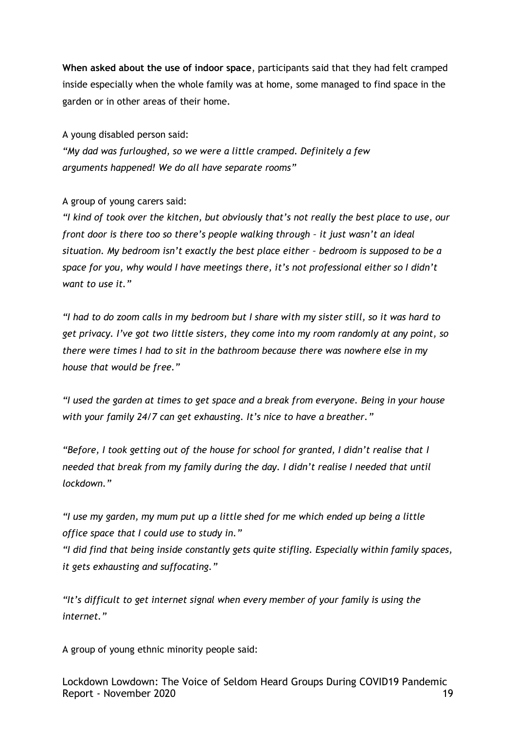**When asked about the use of indoor space**, participants said that they had felt cramped inside especially when the whole family was at home, some managed to find space in the garden or in other areas of their home.

A young disabled person said:

*"My dad was furloughed, so we were a little cramped. Definitely a few arguments happened! We do all have separate rooms"*

A group of young carers said:

*"I kind of took over the kitchen, but obviously that's not really the best place to use, our front door is there too so there's people walking through – it just wasn't an ideal situation. My bedroom isn't exactly the best place either – bedroom is supposed to be a space for you, why would I have meetings there, it's not professional either so I didn't want to use it."*

*"I had to do zoom calls in my bedroom but I share with my sister still, so it was hard to get privacy. I've got two little sisters, they come into my room randomly at any point, so there were times I had to sit in the bathroom because there was nowhere else in my house that would be free."*

*"I used the garden at times to get space and a break from everyone. Being in your house with your family 24/7 can get exhausting. It's nice to have a breather."*

*"Before, I took getting out of the house for school for granted, I didn't realise that I needed that break from my family during the day. I didn't realise I needed that until lockdown."*

*"I use my garden, my mum put up a little shed for me which ended up being a little office space that I could use to study in."*

*"I did find that being inside constantly gets quite stifling. Especially within family spaces, it gets exhausting and suffocating."*

*"It's difficult to get internet signal when every member of your family is using the internet."*

A group of young ethnic minority people said: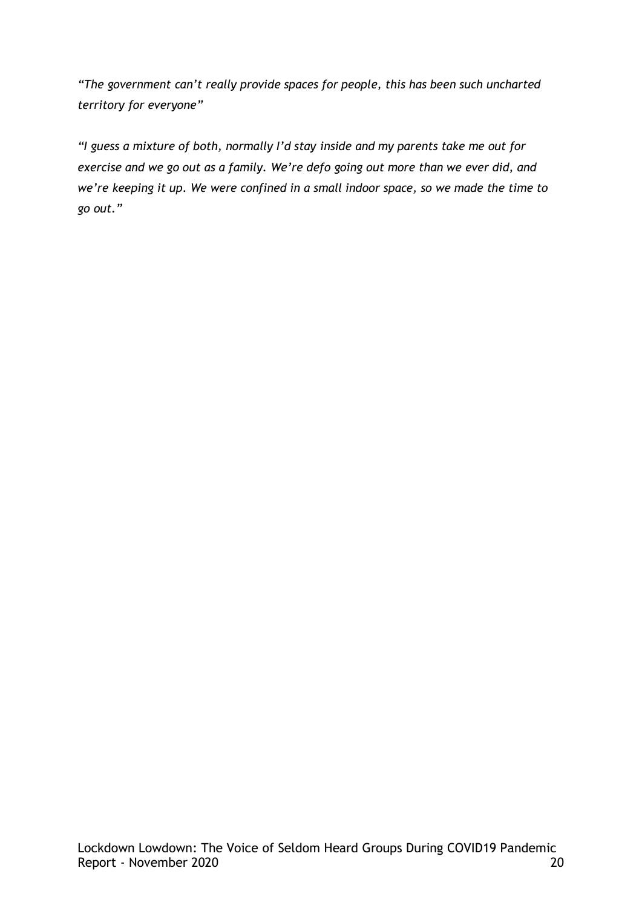*“The government can’t really provide spaces for people, this has been such uncharted territory for everyone”*

*“I guess a mixture of both, normally I’d stay inside and my parents take me out for exercise and we go out as a family. We’re defo going out more than we ever did, and we’re keeping it up. We were confined in a small indoor space, so we made the time to go out.”*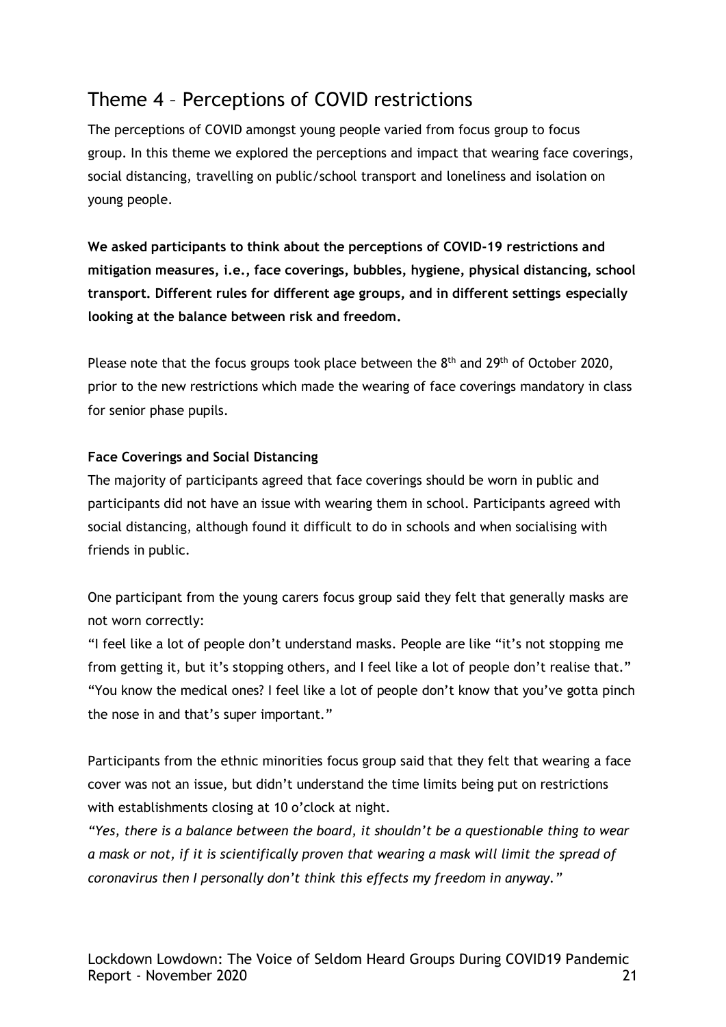## Theme 4 – Perceptions of COVID restrictions

The perceptions of COVID amongst young people varied from focus group to focus group. In this theme we explored the perceptions and impact that wearing face coverings, social distancing, travelling on public/school transport and loneliness and isolation on young people.

**We asked participants to think about the perceptions of COVID-19 restrictions and mitigation measures, i.e., face coverings, bubbles, hygiene, physical distancing, school transport. Different rules for different age groups, and in different settings especially looking at the balance between risk and freedom.**

Please note that the focus groups took place between the 8th and 29th of October 2020, prior to the new restrictions which made the wearing of face coverings mandatory in class for senior phase pupils.

**Face Coverings and Social Distancing**

The majority of participants agreed that face coverings should be worn in public and participants did not have an issue with wearing them in school. Participants agreed with social distancing, although found it difficult to do in schools and when socialising with friends in public.

One participant from the young carers focus group said they felt that generally masks are not worn correctly:

"I feel like a lot of people don't understand masks. People are like "it's not stopping me from getting it, but it's stopping others, and I feel like a lot of people don't realise that." "You know the medical ones? I feel like a lot of people don't know that you've gotta pinch the nose in and that's super important."

Participants from the ethnic minorities focus group said that they felt that wearing a face cover was not an issue, but didn't understand the time limits being put on restrictions with establishments closing at 10 o'clock at night.

*"Yes, there is a balance between the board, it shouldn't be a questionable thing to wear a mask or not, if it is scientifically proven that wearing a mask will limit the spread of coronavirus then I personally don't think this effects my freedom in anyway."*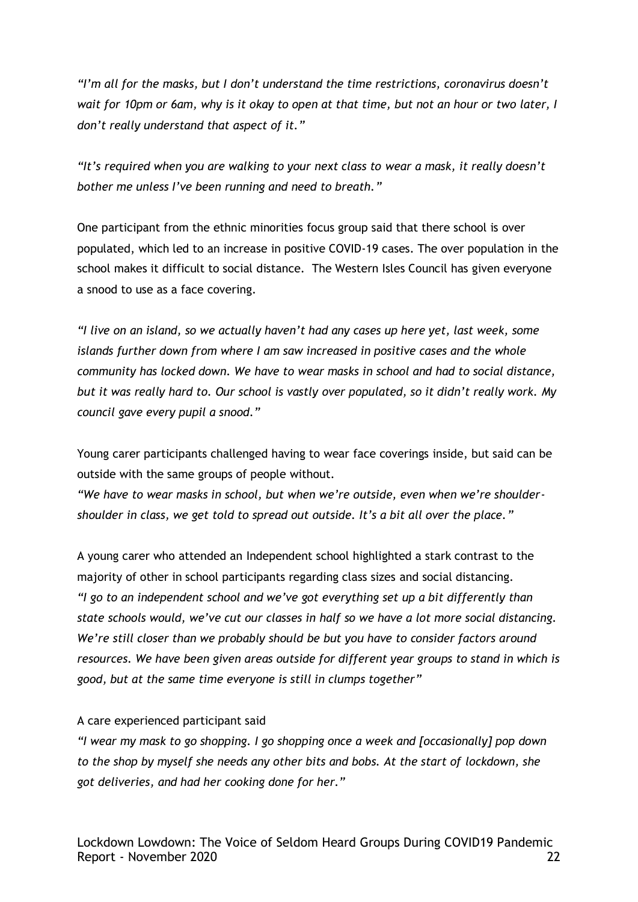*"I'm all for the masks, but I don't understand the time restrictions, coronavirus doesn't wait for 10pm or 6am, why is it okay to open at that time, but not an hour or two later, I don't really understand that aspect of it."*

*"It's required when you are walking to your next class to wear a mask, it really doesn't bother me unless I've been running and need to breath."*

One participant from the ethnic minorities focus group said that there school is over populated, which led to an increase in positive COVID-19 cases. The over population in the school makes it difficult to social distance. The Western Isles Council has given everyone a snood to use as a face covering.

*"I live on an island, so we actually haven't had any cases up here yet, last week, some islands further down from where I am saw increased in positive cases and the whole community has locked down. We have to wear masks in school and had to social distance, but it was really hard to. Our school is vastly over populated, so it didn't really work. My council gave every pupil a snood."*

Young carer participants challenged having to wear face coverings inside, but said can be outside with the same groups of people without.

*"We have to wear masks in school, but when we're outside, even when we're shoulder-shoulder in class, we get told to spread out outside. It's a bit all over the place."*

A young carer who attended an Independent school highlighted a stark contrast to the majority of other in school participants regarding class sizes and social distancing.

*"I go to an independent school and we've got everything set up a bit differently than state schools would, we've cut our classes in half so we have a lot more social distancing. We're still closer than we probably should be but you have to consider factors around resources. We have been given areas outside for different year groups to stand in which is good, but at the same time everyone is still in clumps together"*

A care experienced participant said

*"I wear my mask to go shopping. I go shopping once a week and [occasionally] pop down to the shop by myself she needs any other bits and bobs. At the start of lockdown, she got deliveries, and had her cooking done for her."*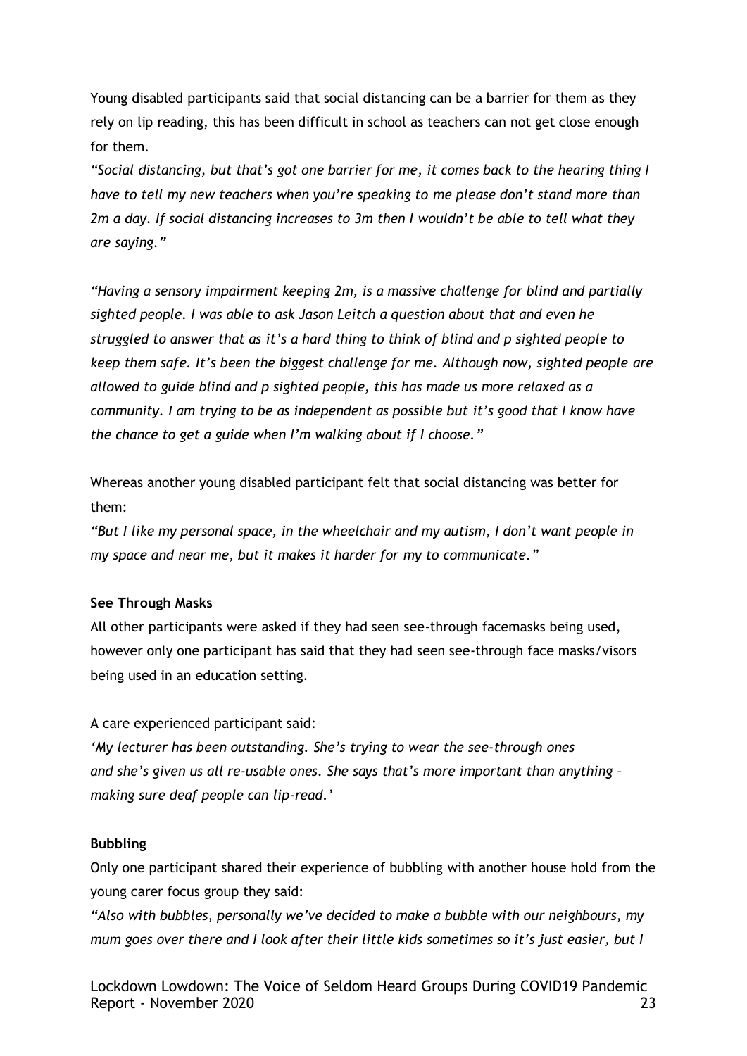Young disabled participants said that social distancing can be a barrier for them as they rely on lip reading, this has been difficult in school as teachers can not get close enough for them.

*"Social distancing, but that's got one barrier for me, it comes back to the hearing thing I have to tell my new teachers when you're speaking to me please don't stand more than 2m a day. If social distancing increases to 3m then I wouldn't be able to tell what they are saying."*

*"Having a sensory impairment keeping 2m, is a massive challenge for blind and partially sighted people. I was able to ask Jason Leitch a question about that and even he struggled to answer that as it's a hard thing to think of blind and p sighted people to keep them safe. It's been the biggest challenge for me. Although now, sighted people are allowed to guide blind and p sighted people, this has made us more relaxed as a community. I am trying to be as independent as possible but it's good that I know have the chance to get a guide when I'm walking about if I choose."*

Whereas another young disabled participant felt that social distancing was better for them:

*"But I like my personal space, in the wheelchair and my autism, I don't want people in my space and near me, but it makes it harder for my to communicate."*

**See Through Masks**

All other participants were asked if they had seen see-through facemasks being used, however only one participant has said that they had seen see-through face masks/visors being used in an education setting.

A care experienced participant said:

*'My lecturer has been outstanding. She's trying to wear the see-through ones and she's given us all re-usable ones. She says that's more important than anything – making sure deaf people can lip-read.'*

**Bubbling**

Only one participant shared their experience of bubbling with another house hold from the young carer focus group they said:

*"Also with bubbles, personally we've decided to make a bubble with our neighbours, my mum goes over there and I look after their little kids sometimes so it's just easier, but I*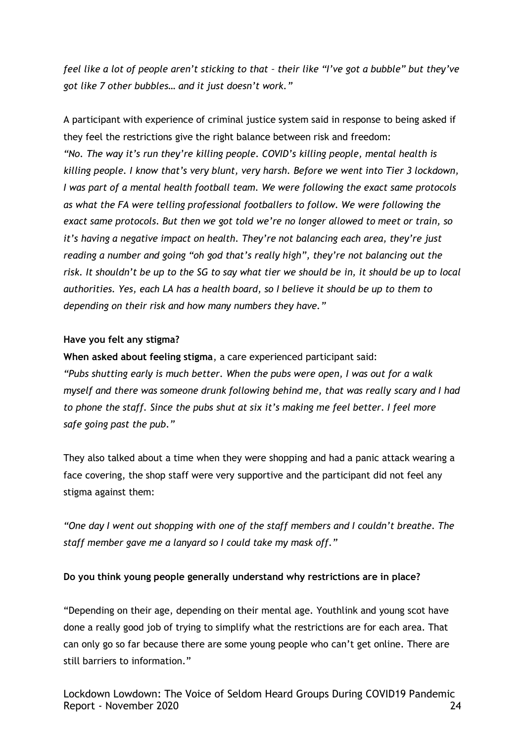*feel like a lot of people aren't sticking to that – their like "I've got a bubble" but they've got like 7 other bubbles… and it just doesn't work."*

A participant with experience of criminal justice system said in response to being asked if they feel the restrictions give the right balance between risk and freedom:
*"No. The way it's run they're killing people. COVID's killing people, mental health is killing people. I know that's very blunt, very harsh. Before we went into Tier 3 lockdown, I was part of a mental health football team. We were following the exact same protocols as what the FA were telling professional footballers to follow. We were following the exact same protocols. But then we got told we're no longer allowed to meet or train, so it's having a negative impact on health. They're not balancing each area, they're just reading a number and going "oh god that's really high", they're not balancing out the risk. It shouldn't be up to the SG to say what tier we should be in, it should be up to local authorities. Yes, each LA has a health board, so I believe it should be up to them to depending on their risk and how many numbers they have."*

**Have you felt any stigma?**

**When asked about feeling stigma**, a care experienced participant said:
*"Pubs shutting early is much better. When the pubs were open, I was out for a walk myself and there was someone drunk following behind me, that was really scary and I had to phone the staff. Since the pubs shut at six it's making me feel better. I feel more safe going past the pub."*

They also talked about a time when they were shopping and had a panic attack wearing a face covering, the shop staff were very supportive and the participant did not feel any stigma against them:

*"One day I went out shopping with one of the staff members and I couldn't breathe. The staff member gave me a lanyard so I could take my mask off."*

**Do you think young people generally understand why restrictions are in place?**

"Depending on their age, depending on their mental age. Youthlink and young scot have done a really good job of trying to simplify what the restrictions are for each area. That can only go so far because there are some young people who can't get online. There are still barriers to information."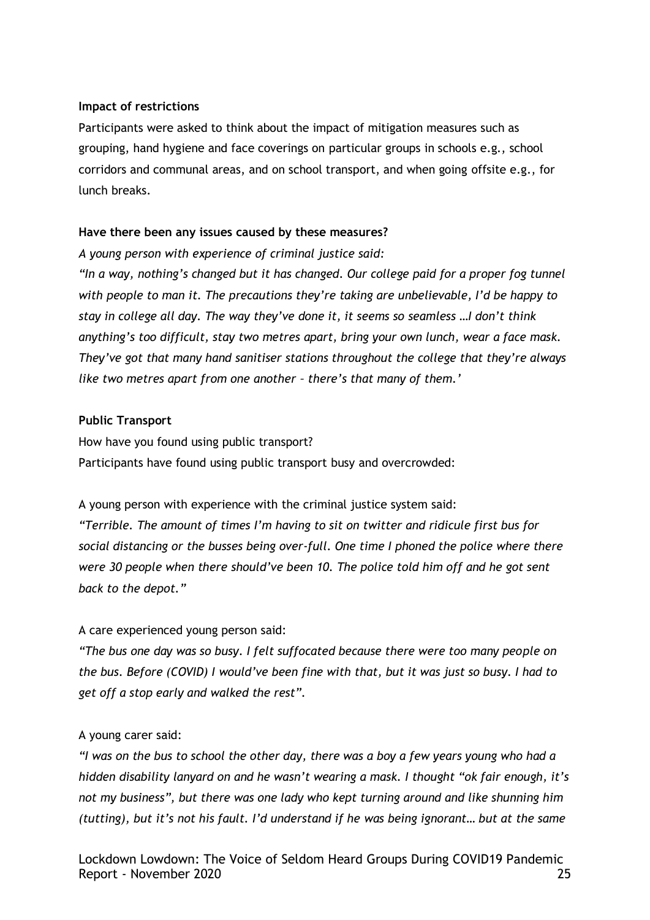**Impact of restrictions**

Participants were asked to think about the impact of mitigation measures such as grouping, hand hygiene and face coverings on particular groups in schools e.g., school corridors and communal areas, and on school transport, and when going offsite e.g., for lunch breaks.

**Have there been any issues caused by these measures?**

*A young person with experience of criminal justice said:*

*"In a way, nothing's changed but it has changed. Our college paid for a proper fog tunnel with people to man it. The precautions they're taking are unbelievable, I'd be happy to stay in college all day. The way they've done it, it seems so seamless …I don't think anything's too difficult, stay two metres apart, bring your own lunch, wear a face mask. They've got that many hand sanitiser stations throughout the college that they're always like two metres apart from one another – there's that many of them.'*

**Public Transport**

How have you found using public transport?

Participants have found using public transport busy and overcrowded:

A young person with experience with the criminal justice system said:

*"Terrible. The amount of times I'm having to sit on twitter and ridicule first bus for social distancing or the busses being over-full. One time I phoned the police where there were 30 people when there should've been 10. The police told him off and he got sent back to the depot."*

A care experienced young person said:

*"The bus one day was so busy. I felt suffocated because there were too many people on the bus. Before (COVID) I would've been fine with that, but it was just so busy. I had to get off a stop early and walked the rest".*

A young carer said:

*"I was on the bus to school the other day, there was a boy a few years young who had a hidden disability lanyard on and he wasn't wearing a mask. I thought "ok fair enough, it's not my business", but there was one lady who kept turning around and like shunning him (tutting), but it's not his fault. I'd understand if he was being ignorant… but at the same*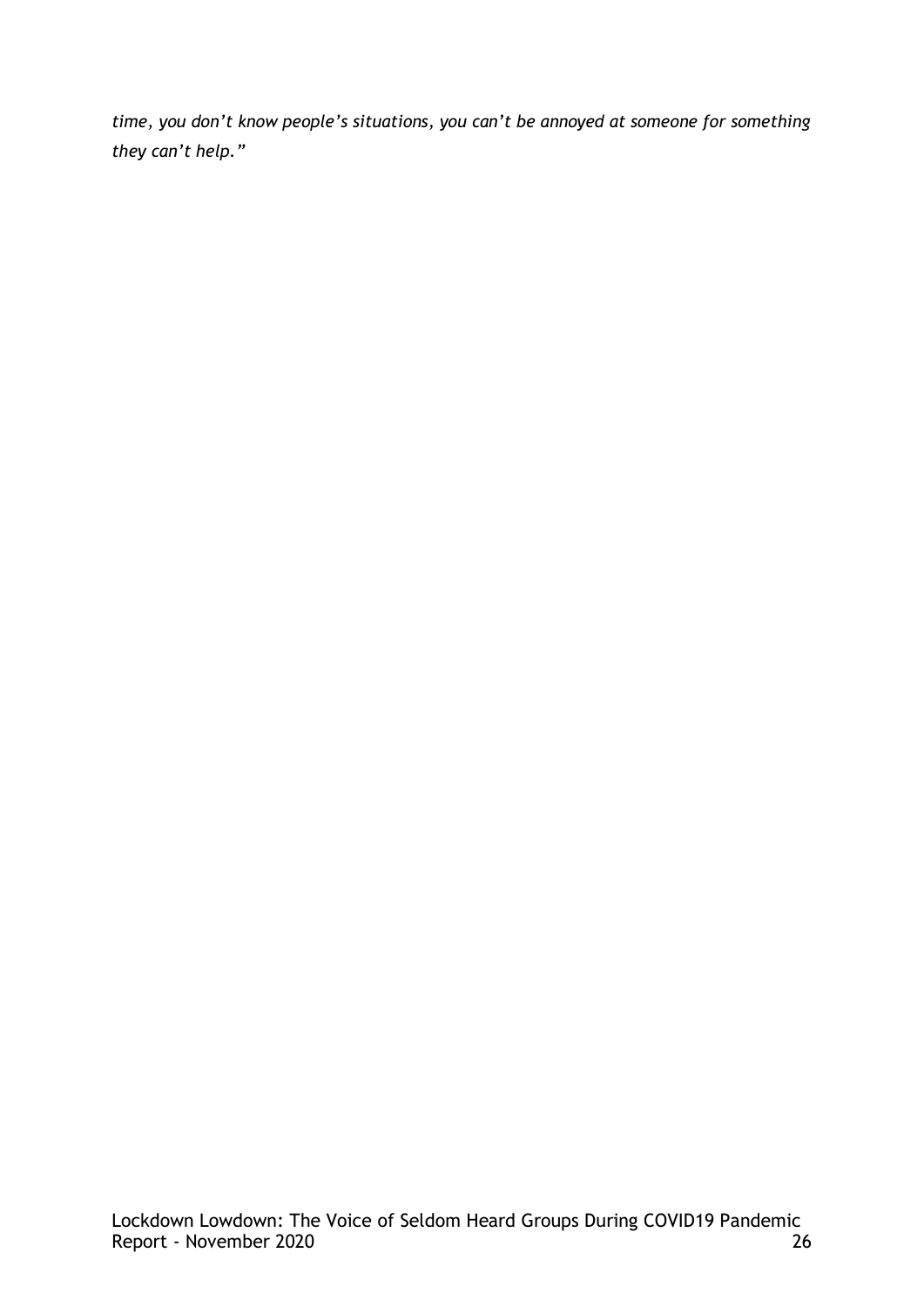*time, you don't know people's situations, you can't be annoyed at someone for something they can't help."*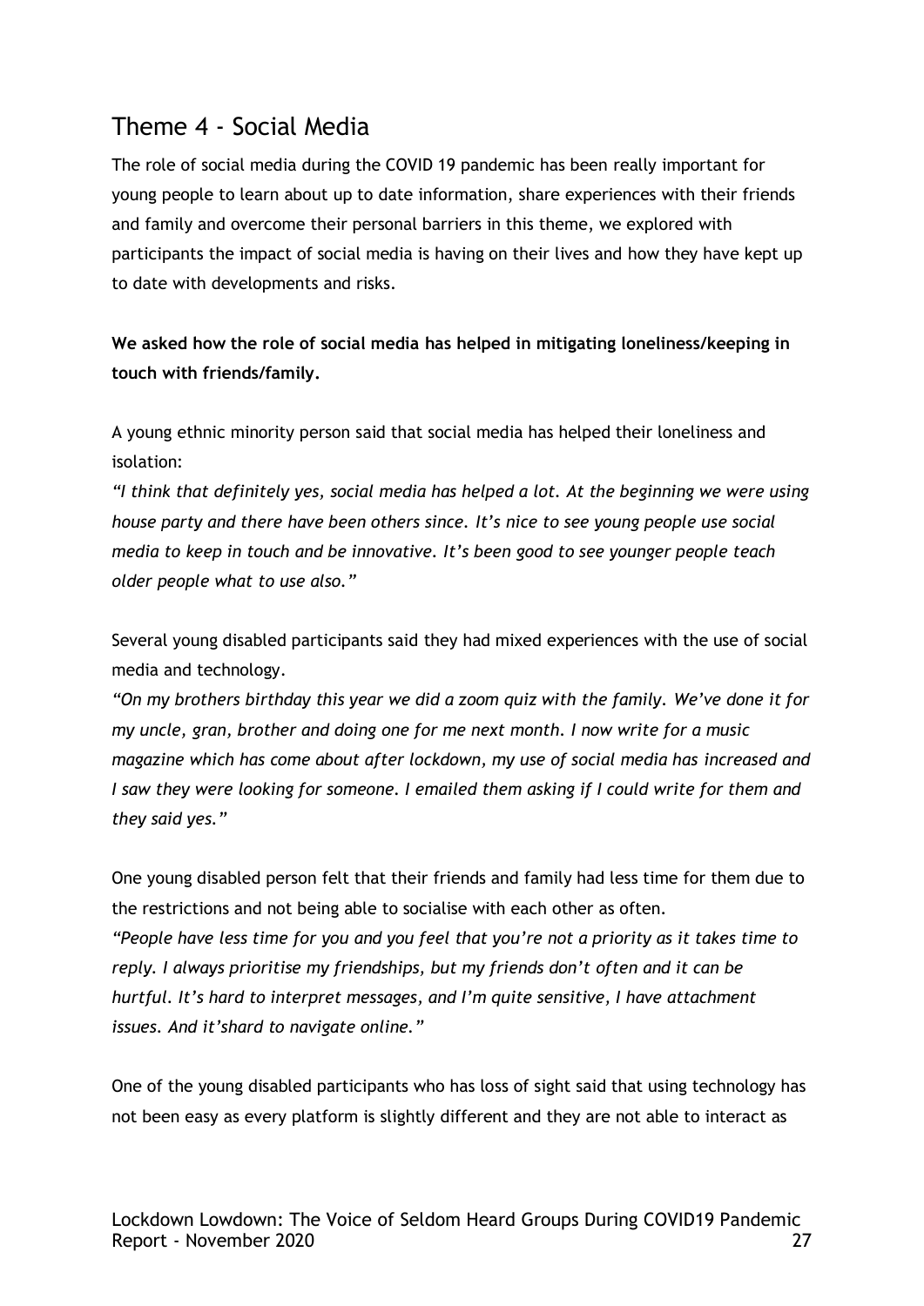## Theme 4 - Social Media

The role of social media during the COVID 19 pandemic has been really important for young people to learn about up to date information, share experiences with their friends and family and overcome their personal barriers in this theme, we explored with participants the impact of social media is having on their lives and how they have kept up to date with developments and risks.

**We asked how the role of social media has helped in mitigating loneliness/keeping in touch with friends/family.**

A young ethnic minority person said that social media has helped their loneliness and isolation:

*"I think that definitely yes, social media has helped a lot. At the beginning we were using house party and there have been others since. It's nice to see young people use social media to keep in touch and be innovative. It's been good to see younger people teach older people what to use also."*

Several young disabled participants said they had mixed experiences with the use of social media and technology.

*"On my brothers birthday this year we did a zoom quiz with the family. We've done it for my uncle, gran, brother and doing one for me next month. I now write for a music magazine which has come about after lockdown, my use of social media has increased and I saw they were looking for someone. I emailed them asking if I could write for them and they said yes."*

One young disabled person felt that their friends and family had less time for them due to the restrictions and not being able to socialise with each other as often.

*"People have less time for you and you feel that you're not a priority as it takes time to reply. I always prioritise my friendships, but my friends don't often and it can be hurtful. It's hard to interpret messages, and I'm quite sensitive, I have attachment issues. And it'shard to navigate online."*

One of the young disabled participants who has loss of sight said that using technology has not been easy as every platform is slightly different and they are not able to interact as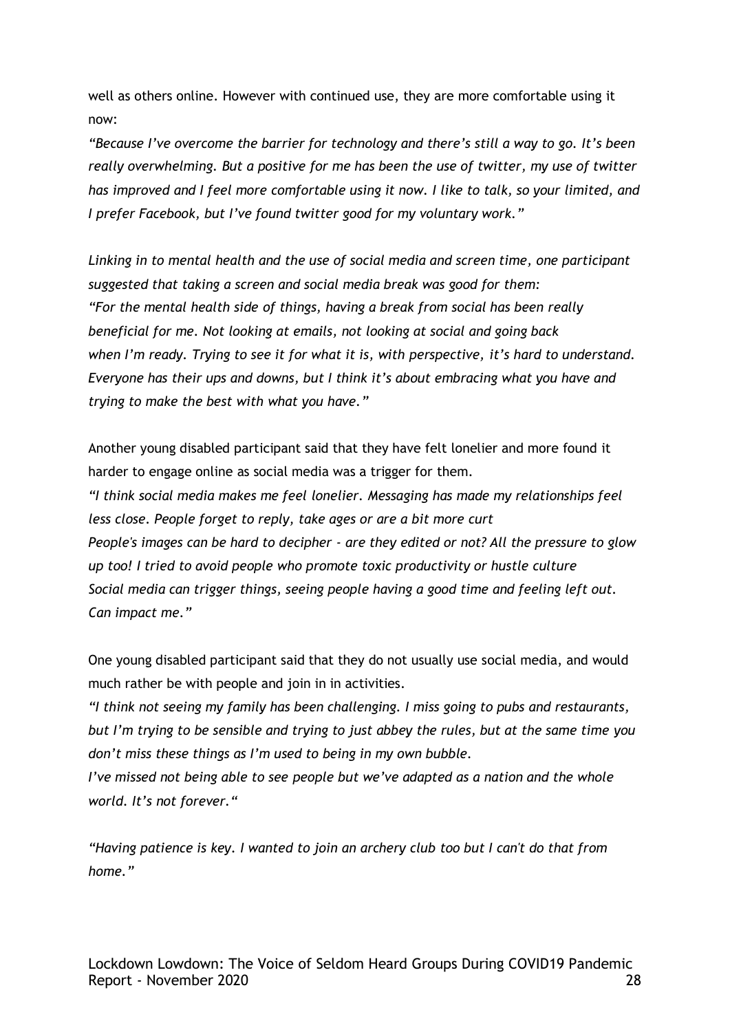well as others online. However with continued use, they are more comfortable using it now:

*"Because I've overcome the barrier for technology and there's still a way to go. It's been really overwhelming. But a positive for me has been the use of twitter, my use of twitter has improved and I feel more comfortable using it now. I like to talk, so your limited, and I prefer Facebook, but I've found twitter good for my voluntary work."*

*Linking in to mental health and the use of social media and screen time, one participant suggested that taking a screen and social media break was good for them:*
*"For the mental health side of things, having a break from social has been really beneficial for me. Not looking at emails, not looking at social and going back when I'm ready. Trying to see it for what it is, with perspective, it's hard to understand. Everyone has their ups and downs, but I think it's about embracing what you have and trying to make the best with what you have."*

Another young disabled participant said that they have felt lonelier and more found it harder to engage online as social media was a trigger for them.
*"I think social media makes me feel lonelier. Messaging has made my relationships feel less close. People forget to reply, take ages or are a bit more curt*
*People's images can be hard to decipher - are they edited or not? All the pressure to glow up too! I tried to avoid people who promote toxic productivity or hustle culture*
*Social media can trigger things, seeing people having a good time and feeling left out. Can impact me."*

One young disabled participant said that they do not usually use social media, and would much rather be with people and join in in activities.
*"I think not seeing my family has been challenging. I miss going to pubs and restaurants, but I'm trying to be sensible and trying to just abbey the rules, but at the same time you don't miss these things as I'm used to being in my own bubble.*
*I've missed not being able to see people but we've adapted as a nation and the whole world. It's not forever."*

*"Having patience is key. I wanted to join an archery club too but I can't do that from home."*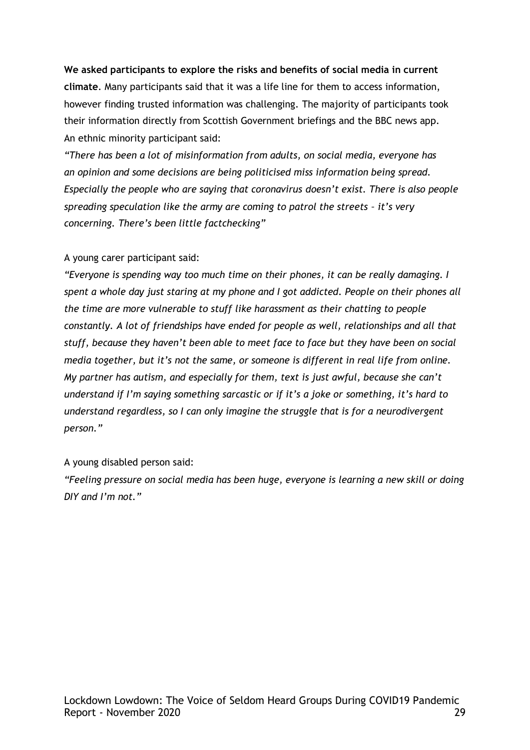**We asked participants to explore the risks and benefits of social media in current climate**. Many participants said that it was a life line for them to access information, however finding trusted information was challenging. The majority of participants took their information directly from Scottish Government briefings and the BBC news app. An ethnic minority participant said:

*"There has been a lot of misinformation from adults, on social media, everyone has an opinion and some decisions are being politicised miss information being spread. Especially the people who are saying that coronavirus doesn't exist. There is also people spreading speculation like the army are coming to patrol the streets – it's very concerning. There's been little factchecking"*

A young carer participant said:

*"Everyone is spending way too much time on their phones, it can be really damaging. I spent a whole day just staring at my phone and I got addicted. People on their phones all the time are more vulnerable to stuff like harassment as their chatting to people constantly. A lot of friendships have ended for people as well, relationships and all that stuff, because they haven't been able to meet face to face but they have been on social media together, but it's not the same, or someone is different in real life from online. My partner has autism, and especially for them, text is just awful, because she can't understand if I'm saying something sarcastic or if it's a joke or something, it's hard to understand regardless, so I can only imagine the struggle that is for a neurodivergent person."*

A young disabled person said:

*"Feeling pressure on social media has been huge, everyone is learning a new skill or doing DIY and I'm not."*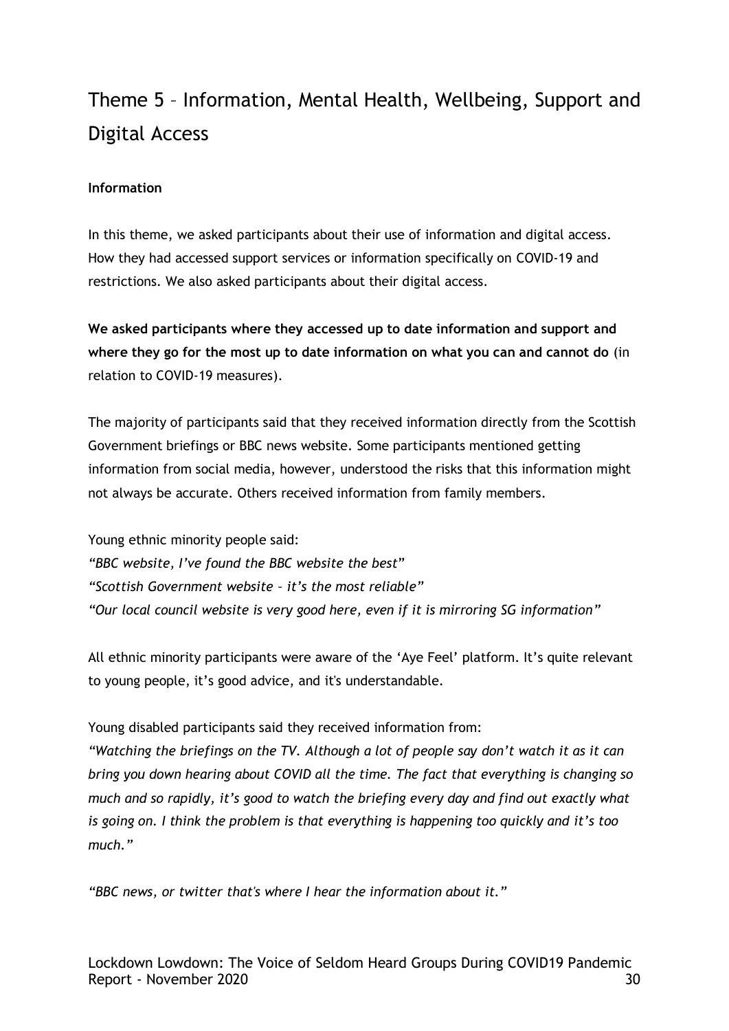# Theme 5 – Information, Mental Health, Wellbeing, Support and Digital Access

**Information**

In this theme, we asked participants about their use of information and digital access. How they had accessed support services or information specifically on COVID-19 and restrictions. We also asked participants about their digital access.

**We asked participants where they accessed up to date information and support and where they go for the most up to date information on what you can and cannot do** (in relation to COVID-19 measures).

The majority of participants said that they received information directly from the Scottish Government briefings or BBC news website. Some participants mentioned getting information from social media, however, understood the risks that this information might not always be accurate. Others received information from family members.

Young ethnic minority people said:
*"BBC website, I've found the BBC website the best"*
*"Scottish Government website – it's the most reliable"*
*"Our local council website is very good here, even if it is mirroring SG information"*

All ethnic minority participants were aware of the 'Aye Feel' platform. It's quite relevant to young people, it's good advice, and it's understandable.

Young disabled participants said they received information from:
*"Watching the briefings on the TV. Although a lot of people say don't watch it as it can bring you down hearing about COVID all the time. The fact that everything is changing so much and so rapidly, it's good to watch the briefing every day and find out exactly what is going on. I think the problem is that everything is happening too quickly and it's too much."*

*"BBC news, or twitter that's where I hear the information about it."*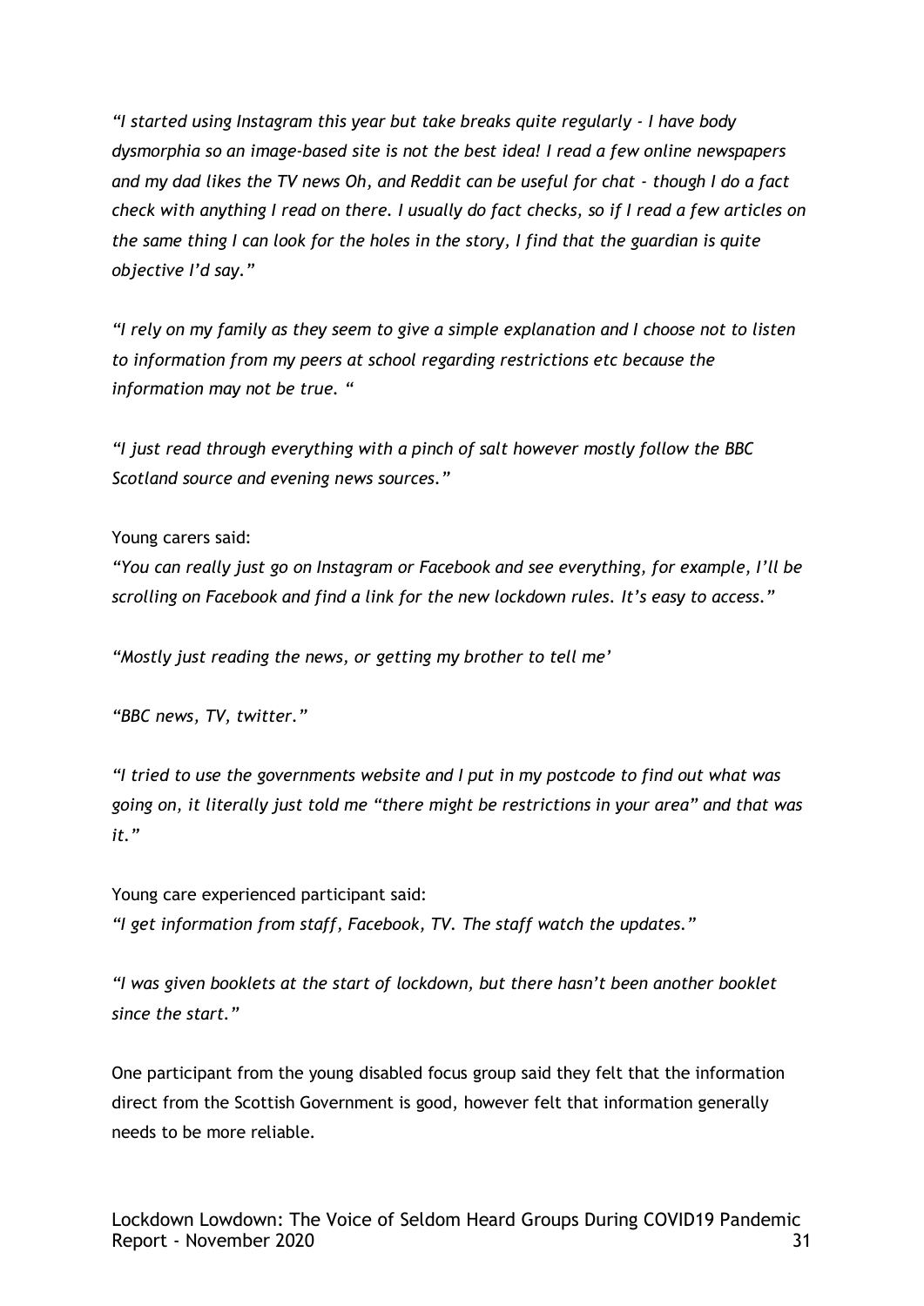*“I started using Instagram this year but take breaks quite regularly - I have body dysmorphia so an image-based site is not the best idea! I read a few online newspapers and my dad likes the TV news Oh, and Reddit can be useful for chat - though I do a fact check with anything I read on there. I usually do fact checks, so if I read a few articles on the same thing I can look for the holes in the story, I find that the guardian is quite objective I’d say.”*

*“I rely on my family as they seem to give a simple explanation and I choose not to listen to information from my peers at school regarding restrictions etc because the information may not be true. “*

*“I just read through everything with a pinch of salt however mostly follow the BBC Scotland source and evening news sources.”*

Young carers said:

*“You can really just go on Instagram or Facebook and see everything, for example, I’ll be scrolling on Facebook and find a link for the new lockdown rules. It’s easy to access.”*

*“Mostly just reading the news, or getting my brother to tell me’*

*“BBC news, TV, twitter.”*

*“I tried to use the governments website and I put in my postcode to find out what was going on, it literally just told me “there might be restrictions in your area” and that was it.”*

Young care experienced participant said:

*“I get information from staff, Facebook, TV. The staff watch the updates.”*

*“I was given booklets at the start of lockdown, but there hasn’t been another booklet since the start.”*

One participant from the young disabled focus group said they felt that the information direct from the Scottish Government is good, however felt that information generally needs to be more reliable.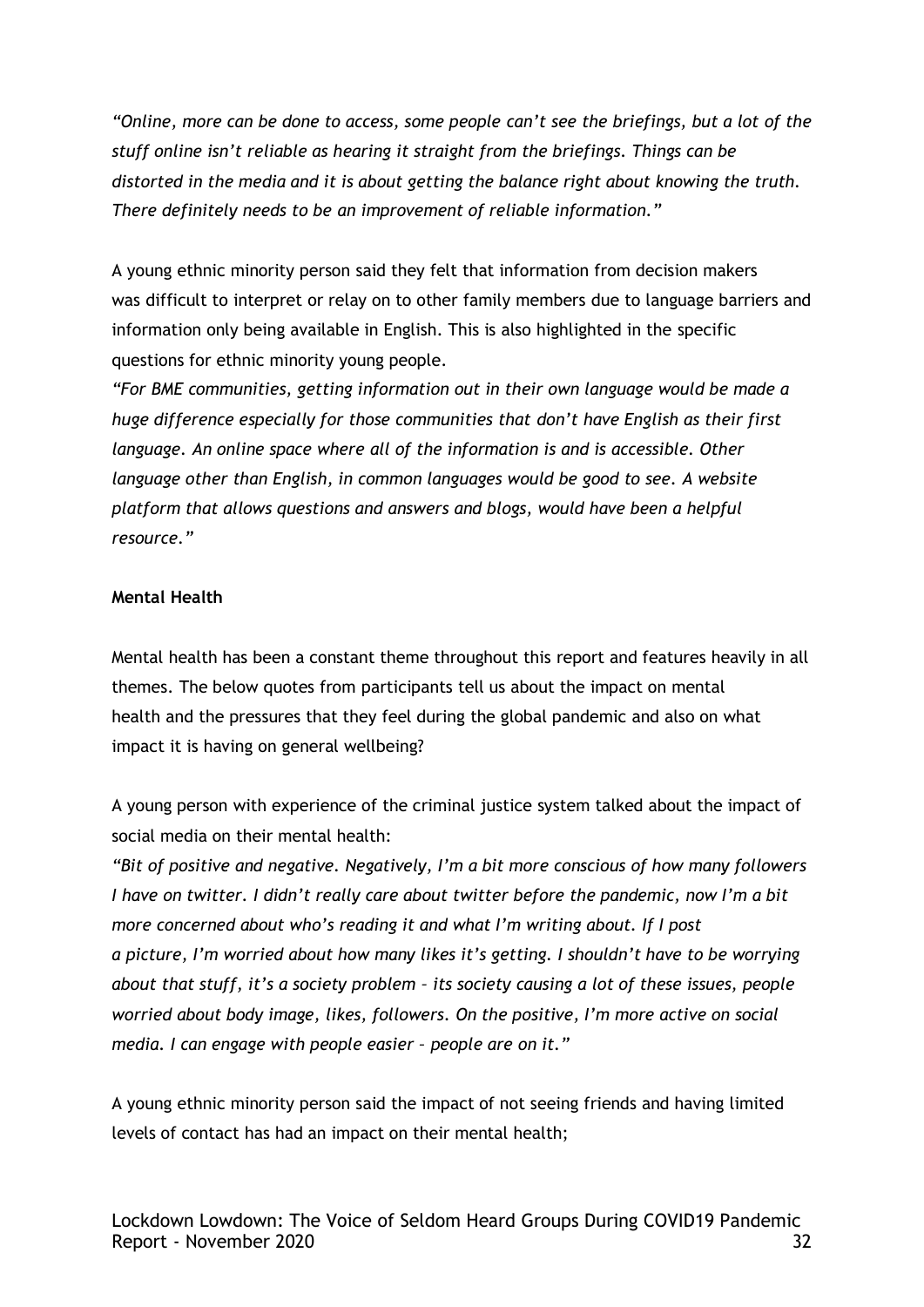*"Online, more can be done to access, some people can't see the briefings, but a lot of the stuff online isn't reliable as hearing it straight from the briefings. Things can be distorted in the media and it is about getting the balance right about knowing the truth. There definitely needs to be an improvement of reliable information."*

A young ethnic minority person said they felt that information from decision makers was difficult to interpret or relay on to other family members due to language barriers and information only being available in English. This is also highlighted in the specific questions for ethnic minority young people.

*"For BME communities, getting information out in their own language would be made a huge difference especially for those communities that don't have English as their first language. An online space where all of the information is and is accessible. Other language other than English, in common languages would be good to see. A website platform that allows questions and answers and blogs, would have been a helpful resource."*

**Mental Health**

Mental health has been a constant theme throughout this report and features heavily in all themes. The below quotes from participants tell us about the impact on mental health and the pressures that they feel during the global pandemic and also on what impact it is having on general wellbeing?

A young person with experience of the criminal justice system talked about the impact of social media on their mental health:

*"Bit of positive and negative. Negatively, I'm a bit more conscious of how many followers I have on twitter. I didn't really care about twitter before the pandemic, now I'm a bit more concerned about who's reading it and what I'm writing about. If I post a picture, I'm worried about how many likes it's getting. I shouldn't have to be worrying about that stuff, it's a society problem – its society causing a lot of these issues, people worried about body image, likes, followers. On the positive, I'm more active on social media. I can engage with people easier – people are on it."*

A young ethnic minority person said the impact of not seeing friends and having limited levels of contact has had an impact on their mental health;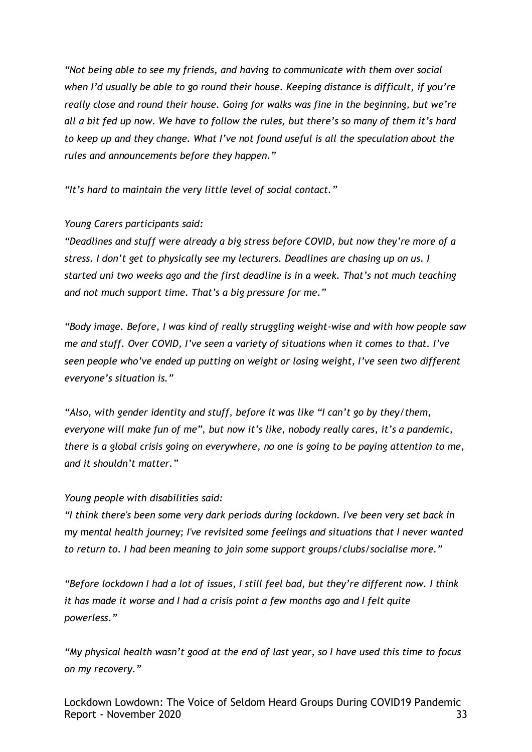*"Not being able to see my friends, and having to communicate with them over social when I'd usually be able to go round their house. Keeping distance is difficult, if you're really close and round their house. Going for walks was fine in the beginning, but we're all a bit fed up now. We have to follow the rules, but there's so many of them it's hard to keep up and they change. What I've not found useful is all the speculation about the rules and announcements before they happen."*

*"It's hard to maintain the very little level of social contact."*

*Young Carers participants said:*
*"Deadlines and stuff were already a big stress before COVID, but now they're more of a stress. I don't get to physically see my lecturers. Deadlines are chasing up on us. I started uni two weeks ago and the first deadline is in a week. That's not much teaching and not much support time. That's a big pressure for me."*

*"Body image. Before, I was kind of really struggling weight-wise and with how people saw me and stuff. Over COVID, I've seen a variety of situations when it comes to that. I've seen people who've ended up putting on weight or losing weight, I've seen two different everyone's situation is."*

*"Also, with gender identity and stuff, before it was like "I can't go by they/them, everyone will make fun of me", but now it's like, nobody really cares, it's a pandemic, there is a global crisis going on everywhere, no one is going to be paying attention to me, and it shouldn't matter."*

*Young people with disabilities said:*
*"I think there's been some very dark periods during lockdown. I've been very set back in my mental health journey; I've revisited some feelings and situations that I never wanted to return to. I had been meaning to join some support groups/clubs/socialise more."*

*"Before lockdown I had a lot of issues, I still feel bad, but they're different now. I think it has made it worse and I had a crisis point a few months ago and I felt quite powerless."*

*"My physical health wasn't good at the end of last year, so I have used this time to focus on my recovery."*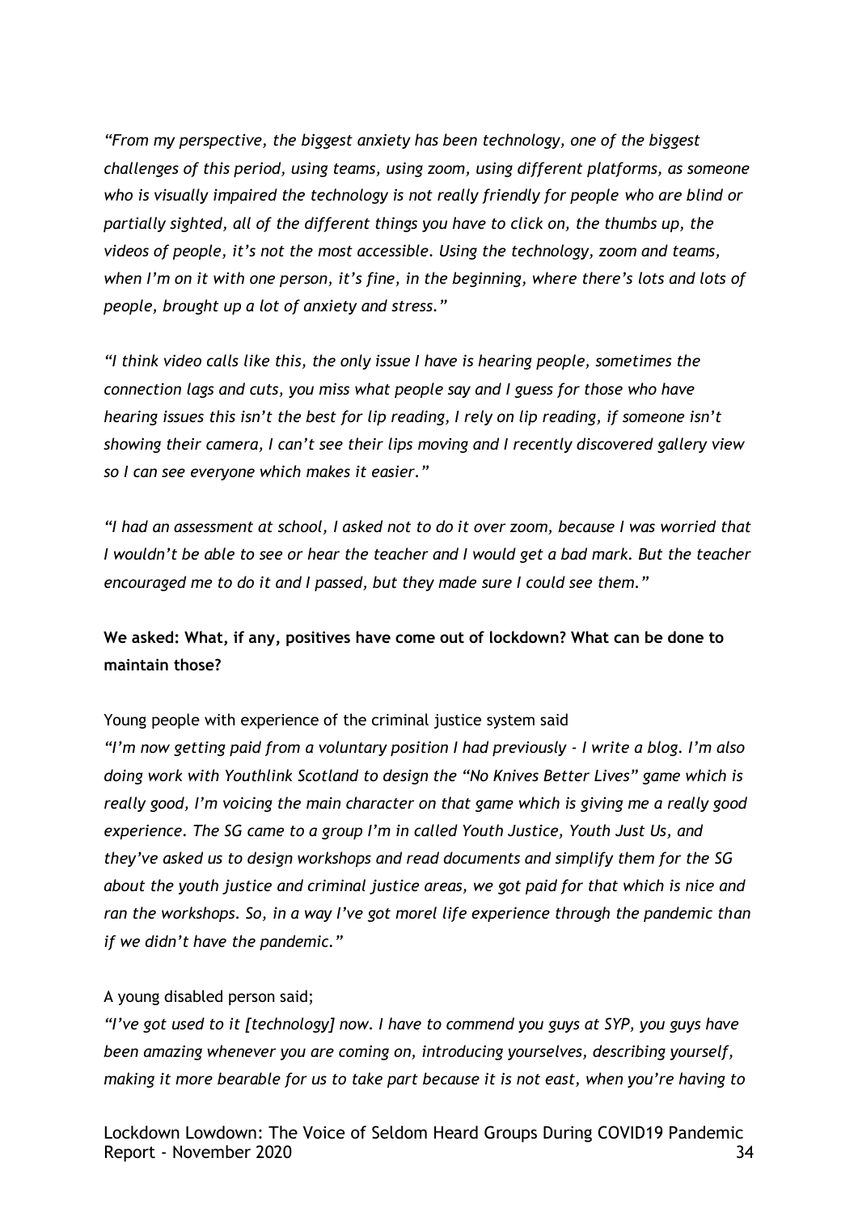*"From my perspective, the biggest anxiety has been technology, one of the biggest challenges of this period, using teams, using zoom, using different platforms, as someone who is visually impaired the technology is not really friendly for people who are blind or partially sighted, all of the different things you have to click on, the thumbs up, the videos of people, it's not the most accessible. Using the technology, zoom and teams, when I'm on it with one person, it's fine, in the beginning, where there's lots and lots of people, brought up a lot of anxiety and stress."*

*"I think video calls like this, the only issue I have is hearing people, sometimes the connection lags and cuts, you miss what people say and I guess for those who have hearing issues this isn't the best for lip reading, I rely on lip reading, if someone isn't showing their camera, I can't see their lips moving and I recently discovered gallery view so I can see everyone which makes it easier."*

*"I had an assessment at school, I asked not to do it over zoom, because I was worried that I wouldn't be able to see or hear the teacher and I would get a bad mark. But the teacher encouraged me to do it and I passed, but they made sure I could see them."*

**We asked: What, if any, positives have come out of lockdown? What can be done to maintain those?**

Young people with experience of the criminal justice system said

*"I'm now getting paid from a voluntary position I had previously - I write a blog. I'm also doing work with Youthlink Scotland to design the "No Knives Better Lives" game which is really good, I'm voicing the main character on that game which is giving me a really good experience. The SG came to a group I'm in called Youth Justice, Youth Just Us, and they've asked us to design workshops and read documents and simplify them for the SG about the youth justice and criminal justice areas, we got paid for that which is nice and ran the workshops. So, in a way I've got morel life experience through the pandemic than if we didn't have the pandemic."*

A young disabled person said;

*"I've got used to it [technology] now. I have to commend you guys at SYP, you guys have been amazing whenever you are coming on, introducing yourselves, describing yourself, making it more bearable for us to take part because it is not east, when you're having to*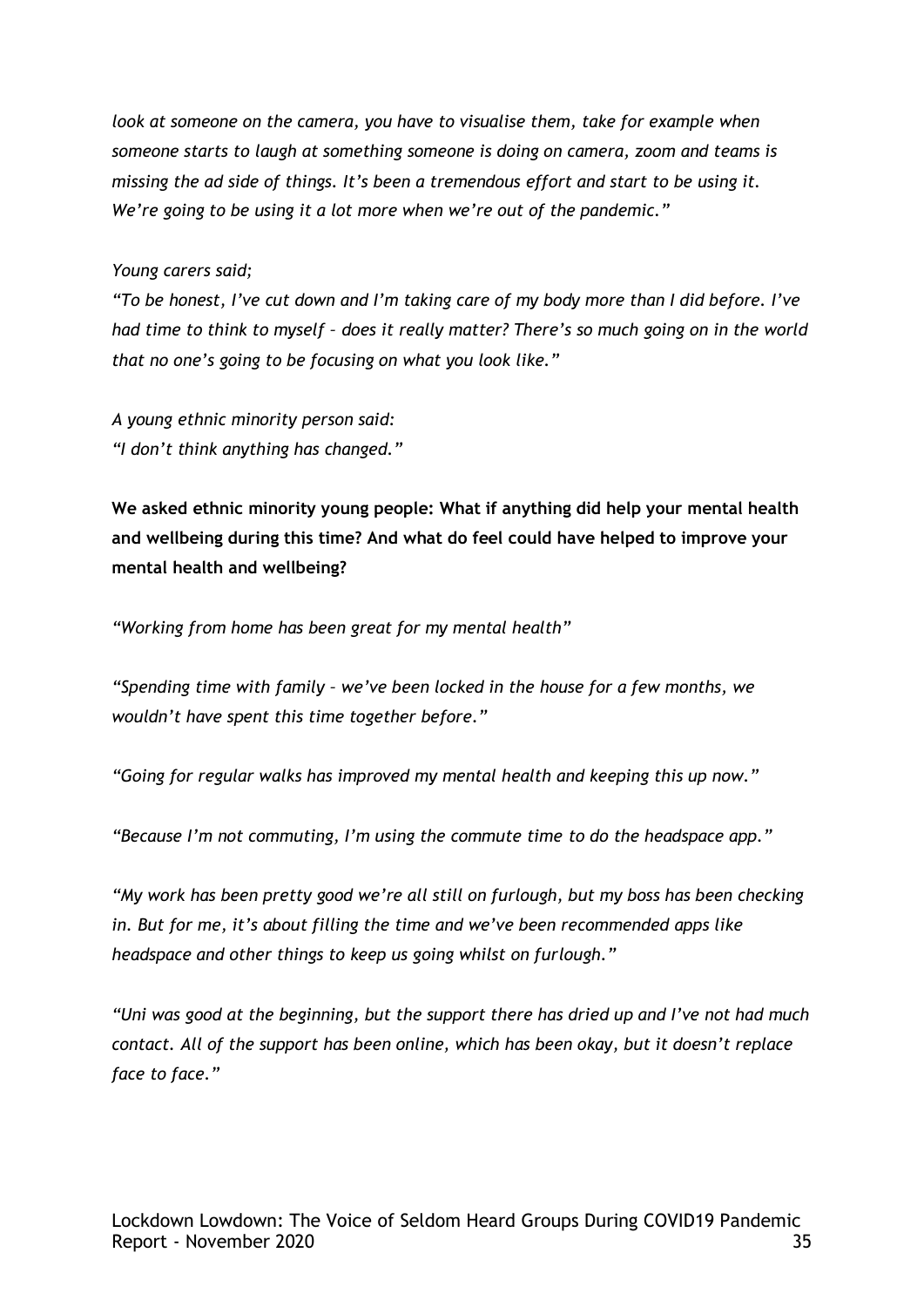*look at someone on the camera, you have to visualise them, take for example when someone starts to laugh at something someone is doing on camera, zoom and teams is missing the ad side of things. It's been a tremendous effort and start to be using it. We're going to be using it a lot more when we're out of the pandemic."*

*Young carers said;*

*"To be honest, I've cut down and I'm taking care of my body more than I did before. I've had time to think to myself – does it really matter? There's so much going on in the world that no one's going to be focusing on what you look like."*

*A young ethnic minority person said:*
*"I don't think anything has changed."*

**We asked ethnic minority young people: What if anything did help your mental health and wellbeing during this time? And what do feel could have helped to improve your mental health and wellbeing?**

*"Working from home has been great for my mental health"*

*"Spending time with family – we've been locked in the house for a few months, we wouldn't have spent this time together before."*

*"Going for regular walks has improved my mental health and keeping this up now."*

*"Because I'm not commuting, I'm using the commute time to do the headspace app."*

*"My work has been pretty good we're all still on furlough, but my boss has been checking in. But for me, it's about filling the time and we've been recommended apps like headspace and other things to keep us going whilst on furlough."*

*"Uni was good at the beginning, but the support there has dried up and I've not had much contact. All of the support has been online, which has been okay, but it doesn't replace face to face."*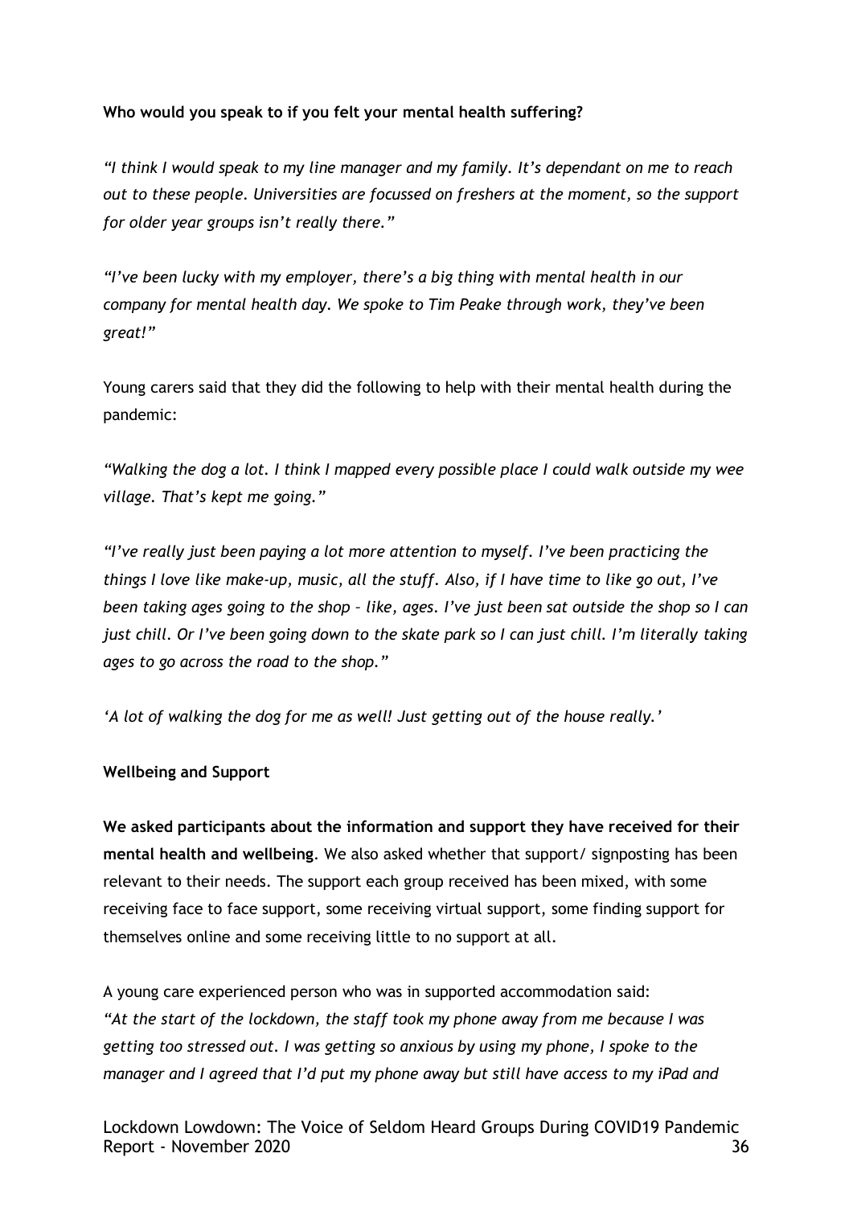**Who would you speak to if you felt your mental health suffering?**

*"I think I would speak to my line manager and my family. It's dependant on me to reach out to these people. Universities are focussed on freshers at the moment, so the support for older year groups isn't really there."*

*"I've been lucky with my employer, there's a big thing with mental health in our company for mental health day. We spoke to Tim Peake through work, they've been great!"*

Young carers said that they did the following to help with their mental health during the pandemic:

*"Walking the dog a lot. I think I mapped every possible place I could walk outside my wee village. That's kept me going."*

*"I've really just been paying a lot more attention to myself. I've been practicing the things I love like make-up, music, all the stuff. Also, if I have time to like go out, I've been taking ages going to the shop – like, ages. I've just been sat outside the shop so I can just chill. Or I've been going down to the skate park so I can just chill. I'm literally taking ages to go across the road to the shop."*

*'A lot of walking the dog for me as well! Just getting out of the house really.'*

**Wellbeing and Support**

**We asked participants about the information and support they have received for their mental health and wellbeing**. We also asked whether that support/ signposting has been relevant to their needs. The support each group received has been mixed, with some receiving face to face support, some receiving virtual support, some finding support for themselves online and some receiving little to no support at all.

A young care experienced person who was in supported accommodation said:
*"At the start of the lockdown, the staff took my phone away from me because I was getting too stressed out. I was getting so anxious by using my phone, I spoke to the manager and I agreed that I'd put my phone away but still have access to my iPad and*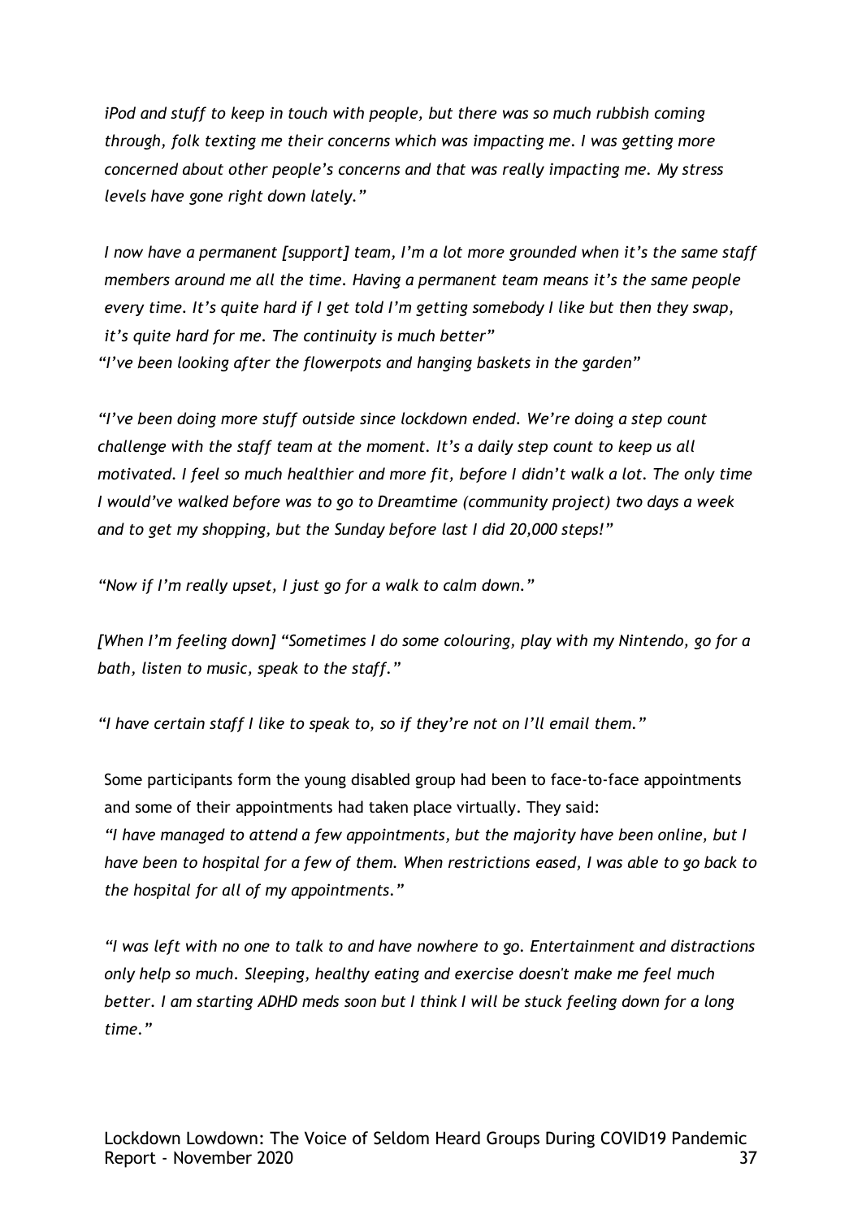*iPod and stuff to keep in touch with people, but there was so much rubbish coming through, folk texting me their concerns which was impacting me. I was getting more concerned about other people's concerns and that was really impacting me. My stress levels have gone right down lately."*

*I now have a permanent [support] team, I'm a lot more grounded when it's the same staff members around me all the time. Having a permanent team means it's the same people every time. It's quite hard if I get told I'm getting somebody I like but then they swap, it's quite hard for me. The continuity is much better"*

*"I've been looking after the flowerpots and hanging baskets in the garden"*

*"I've been doing more stuff outside since lockdown ended. We're doing a step count challenge with the staff team at the moment. It's a daily step count to keep us all motivated. I feel so much healthier and more fit, before I didn't walk a lot. The only time I would've walked before was to go to Dreamtime (community project) two days a week and to get my shopping, but the Sunday before last I did 20,000 steps!"*

*"Now if I'm really upset, I just go for a walk to calm down."*

*[When I'm feeling down] "Sometimes I do some colouring, play with my Nintendo, go for a bath, listen to music, speak to the staff."*

*"I have certain staff I like to speak to, so if they're not on I'll email them."*

Some participants form the young disabled group had been to face-to-face appointments and some of their appointments had taken place virtually. They said:

*"I have managed to attend a few appointments, but the majority have been online, but I have been to hospital for a few of them. When restrictions eased, I was able to go back to the hospital for all of my appointments."*

*"I was left with no one to talk to and have nowhere to go. Entertainment and distractions only help so much. Sleeping, healthy eating and exercise doesn't make me feel much better. I am starting ADHD meds soon but I think I will be stuck feeling down for a long time."*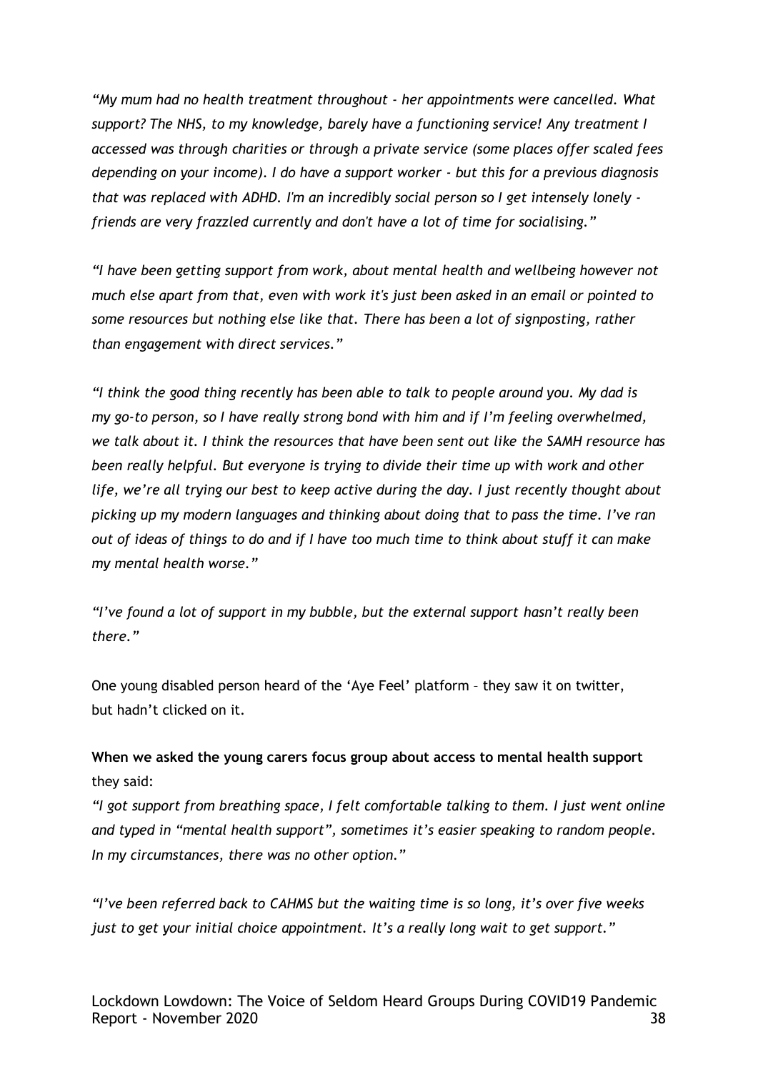*"My mum had no health treatment throughout - her appointments were cancelled. What support? The NHS, to my knowledge, barely have a functioning service! Any treatment I accessed was through charities or through a private service (some places offer scaled fees depending on your income). I do have a support worker - but this for a previous diagnosis that was replaced with ADHD. I'm an incredibly social person so I get intensely lonely - friends are very frazzled currently and don't have a lot of time for socialising."*

*"I have been getting support from work, about mental health and wellbeing however not much else apart from that, even with work it's just been asked in an email or pointed to some resources but nothing else like that. There has been a lot of signposting, rather than engagement with direct services."*

*"I think the good thing recently has been able to talk to people around you. My dad is my go-to person, so I have really strong bond with him and if I'm feeling overwhelmed, we talk about it. I think the resources that have been sent out like the SAMH resource has been really helpful. But everyone is trying to divide their time up with work and other life, we're all trying our best to keep active during the day. I just recently thought about picking up my modern languages and thinking about doing that to pass the time. I've ran out of ideas of things to do and if I have too much time to think about stuff it can make my mental health worse."*

*"I've found a lot of support in my bubble, but the external support hasn't really been there."*

One young disabled person heard of the 'Aye Feel' platform – they saw it on twitter, but hadn't clicked on it.

**When we asked the young carers focus group about access to mental health support** they said:

*"I got support from breathing space, I felt comfortable talking to them. I just went online and typed in "mental health support", sometimes it's easier speaking to random people. In my circumstances, there was no other option."*

*"I've been referred back to CAHMS but the waiting time is so long, it's over five weeks just to get your initial choice appointment. It's a really long wait to get support."*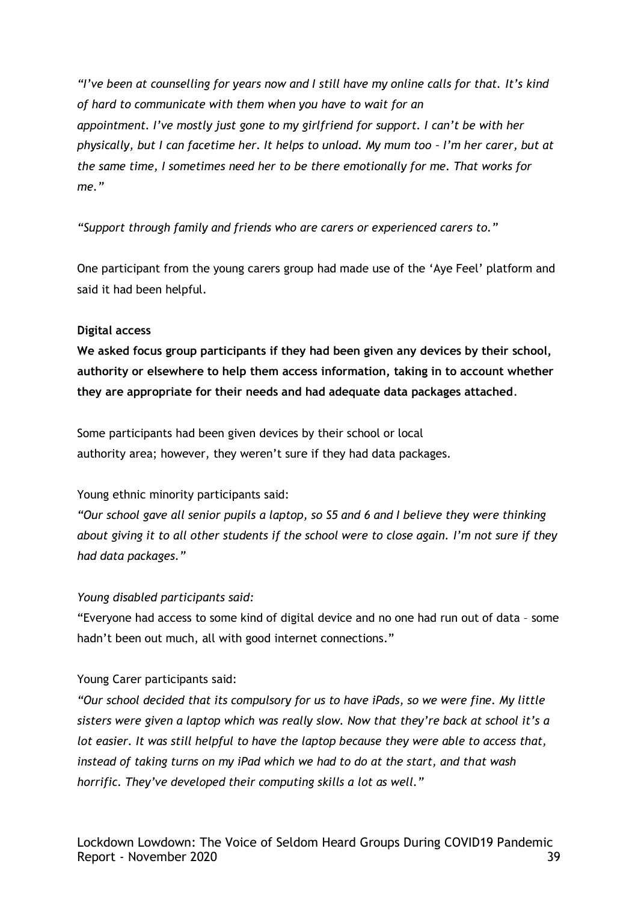*"I've been at counselling for years now and I still have my online calls for that. It's kind of hard to communicate with them when you have to wait for an appointment. I've mostly just gone to my girlfriend for support. I can't be with her physically, but I can facetime her. It helps to unload. My mum too – I'm her carer, but at the same time, I sometimes need her to be there emotionally for me. That works for me."*

*"Support through family and friends who are carers or experienced carers to."*

One participant from the young carers group had made use of the 'Aye Feel' platform and said it had been helpful.

**Digital access**

**We asked focus group participants if they had been given any devices by their school, authority or elsewhere to help them access information, taking in to account whether they are appropriate for their needs and had adequate data packages attached**.

Some participants had been given devices by their school or local authority area; however, they weren't sure if they had data packages.

Young ethnic minority participants said:

*"Our school gave all senior pupils a laptop, so S5 and 6 and I believe they were thinking about giving it to all other students if the school were to close again. I'm not sure if they had data packages."*

*Young disabled participants said:*

"Everyone had access to some kind of digital device and no one had run out of data – some hadn't been out much, all with good internet connections."

Young Carer participants said:

*"Our school decided that its compulsory for us to have iPads, so we were fine. My little sisters were given a laptop which was really slow. Now that they're back at school it's a lot easier. It was still helpful to have the laptop because they were able to access that, instead of taking turns on my iPad which we had to do at the start, and that wash horrific. They've developed their computing skills a lot as well."*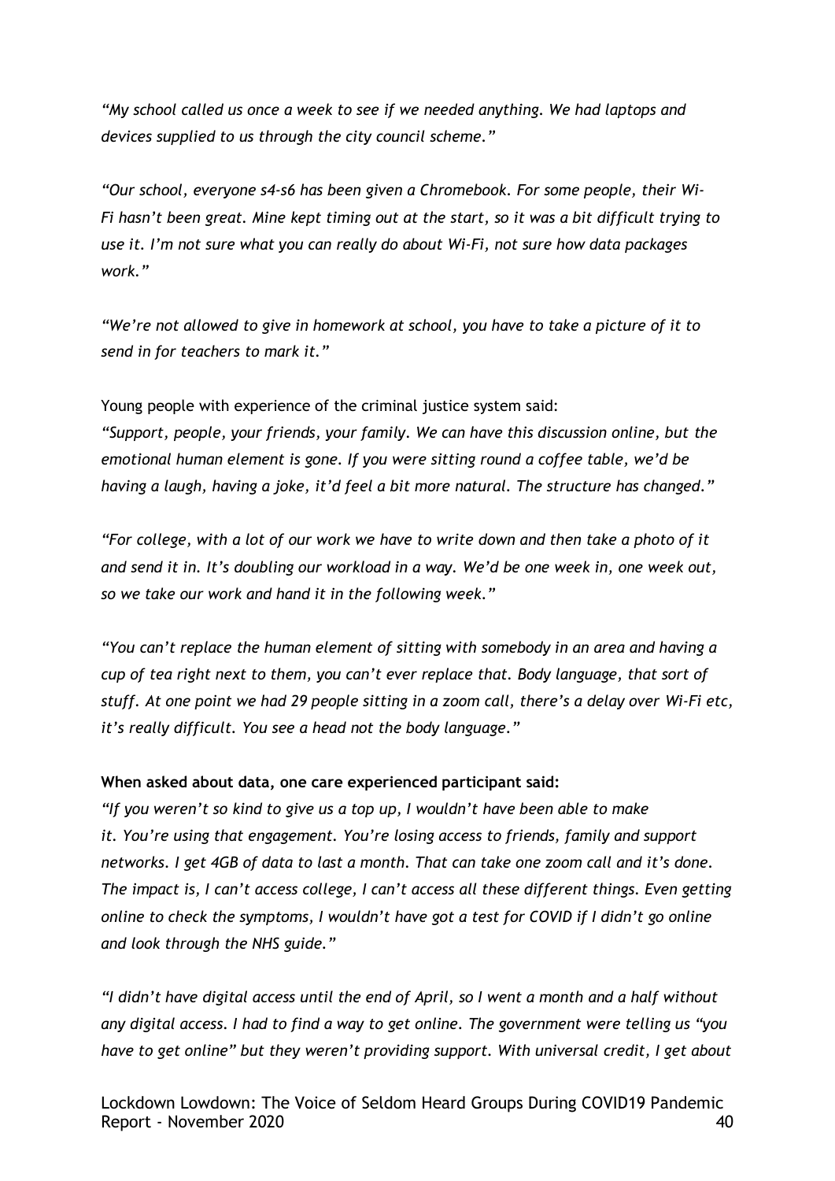*"My school called us once a week to see if we needed anything. We had laptops and devices supplied to us through the city council scheme."*

*"Our school, everyone s4-s6 has been given a Chromebook. For some people, their Wi-Fi hasn't been great. Mine kept timing out at the start, so it was a bit difficult trying to use it. I'm not sure what you can really do about Wi-Fi, not sure how data packages work."*

*"We're not allowed to give in homework at school, you have to take a picture of it to send in for teachers to mark it."*

Young people with experience of the criminal justice system said:
*"Support, people, your friends, your family. We can have this discussion online, but the emotional human element is gone. If you were sitting round a coffee table, we'd be having a laugh, having a joke, it'd feel a bit more natural. The structure has changed."*

*"For college, with a lot of our work we have to write down and then take a photo of it and send it in. It's doubling our workload in a way. We'd be one week in, one week out, so we take our work and hand it in the following week."*

*"You can't replace the human element of sitting with somebody in an area and having a cup of tea right next to them, you can't ever replace that. Body language, that sort of stuff. At one point we had 29 people sitting in a zoom call, there's a delay over Wi-Fi etc, it's really difficult. You see a head not the body language."*

**When asked about data, one care experienced participant said:**
*"If you weren't so kind to give us a top up, I wouldn't have been able to make it. You're using that engagement. You're losing access to friends, family and support networks. I get 4GB of data to last a month. That can take one zoom call and it's done. The impact is, I can't access college, I can't access all these different things. Even getting online to check the symptoms, I wouldn't have got a test for COVID if I didn't go online and look through the NHS guide."*

*"I didn't have digital access until the end of April, so I went a month and a half without any digital access. I had to find a way to get online. The government were telling us "you have to get online" but they weren't providing support. With universal credit, I get about*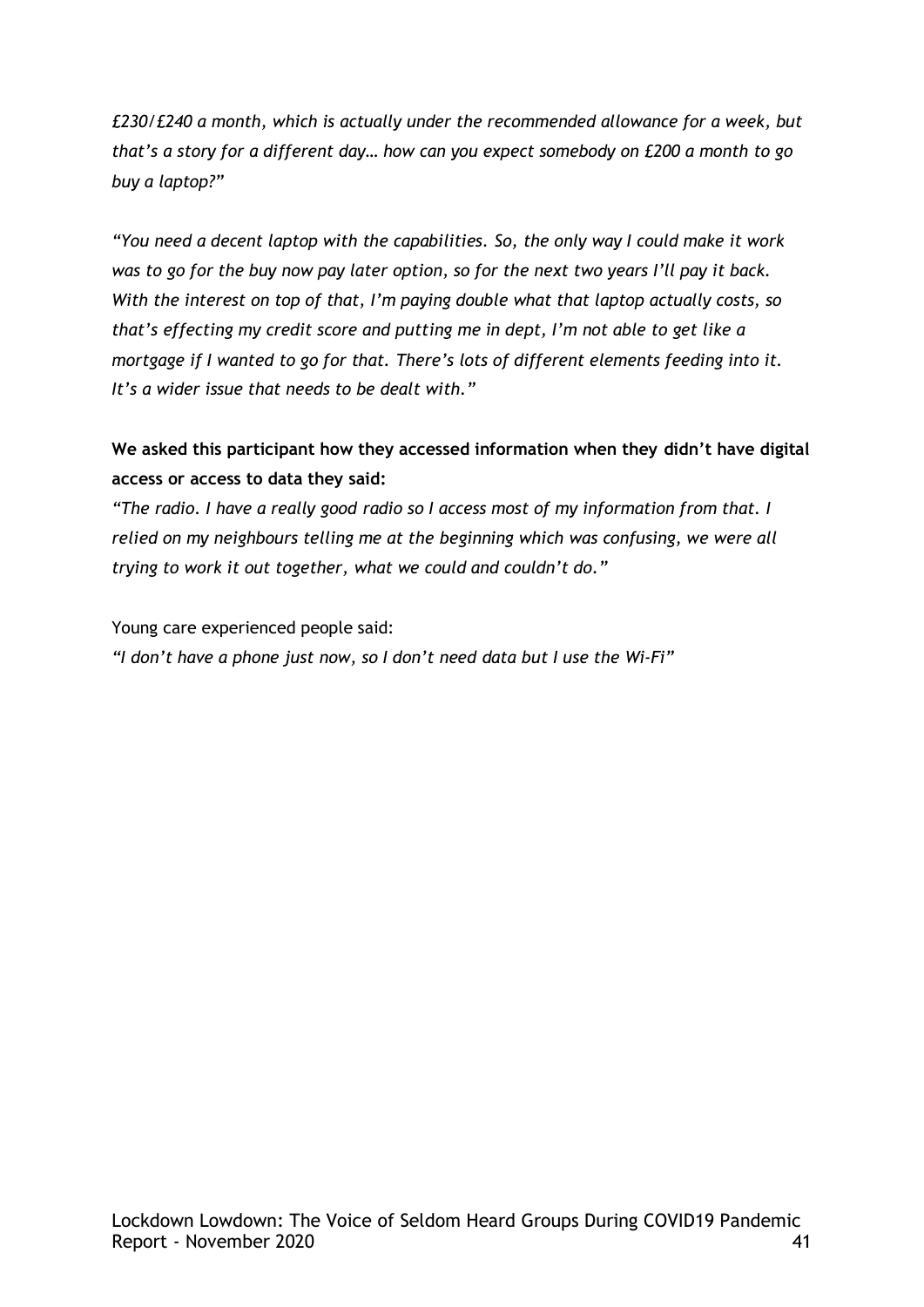*£230/£240 a month, which is actually under the recommended allowance for a week, but that's a story for a different day… how can you expect somebody on £200 a month to go buy a laptop?"*

*"You need a decent laptop with the capabilities. So, the only way I could make it work was to go for the buy now pay later option, so for the next two years I'll pay it back. With the interest on top of that, I'm paying double what that laptop actually costs, so that's effecting my credit score and putting me in dept, I'm not able to get like a mortgage if I wanted to go for that. There's lots of different elements feeding into it. It's a wider issue that needs to be dealt with."*

**We asked this participant how they accessed information when they didn't have digital access or access to data they said:**

*"The radio. I have a really good radio so I access most of my information from that. I relied on my neighbours telling me at the beginning which was confusing, we were all trying to work it out together, what we could and couldn't do."*

Young care experienced people said:

*"I don't have a phone just now, so I don't need data but I use the Wi-Fi"*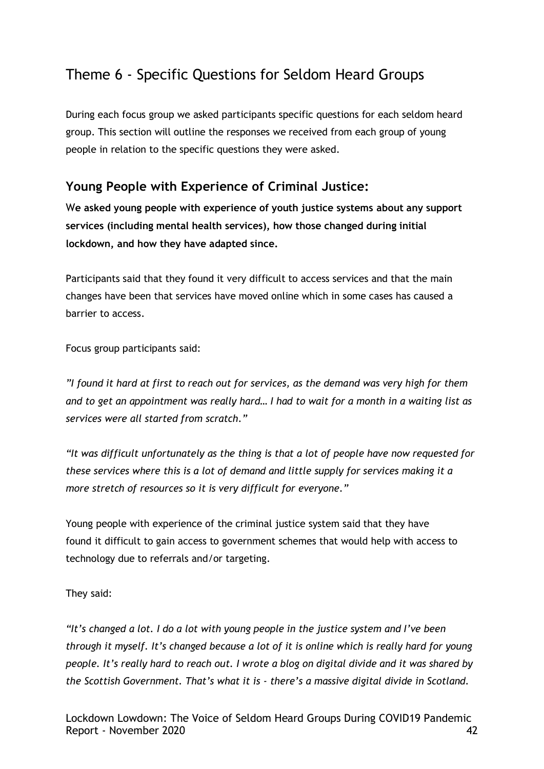## Theme 6 - Specific Questions for Seldom Heard Groups

During each focus group we asked participants specific questions for each seldom heard group. This section will outline the responses we received from each group of young people in relation to the specific questions they were asked.

### Young People with Experience of Criminal Justice:

**We asked young people with experience of youth justice systems about any support services (including mental health services), how those changed during initial lockdown, and how they have adapted since.**

Participants said that they found it very difficult to access services and that the main changes have been that services have moved online which in some cases has caused a barrier to access.

Focus group participants said:

*"I found it hard at first to reach out for services, as the demand was very high for them and to get an appointment was really hard… I had to wait for a month in a waiting list as services were all started from scratch."*

*"It was difficult unfortunately as the thing is that a lot of people have now requested for these services where this is a lot of demand and little supply for services making it a more stretch of resources so it is very difficult for everyone."*

Young people with experience of the criminal justice system said that they have found it difficult to gain access to government schemes that would help with access to technology due to referrals and/or targeting.

They said:

*"It's changed a lot. I do a lot with young people in the justice system and I've been through it myself. It's changed because a lot of it is online which is really hard for young people. It's really hard to reach out. I wrote a blog on digital divide and it was shared by the Scottish Government. That's what it is - there's a massive digital divide in Scotland.*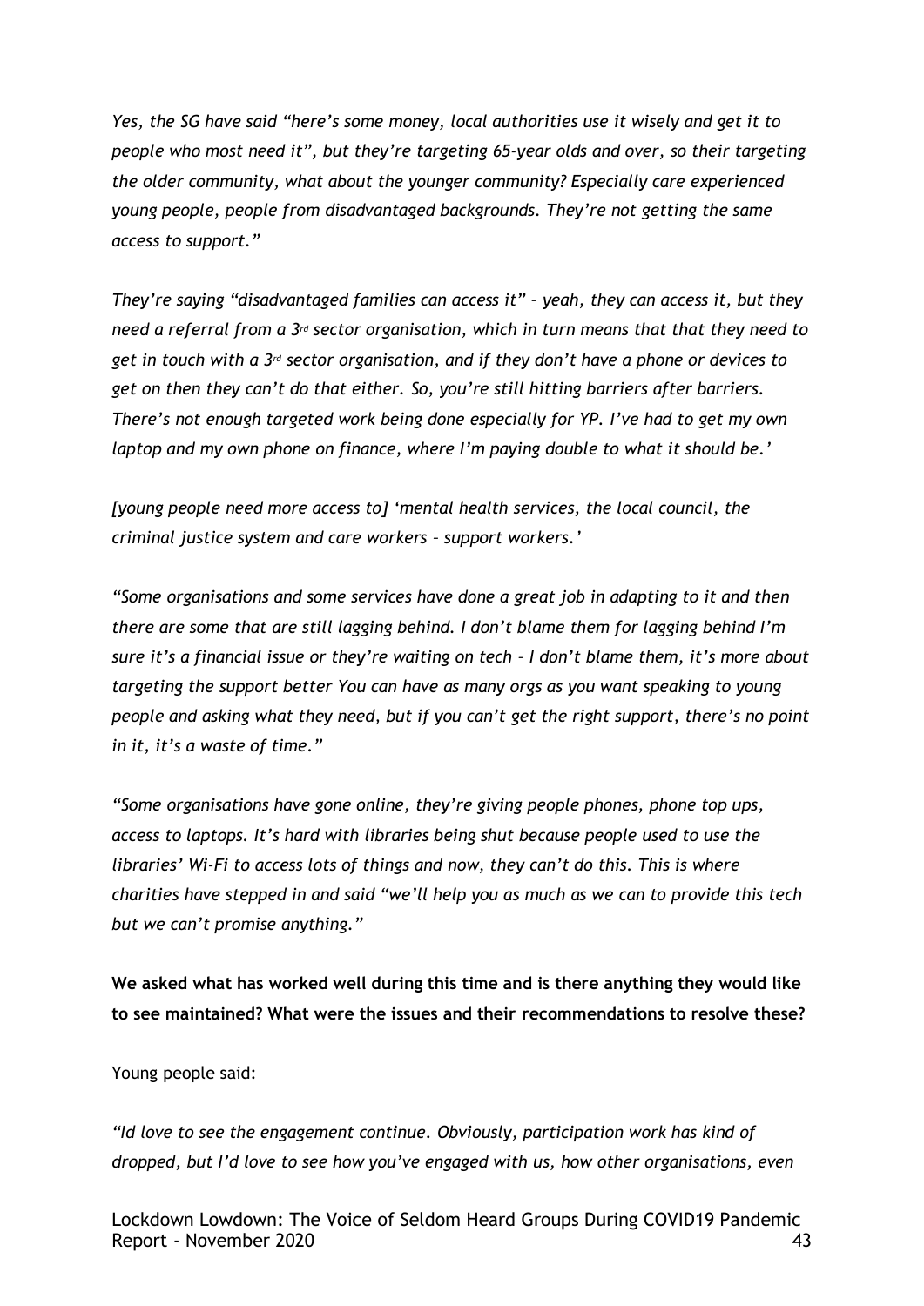*Yes, the SG have said "here's some money, local authorities use it wisely and get it to people who most need it", but they're targeting 65-year olds and over, so their targeting the older community, what about the younger community? Especially care experienced young people, people from disadvantaged backgrounds. They're not getting the same access to support."*

*They're saying "disadvantaged families can access it" – yeah, they can access it, but they need a referral from a 3rd sector organisation, which in turn means that that they need to get in touch with a 3rd sector organisation, and if they don't have a phone or devices to get on then they can't do that either. So, you're still hitting barriers after barriers. There's not enough targeted work being done especially for YP. I've had to get my own laptop and my own phone on finance, where I'm paying double to what it should be.'*

*[young people need more access to] 'mental health services, the local council, the criminal justice system and care workers – support workers.'*

*"Some organisations and some services have done a great job in adapting to it and then there are some that are still lagging behind. I don't blame them for lagging behind I'm sure it's a financial issue or they're waiting on tech – I don't blame them, it's more about targeting the support better You can have as many orgs as you want speaking to young people and asking what they need, but if you can't get the right support, there's no point in it, it's a waste of time."*

*"Some organisations have gone online, they're giving people phones, phone top ups, access to laptops. It's hard with libraries being shut because people used to use the libraries' Wi-Fi to access lots of things and now, they can't do this. This is where charities have stepped in and said "we'll help you as much as we can to provide this tech but we can't promise anything."*

**We asked what has worked well during this time and is there anything they would like to see maintained? What were the issues and their recommendations to resolve these?**

Young people said:

*"Id love to see the engagement continue. Obviously, participation work has kind of dropped, but I'd love to see how you've engaged with us, how other organisations, even*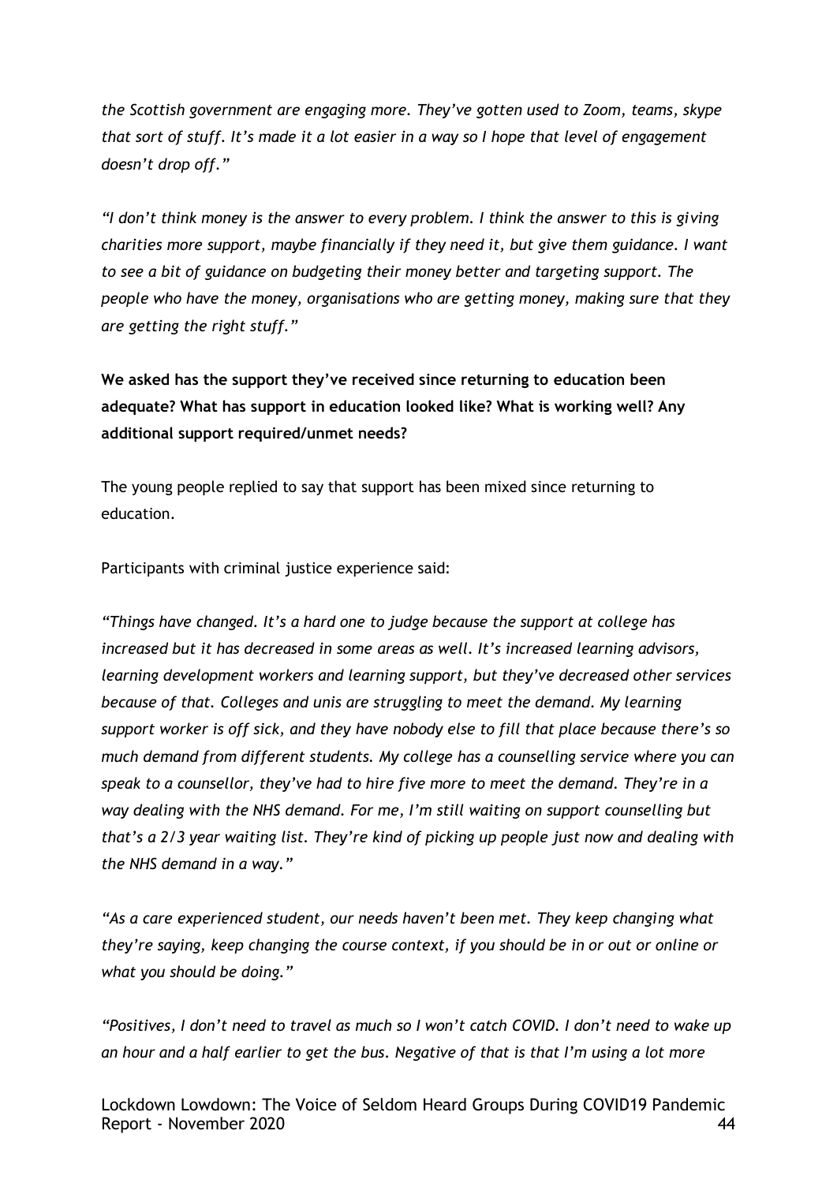*the Scottish government are engaging more. They've gotten used to Zoom, teams, skype that sort of stuff. It's made it a lot easier in a way so I hope that level of engagement doesn't drop off."*

*"I don't think money is the answer to every problem. I think the answer to this is giving charities more support, maybe financially if they need it, but give them guidance. I want to see a bit of guidance on budgeting their money better and targeting support. The people who have the money, organisations who are getting money, making sure that they are getting the right stuff."*

**We asked has the support they've received since returning to education been adequate? What has support in education looked like? What is working well? Any additional support required/unmet needs?**

The young people replied to say that support has been mixed since returning to education.

Participants with criminal justice experience said:

*"Things have changed. It's a hard one to judge because the support at college has increased but it has decreased in some areas as well. It's increased learning advisors, learning development workers and learning support, but they've decreased other services because of that. Colleges and unis are struggling to meet the demand. My learning support worker is off sick, and they have nobody else to fill that place because there's so much demand from different students. My college has a counselling service where you can speak to a counsellor, they've had to hire five more to meet the demand. They're in a way dealing with the NHS demand. For me, I'm still waiting on support counselling but that's a 2/3 year waiting list. They're kind of picking up people just now and dealing with the NHS demand in a way."*

*"As a care experienced student, our needs haven't been met. They keep changing what they're saying, keep changing the course context, if you should be in or out or online or what you should be doing."*

*"Positives, I don't need to travel as much so I won't catch COVID. I don't need to wake up an hour and a half earlier to get the bus. Negative of that is that I'm using a lot more*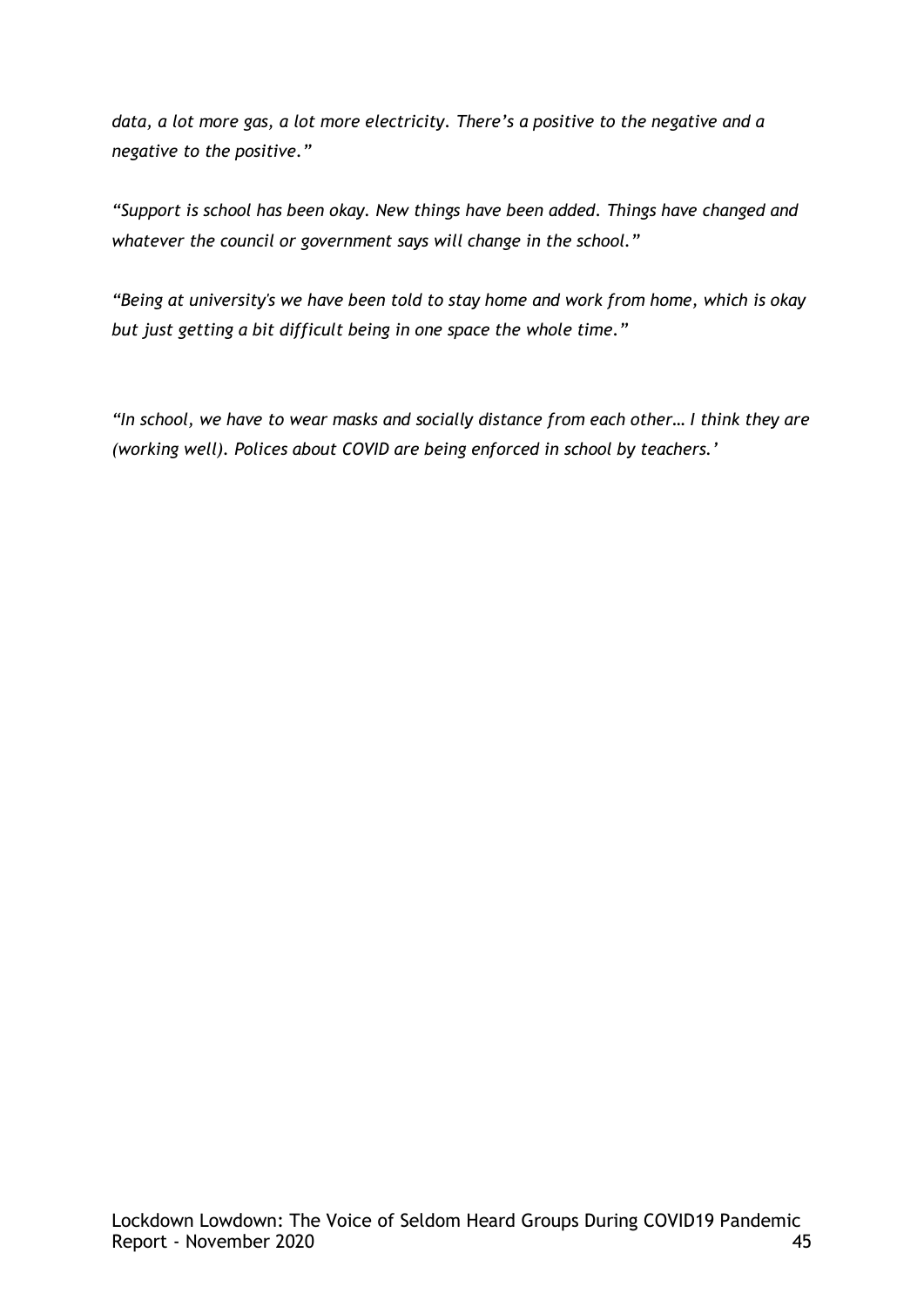*data, a lot more gas, a lot more electricity. There's a positive to the negative and a negative to the positive."*

*"Support is school has been okay. New things have been added. Things have changed and whatever the council or government says will change in the school."*

*"Being at university's we have been told to stay home and work from home, which is okay but just getting a bit difficult being in one space the whole time."*

*"In school, we have to wear masks and socially distance from each other… I think they are (working well). Polices about COVID are being enforced in school by teachers.'*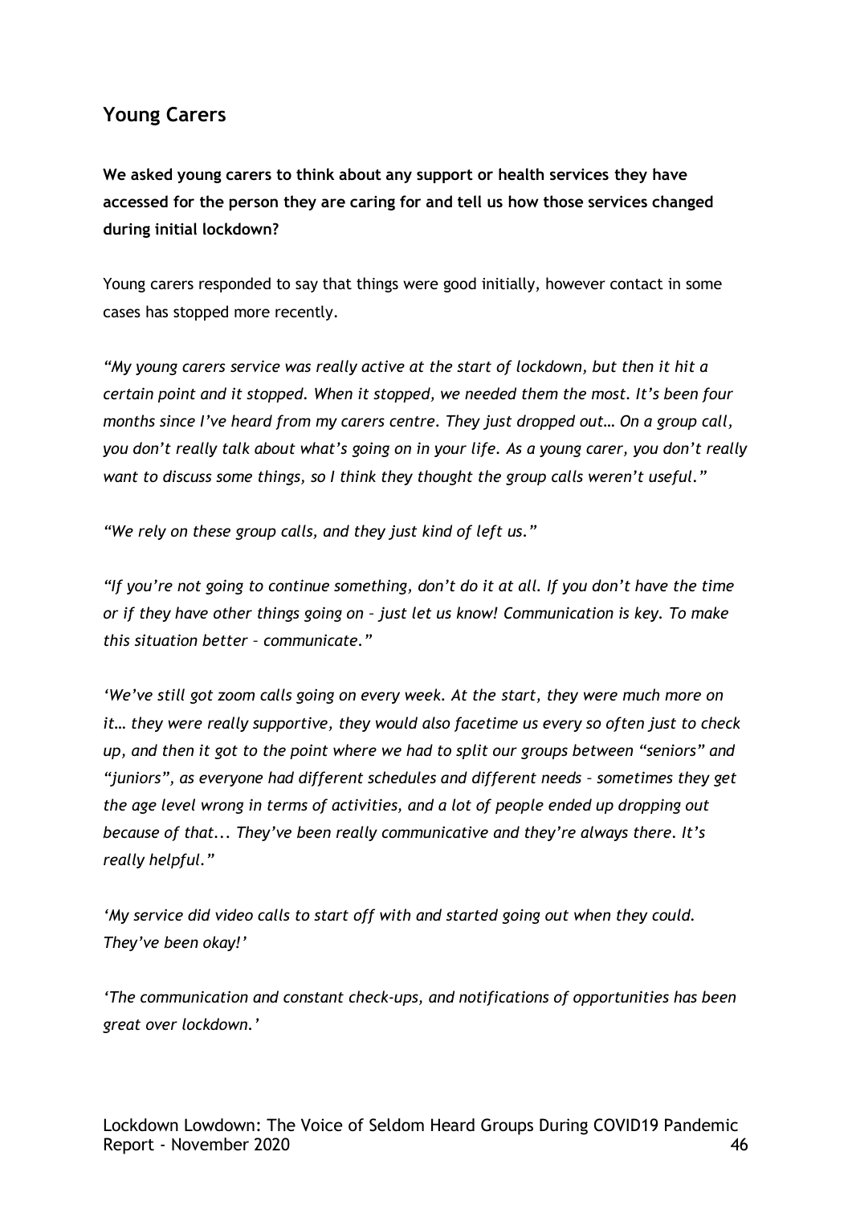## Young Carers

**We asked young carers to think about any support or health services they have accessed for the person they are caring for and tell us how those services changed during initial lockdown?**

Young carers responded to say that things were good initially, however contact in some cases has stopped more recently.

*"My young carers service was really active at the start of lockdown, but then it hit a certain point and it stopped. When it stopped, we needed them the most. It's been four months since I've heard from my carers centre. They just dropped out… On a group call, you don't really talk about what's going on in your life. As a young carer, you don't really want to discuss some things, so I think they thought the group calls weren't useful."*

*"We rely on these group calls, and they just kind of left us."*

*"If you're not going to continue something, don't do it at all. If you don't have the time or if they have other things going on – just let us know! Communication is key. To make this situation better – communicate."*

*'We've still got zoom calls going on every week. At the start, they were much more on it… they were really supportive, they would also facetime us every so often just to check up, and then it got to the point where we had to split our groups between "seniors" and "juniors", as everyone had different schedules and different needs – sometimes they get the age level wrong in terms of activities, and a lot of people ended up dropping out because of that... They've been really communicative and they're always there. It's really helpful."*

*'My service did video calls to start off with and started going out when they could. They've been okay!'*

*'The communication and constant check-ups, and notifications of opportunities has been great over lockdown.'*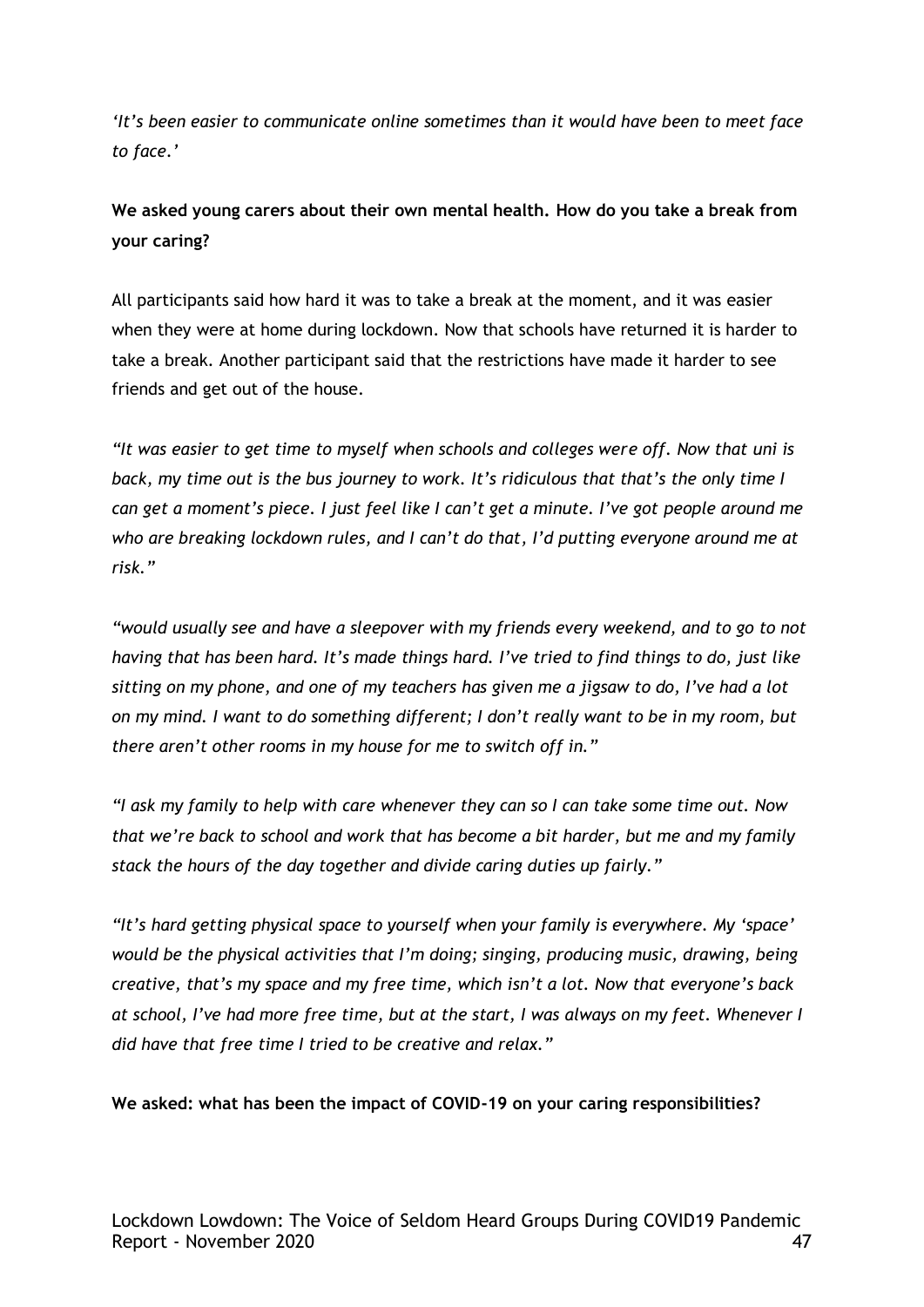*'It's been easier to communicate online sometimes than it would have been to meet face to face.'*

**We asked young carers about their own mental health. How do you take a break from your caring?**

All participants said how hard it was to take a break at the moment, and it was easier when they were at home during lockdown. Now that schools have returned it is harder to take a break. Another participant said that the restrictions have made it harder to see friends and get out of the house.

*"It was easier to get time to myself when schools and colleges were off. Now that uni is back, my time out is the bus journey to work. It's ridiculous that that's the only time I can get a moment's piece. I just feel like I can't get a minute. I've got people around me who are breaking lockdown rules, and I can't do that, I'd putting everyone around me at risk."*

*"would usually see and have a sleepover with my friends every weekend, and to go to not having that has been hard. It's made things hard. I've tried to find things to do, just like sitting on my phone, and one of my teachers has given me a jigsaw to do, I've had a lot on my mind. I want to do something different; I don't really want to be in my room, but there aren't other rooms in my house for me to switch off in."*

*"I ask my family to help with care whenever they can so I can take some time out. Now that we're back to school and work that has become a bit harder, but me and my family stack the hours of the day together and divide caring duties up fairly."*

*"It's hard getting physical space to yourself when your family is everywhere. My 'space' would be the physical activities that I'm doing; singing, producing music, drawing, being creative, that's my space and my free time, which isn't a lot. Now that everyone's back at school, I've had more free time, but at the start, I was always on my feet. Whenever I did have that free time I tried to be creative and relax."*

**We asked: what has been the impact of COVID-19 on your caring responsibilities?**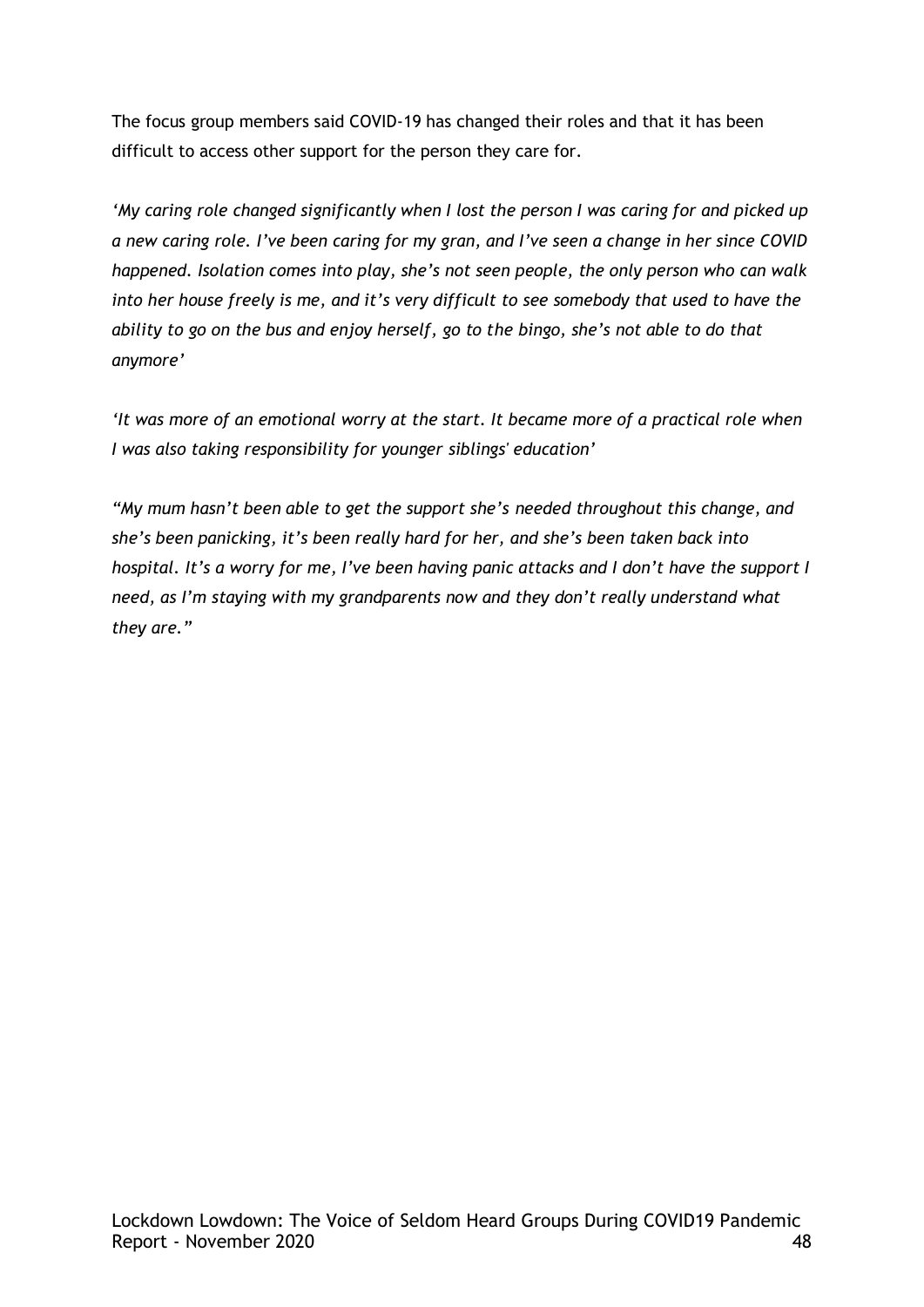The focus group members said COVID-19 has changed their roles and that it has been difficult to access other support for the person they care for.

*'My caring role changed significantly when I lost the person I was caring for and picked up a new caring role. I've been caring for my gran, and I've seen a change in her since COVID happened. Isolation comes into play, she's not seen people, the only person who can walk into her house freely is me, and it's very difficult to see somebody that used to have the ability to go on the bus and enjoy herself, go to the bingo, she's not able to do that anymore'*

*'It was more of an emotional worry at the start. It became more of a practical role when I was also taking responsibility for younger siblings' education'*

*"My mum hasn't been able to get the support she's needed throughout this change, and she's been panicking, it's been really hard for her, and she's been taken back into hospital. It's a worry for me, I've been having panic attacks and I don't have the support I need, as I'm staying with my grandparents now and they don't really understand what they are."*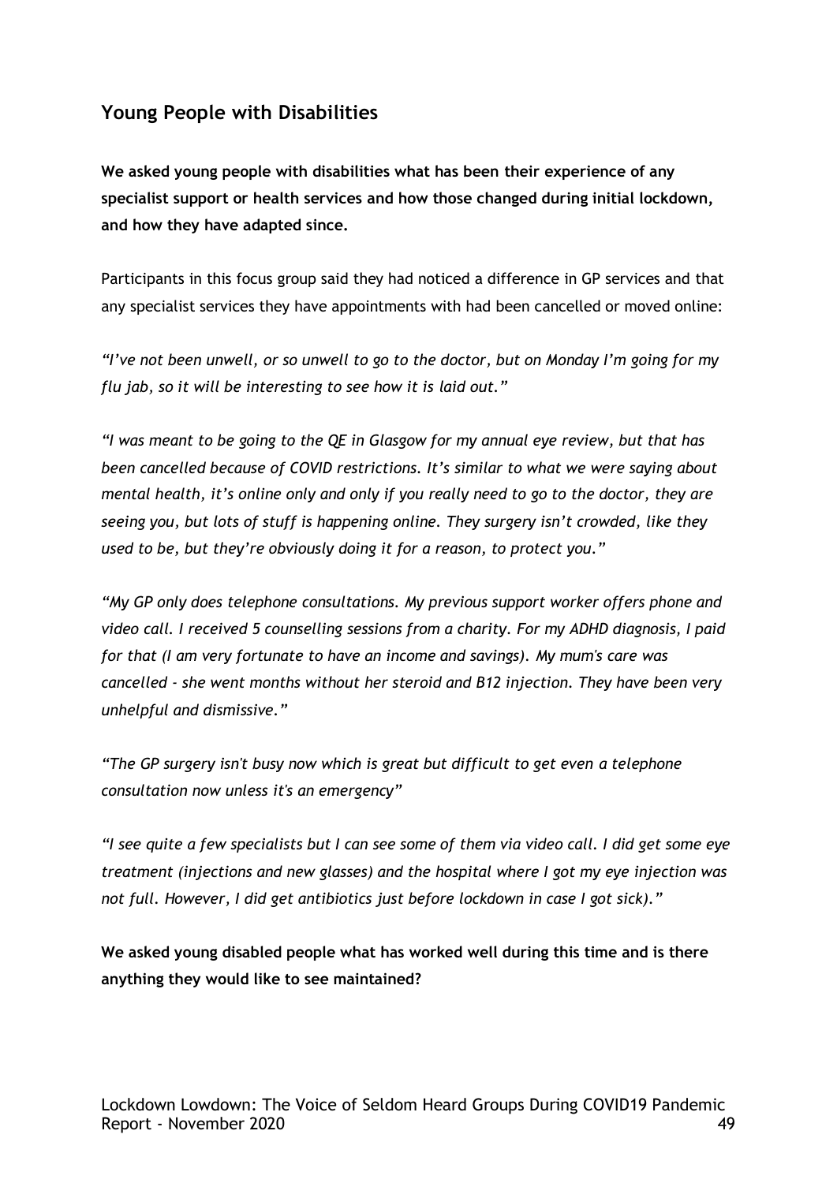## Young People with Disabilities

**We asked young people with disabilities what has been their experience of any specialist support or health services and how those changed during initial lockdown, and how they have adapted since.**

Participants in this focus group said they had noticed a difference in GP services and that any specialist services they have appointments with had been cancelled or moved online:

*"I've not been unwell, or so unwell to go to the doctor, but on Monday I'm going for my flu jab, so it will be interesting to see how it is laid out."*

*"I was meant to be going to the QE in Glasgow for my annual eye review, but that has been cancelled because of COVID restrictions. It's similar to what we were saying about mental health, it's online only and only if you really need to go to the doctor, they are seeing you, but lots of stuff is happening online. They surgery isn't crowded, like they used to be, but they're obviously doing it for a reason, to protect you."*

*"My GP only does telephone consultations. My previous support worker offers phone and video call. I received 5 counselling sessions from a charity. For my ADHD diagnosis, I paid for that (I am very fortunate to have an income and savings). My mum's care was cancelled - she went months without her steroid and B12 injection. They have been very unhelpful and dismissive."*

*"The GP surgery isn't busy now which is great but difficult to get even a telephone consultation now unless it's an emergency"*

*"I see quite a few specialists but I can see some of them via video call. I did get some eye treatment (injections and new glasses) and the hospital where I got my eye injection was not full. However, I did get antibiotics just before lockdown in case I got sick)."*

**We asked young disabled people what has worked well during this time and is there anything they would like to see maintained?**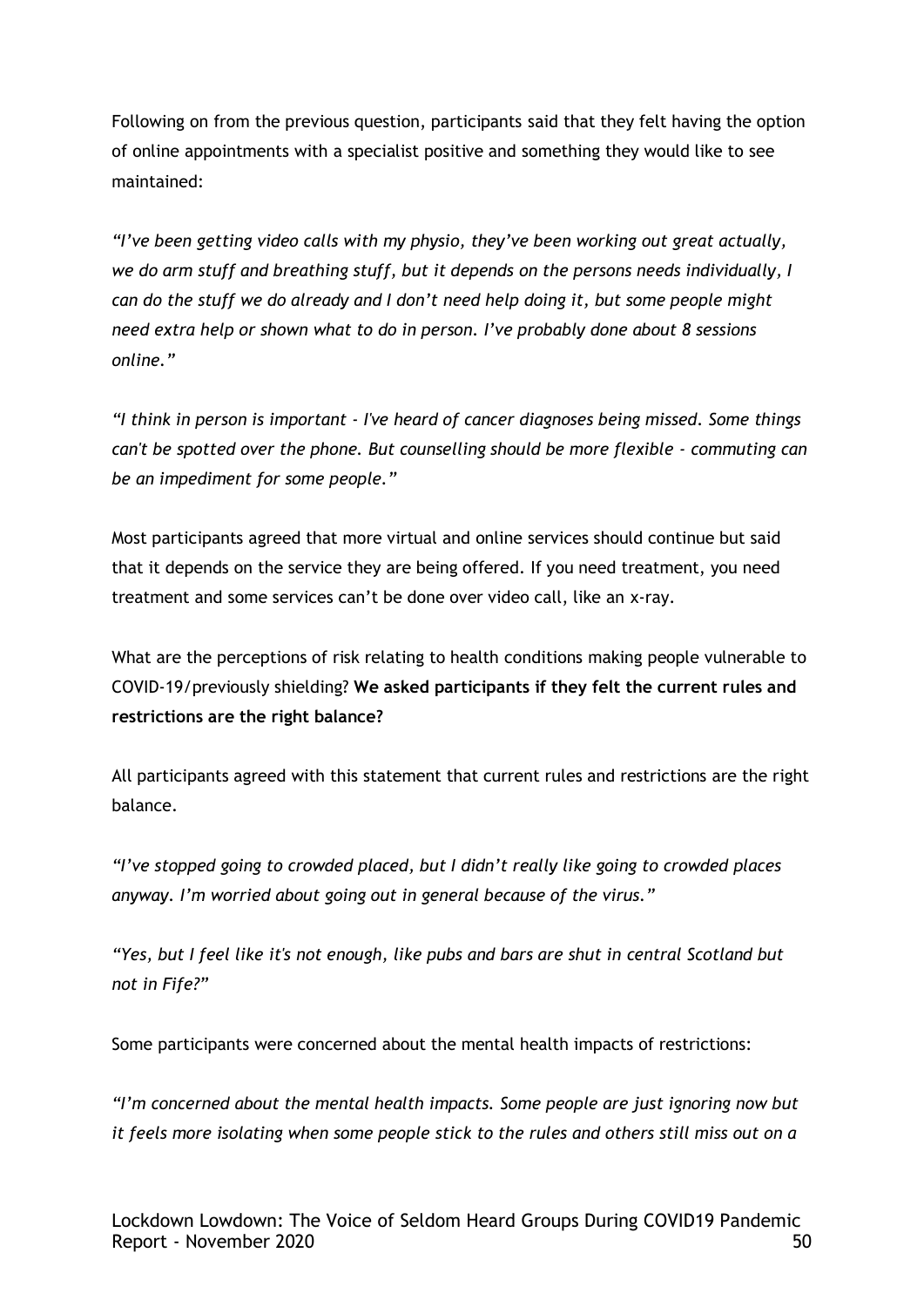Following on from the previous question, participants said that they felt having the option of online appointments with a specialist positive and something they would like to see maintained:

*"I've been getting video calls with my physio, they've been working out great actually, we do arm stuff and breathing stuff, but it depends on the persons needs individually, I can do the stuff we do already and I don't need help doing it, but some people might need extra help or shown what to do in person. I've probably done about 8 sessions online."*

*"I think in person is important - I've heard of cancer diagnoses being missed. Some things can't be spotted over the phone. But counselling should be more flexible - commuting can be an impediment for some people."*

Most participants agreed that more virtual and online services should continue but said that it depends on the service they are being offered. If you need treatment, you need treatment and some services can't be done over video call, like an x-ray.

What are the perceptions of risk relating to health conditions making people vulnerable to COVID-19/previously shielding? **We asked participants if they felt the current rules and restrictions are the right balance?**

All participants agreed with this statement that current rules and restrictions are the right balance.

*"I've stopped going to crowded placed, but I didn't really like going to crowded places anyway. I'm worried about going out in general because of the virus."*

*"Yes, but I feel like it's not enough, like pubs and bars are shut in central Scotland but not in Fife?"*

Some participants were concerned about the mental health impacts of restrictions:

*"I'm concerned about the mental health impacts. Some people are just ignoring now but it feels more isolating when some people stick to the rules and others still miss out on a*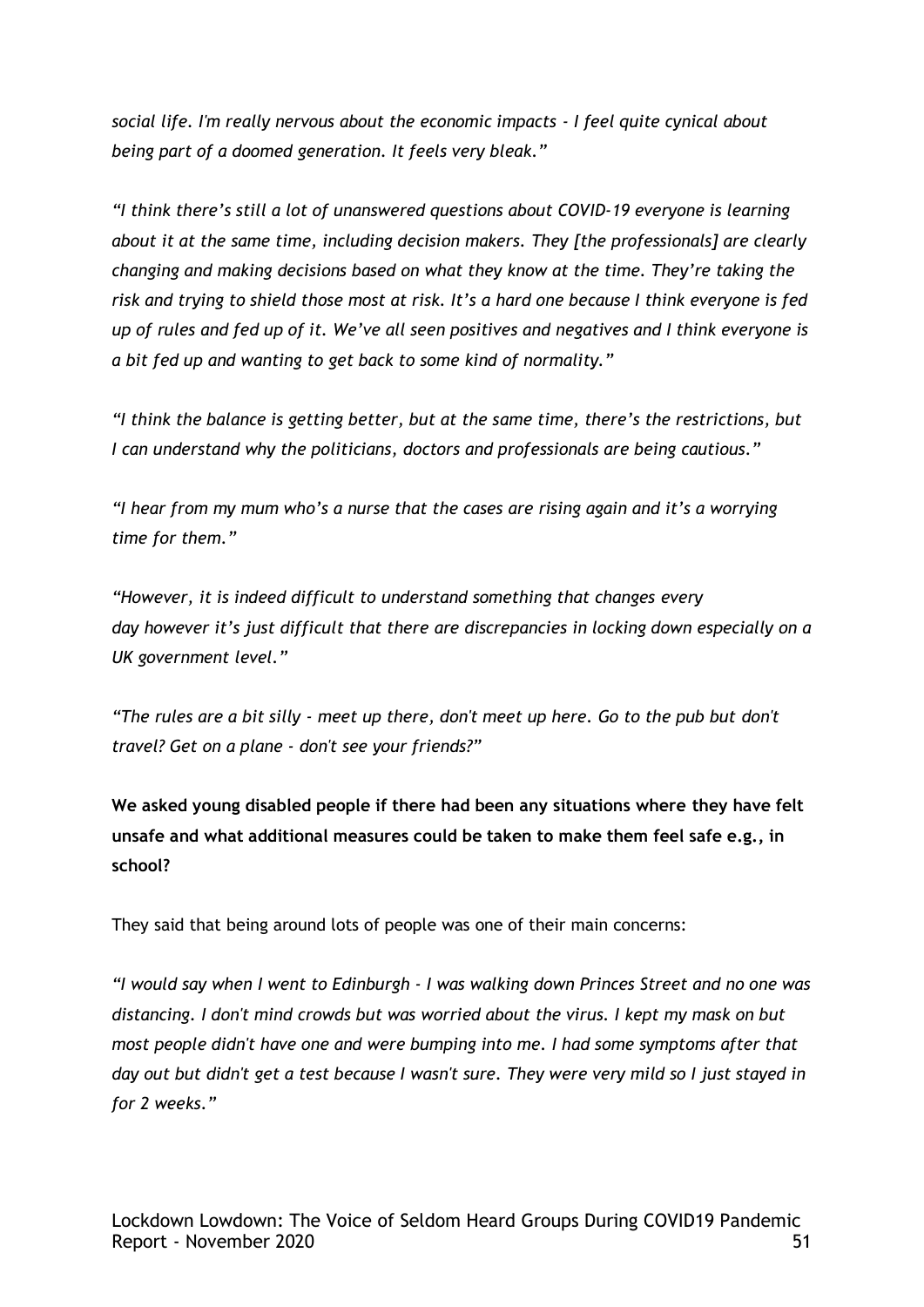*social life. I'm really nervous about the economic impacts - I feel quite cynical about being part of a doomed generation. It feels very bleak."*

*"I think there's still a lot of unanswered questions about COVID-19 everyone is learning about it at the same time, including decision makers. They [the professionals] are clearly changing and making decisions based on what they know at the time. They're taking the risk and trying to shield those most at risk. It's a hard one because I think everyone is fed up of rules and fed up of it. We've all seen positives and negatives and I think everyone is a bit fed up and wanting to get back to some kind of normality."*

*"I think the balance is getting better, but at the same time, there's the restrictions, but I can understand why the politicians, doctors and professionals are being cautious."*

*"I hear from my mum who's a nurse that the cases are rising again and it's a worrying time for them."*

*"However, it is indeed difficult to understand something that changes every day however it's just difficult that there are discrepancies in locking down especially on a UK government level."*

*"The rules are a bit silly - meet up there, don't meet up here. Go to the pub but don't travel? Get on a plane - don't see your friends?"*

**We asked young disabled people if there had been any situations where they have felt unsafe and what additional measures could be taken to make them feel safe e.g., in school?**

They said that being around lots of people was one of their main concerns:

*"I would say when I went to Edinburgh - I was walking down Princes Street and no one was distancing. I don't mind crowds but was worried about the virus. I kept my mask on but most people didn't have one and were bumping into me. I had some symptoms after that day out but didn't get a test because I wasn't sure. They were very mild so I just stayed in for 2 weeks."*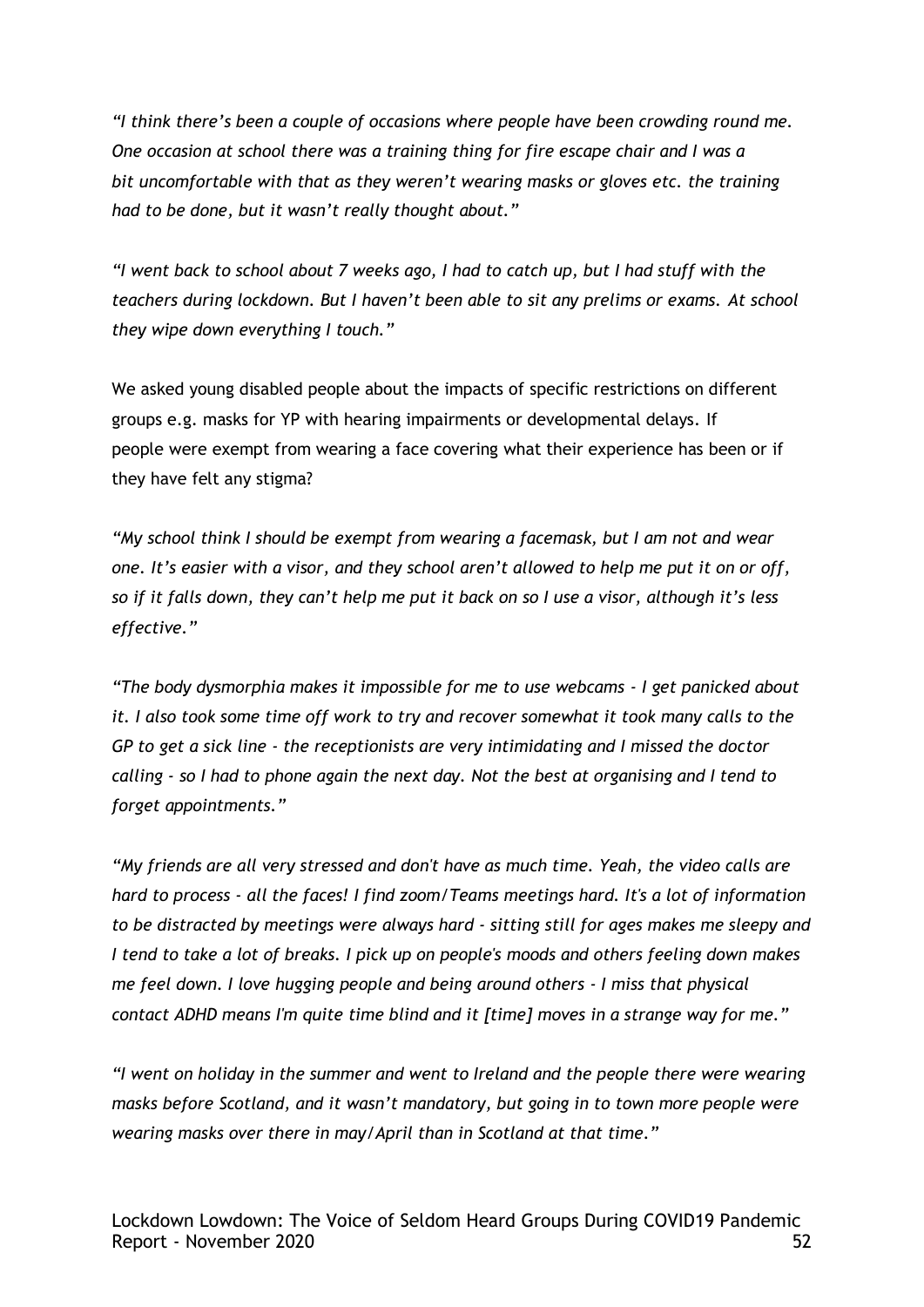*"I think there's been a couple of occasions where people have been crowding round me. One occasion at school there was a training thing for fire escape chair and I was a bit uncomfortable with that as they weren't wearing masks or gloves etc. the training had to be done, but it wasn't really thought about."*

*"I went back to school about 7 weeks ago, I had to catch up, but I had stuff with the teachers during lockdown. But I haven't been able to sit any prelims or exams. At school they wipe down everything I touch."*

We asked young disabled people about the impacts of specific restrictions on different groups e.g. masks for YP with hearing impairments or developmental delays. If people were exempt from wearing a face covering what their experience has been or if they have felt any stigma?

*"My school think I should be exempt from wearing a facemask, but I am not and wear one. It's easier with a visor, and they school aren't allowed to help me put it on or off, so if it falls down, they can't help me put it back on so I use a visor, although it's less effective."*

*"The body dysmorphia makes it impossible for me to use webcams - I get panicked about it. I also took some time off work to try and recover somewhat it took many calls to the GP to get a sick line - the receptionists are very intimidating and I missed the doctor calling - so I had to phone again the next day. Not the best at organising and I tend to forget appointments."*

*"My friends are all very stressed and don't have as much time. Yeah, the video calls are hard to process - all the faces! I find zoom/Teams meetings hard. It's a lot of information to be distracted by meetings were always hard - sitting still for ages makes me sleepy and I tend to take a lot of breaks. I pick up on people's moods and others feeling down makes me feel down. I love hugging people and being around others - I miss that physical contact ADHD means I'm quite time blind and it [time] moves in a strange way for me."*

*"I went on holiday in the summer and went to Ireland and the people there were wearing masks before Scotland, and it wasn't mandatory, but going in to town more people were wearing masks over there in may/April than in Scotland at that time."*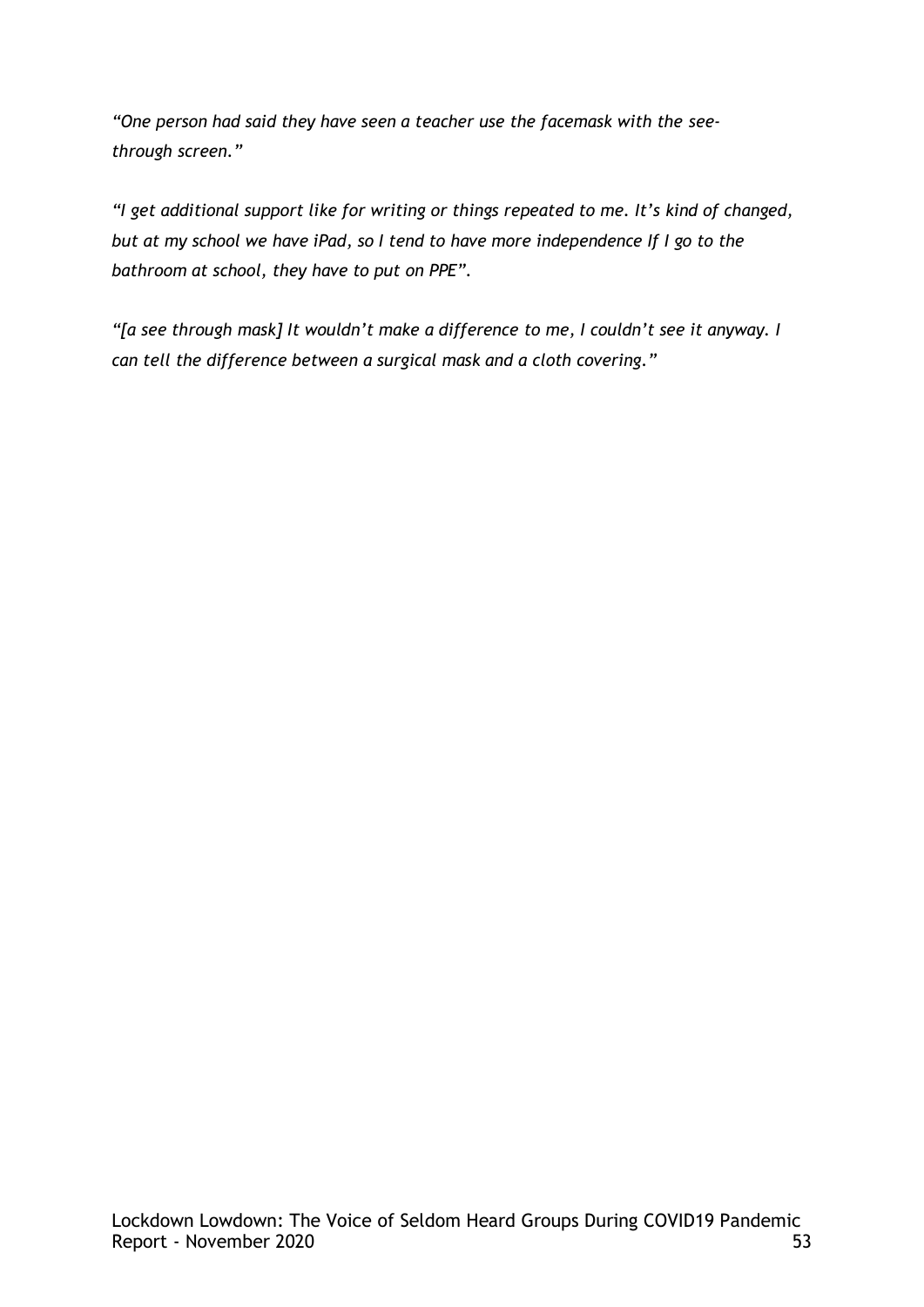*“One person had said they have seen a teacher use the facemask with the see-through screen.”*

*“I get additional support like for writing or things repeated to me. It’s kind of changed, but at my school we have iPad, so I tend to have more independence If I go to the bathroom at school, they have to put on PPE”.*

*“[a see through mask] It wouldn’t make a difference to me, I couldn’t see it anyway. I can tell the difference between a surgical mask and a cloth covering.”*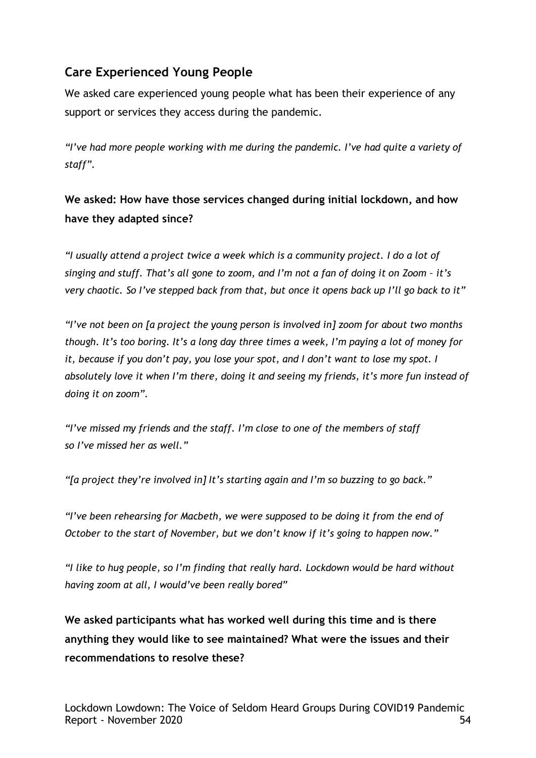## Care Experienced Young People

We asked care experienced young people what has been their experience of any support or services they access during the pandemic.

*"I've had more people working with me during the pandemic. I've had quite a variety of staff".*

**We asked: How have those services changed during initial lockdown, and how have they adapted since?**

*"I usually attend a project twice a week which is a community project. I do a lot of singing and stuff. That's all gone to zoom, and I'm not a fan of doing it on Zoom – it's very chaotic. So I've stepped back from that, but once it opens back up I'll go back to it"*

*"I've not been on [a project the young person is involved in] zoom for about two months though. It's too boring. It's a long day three times a week, I'm paying a lot of money for it, because if you don't pay, you lose your spot, and I don't want to lose my spot. I absolutely love it when I'm there, doing it and seeing my friends, it's more fun instead of doing it on zoom".*

*"I've missed my friends and the staff. I'm close to one of the members of staff so I've missed her as well."*

*"[a project they're involved in] It's starting again and I'm so buzzing to go back."*

*"I've been rehearsing for Macbeth, we were supposed to be doing it from the end of October to the start of November, but we don't know if it's going to happen now."*

*"I like to hug people, so I'm finding that really hard. Lockdown would be hard without having zoom at all, I would've been really bored"*

**We asked participants what has worked well during this time and is there anything they would like to see maintained? What were the issues and their recommendations to resolve these?**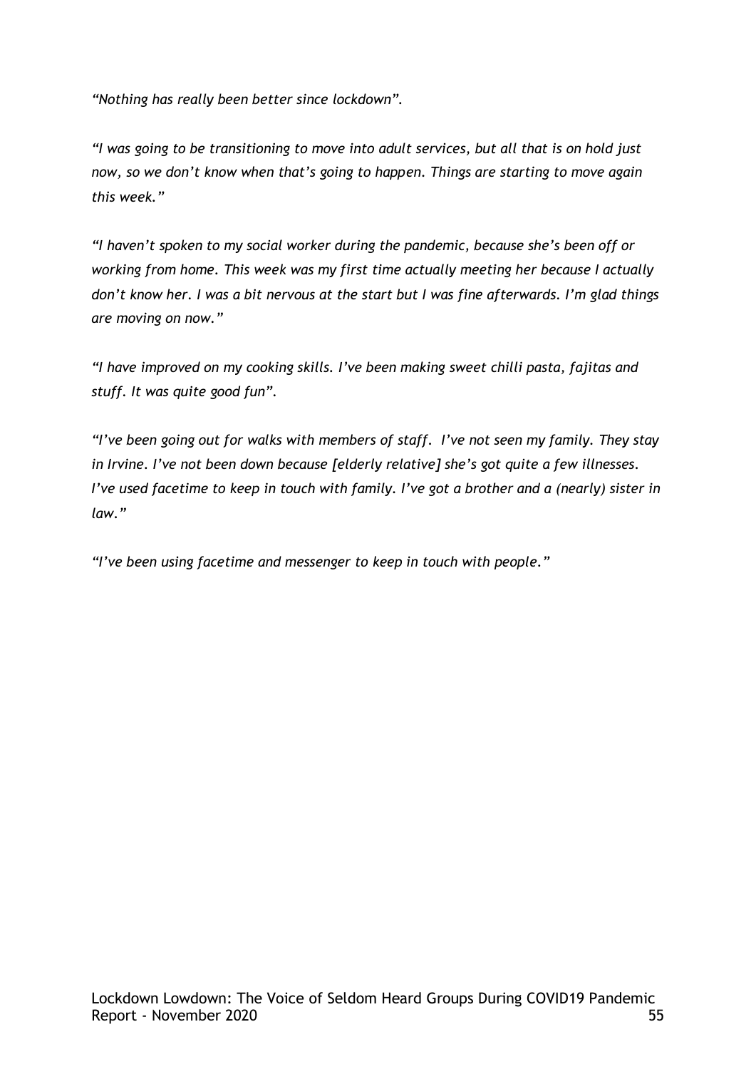*“Nothing has really been better since lockdown”.*

*“I was going to be transitioning to move into adult services, but all that is on hold just now, so we don’t know when that’s going to happen. Things are starting to move again this week.”*

*“I haven’t spoken to my social worker during the pandemic, because she’s been off or working from home. This week was my first time actually meeting her because I actually don’t know her. I was a bit nervous at the start but I was fine afterwards. I’m glad things are moving on now.”*

*“I have improved on my cooking skills. I’ve been making sweet chilli pasta, fajitas and stuff. It was quite good fun”.*

*“I’ve been going out for walks with members of staff. I’ve not seen my family. They stay in Irvine. I’ve not been down because [elderly relative] she’s got quite a few illnesses. I’ve used facetime to keep in touch with family. I’ve got a brother and a (nearly) sister in law.”*

*“I’ve been using facetime and messenger to keep in touch with people.”*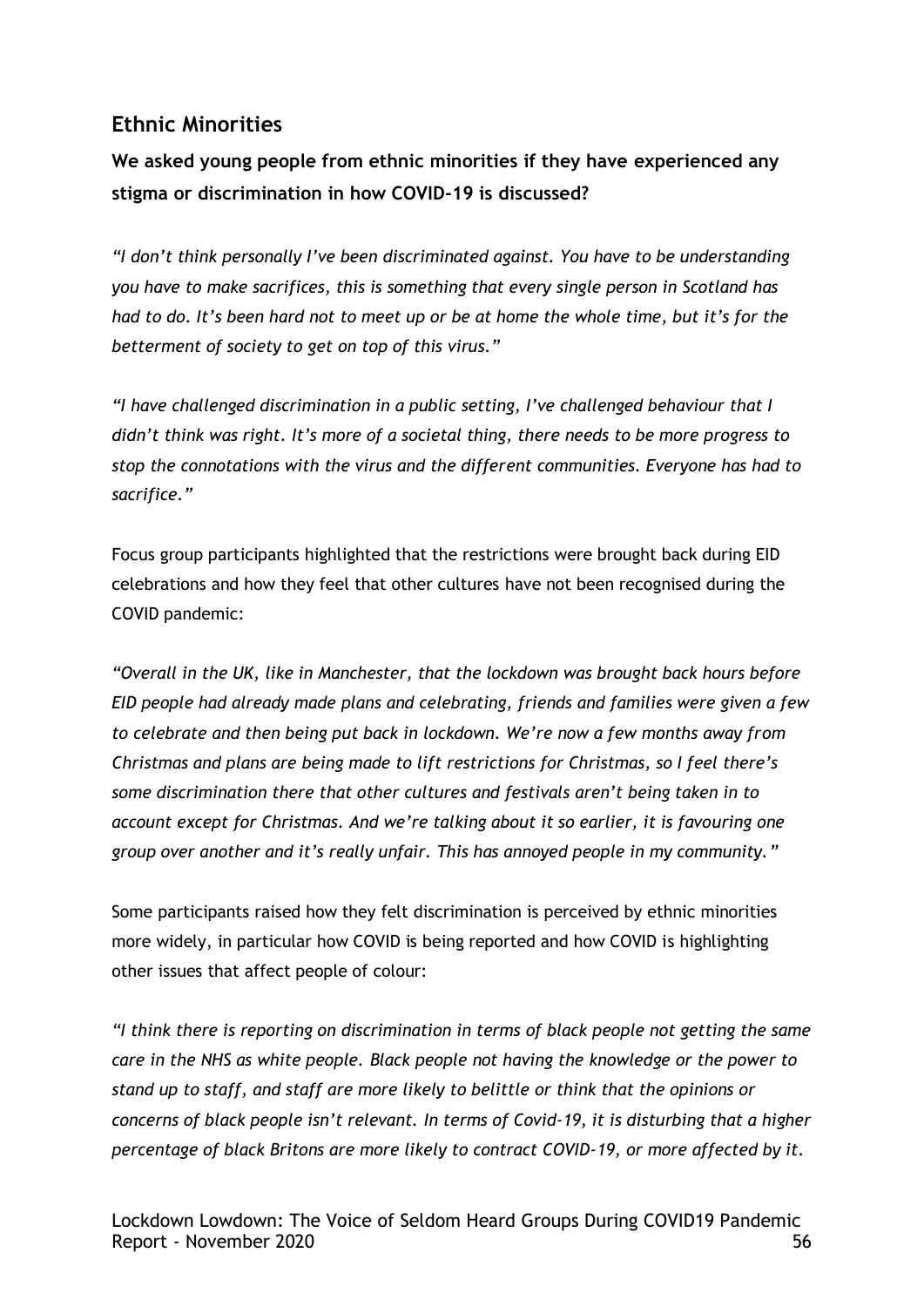## Ethnic Minorities

**We asked young people from ethnic minorities if they have experienced any stigma or discrimination in how COVID-19 is discussed?**

*"I don't think personally I've been discriminated against. You have to be understanding you have to make sacrifices, this is something that every single person in Scotland has had to do. It's been hard not to meet up or be at home the whole time, but it's for the betterment of society to get on top of this virus."*

*"I have challenged discrimination in a public setting, I've challenged behaviour that I didn't think was right. It's more of a societal thing, there needs to be more progress to stop the connotations with the virus and the different communities. Everyone has had to sacrifice."*

Focus group participants highlighted that the restrictions were brought back during EID celebrations and how they feel that other cultures have not been recognised during the COVID pandemic:

*"Overall in the UK, like in Manchester, that the lockdown was brought back hours before EID people had already made plans and celebrating, friends and families were given a few to celebrate and then being put back in lockdown. We're now a few months away from Christmas and plans are being made to lift restrictions for Christmas, so I feel there's some discrimination there that other cultures and festivals aren't being taken in to account except for Christmas. And we're talking about it so earlier, it is favouring one group over another and it's really unfair. This has annoyed people in my community."*

Some participants raised how they felt discrimination is perceived by ethnic minorities more widely, in particular how COVID is being reported and how COVID is highlighting other issues that affect people of colour:

*"I think there is reporting on discrimination in terms of black people not getting the same care in the NHS as white people. Black people not having the knowledge or the power to stand up to staff, and staff are more likely to belittle or think that the opinions or concerns of black people isn't relevant. In terms of Covid-19, it is disturbing that a higher percentage of black Britons are more likely to contract COVID-19, or more affected by it.*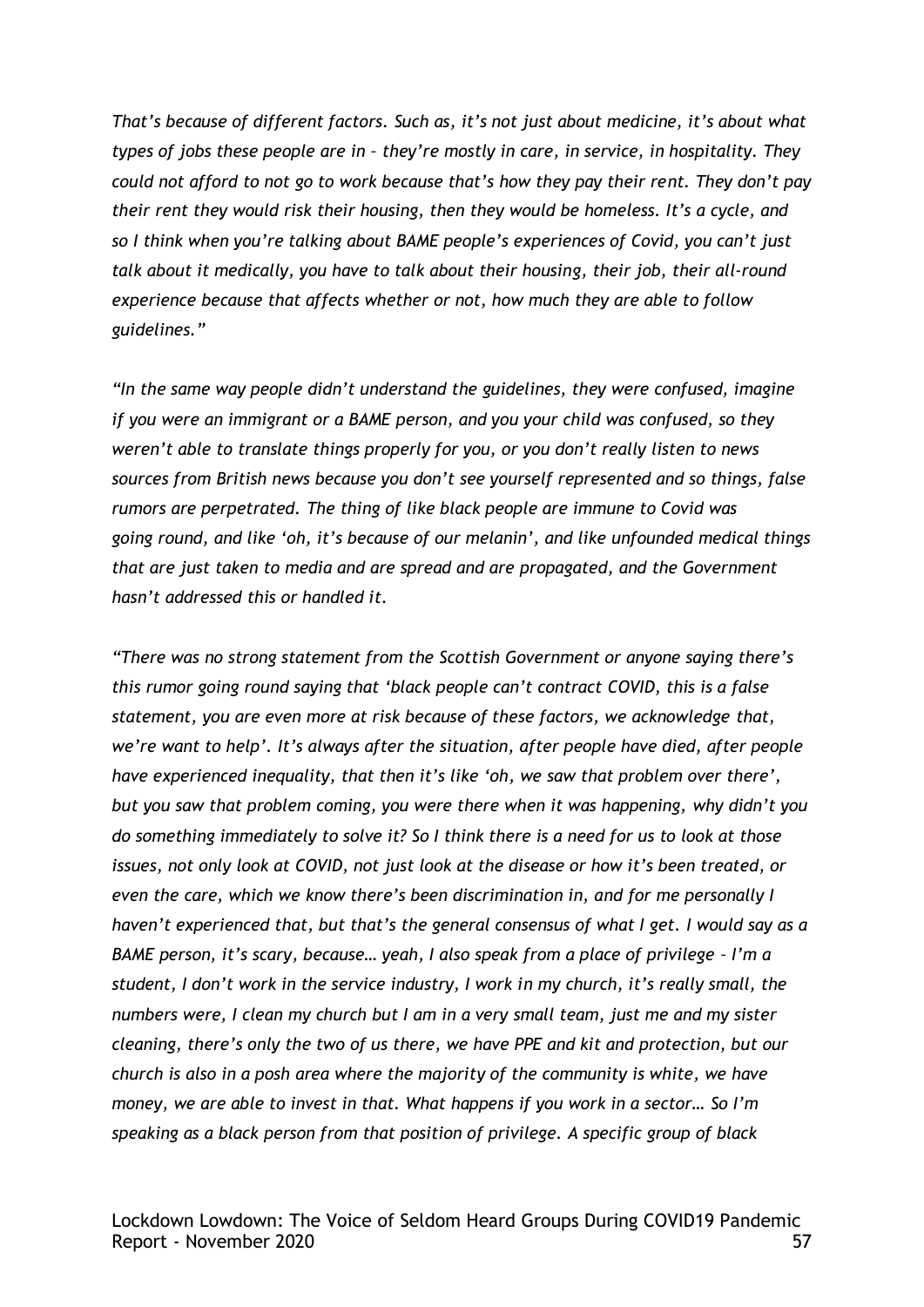*That's because of different factors. Such as, it's not just about medicine, it's about what types of jobs these people are in – they're mostly in care, in service, in hospitality. They could not afford to not go to work because that's how they pay their rent. They don't pay their rent they would risk their housing, then they would be homeless. It's a cycle, and so I think when you're talking about BAME people's experiences of Covid, you can't just talk about it medically, you have to talk about their housing, their job, their all-round experience because that affects whether or not, how much they are able to follow guidelines."*

*"In the same way people didn't understand the guidelines, they were confused, imagine if you were an immigrant or a BAME person, and you your child was confused, so they weren't able to translate things properly for you, or you don't really listen to news sources from British news because you don't see yourself represented and so things, false rumors are perpetrated. The thing of like black people are immune to Covid was going round, and like 'oh, it's because of our melanin', and like unfounded medical things that are just taken to media and are spread and are propagated, and the Government hasn't addressed this or handled it.*

*"There was no strong statement from the Scottish Government or anyone saying there's this rumor going round saying that 'black people can't contract COVID, this is a false statement, you are even more at risk because of these factors, we acknowledge that, we're want to help'. It's always after the situation, after people have died, after people have experienced inequality, that then it's like 'oh, we saw that problem over there', but you saw that problem coming, you were there when it was happening, why didn't you do something immediately to solve it? So I think there is a need for us to look at those issues, not only look at COVID, not just look at the disease or how it's been treated, or even the care, which we know there's been discrimination in, and for me personally I haven't experienced that, but that's the general consensus of what I get. I would say as a BAME person, it's scary, because… yeah, I also speak from a place of privilege – I'm a student, I don't work in the service industry, I work in my church, it's really small, the numbers were, I clean my church but I am in a very small team, just me and my sister cleaning, there's only the two of us there, we have PPE and kit and protection, but our church is also in a posh area where the majority of the community is white, we have money, we are able to invest in that. What happens if you work in a sector… So I'm speaking as a black person from that position of privilege. A specific group of black*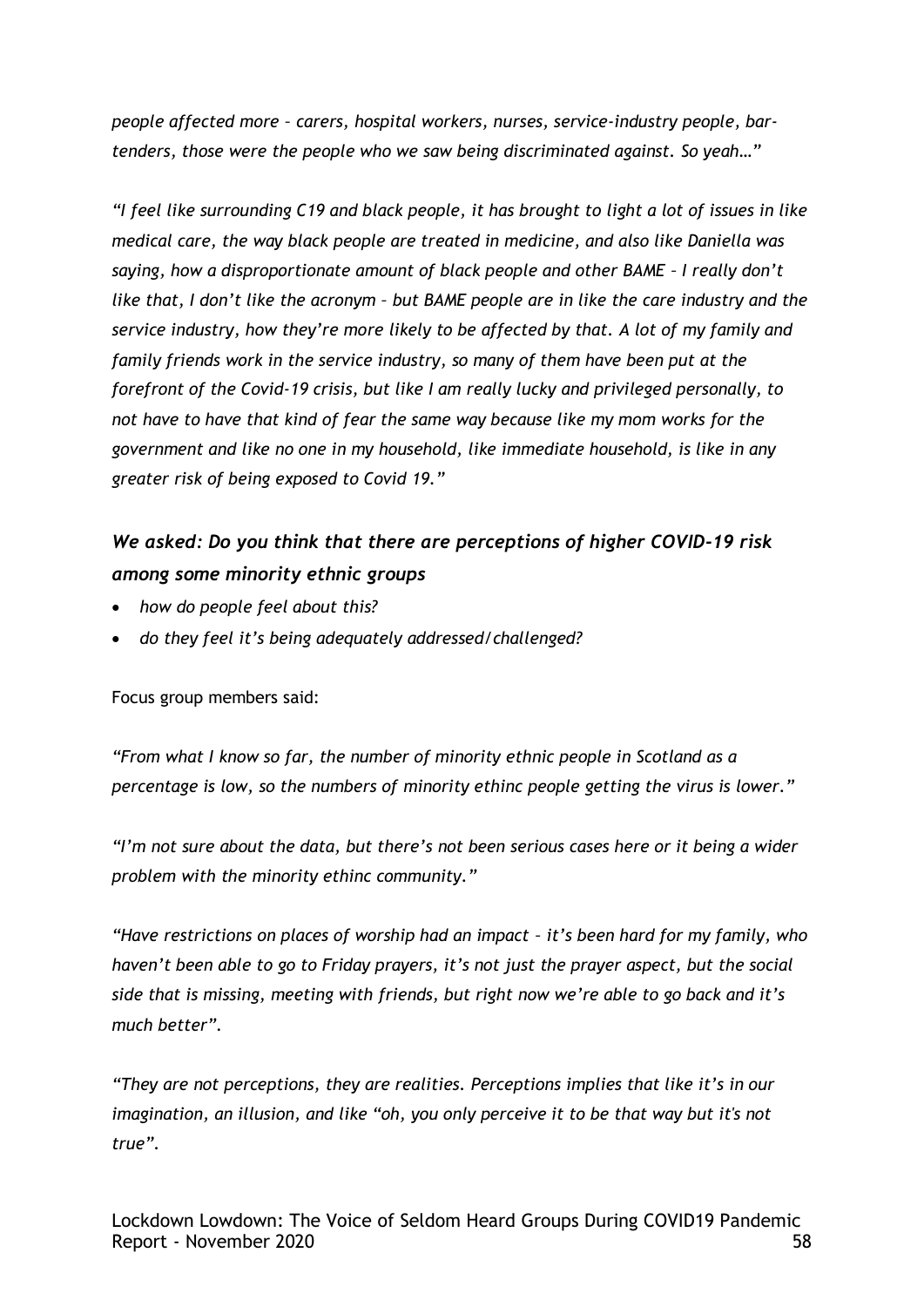*people affected more – carers, hospital workers, nurses, service-industry people, bar-tenders, those were the people who we saw being discriminated against. So yeah…"*

*"I feel like surrounding C19 and black people, it has brought to light a lot of issues in like medical care, the way black people are treated in medicine, and also like Daniella was saying, how a disproportionate amount of black people and other BAME – I really don't like that, I don't like the acronym – but BAME people are in like the care industry and the service industry, how they're more likely to be affected by that. A lot of my family and family friends work in the service industry, so many of them have been put at the forefront of the Covid-19 crisis, but like I am really lucky and privileged personally, to not have to have that kind of fear the same way because like my mom works for the government and like no one in my household, like immediate household, is like in any greater risk of being exposed to Covid 19."*

### *We asked: Do you think that there are perceptions of higher COVID-19 risk among some minority ethnic groups*

- *how do people feel about this?*
- *do they feel it's being adequately addressed/challenged?*

Focus group members said:

*"From what I know so far, the number of minority ethnic people in Scotland as a percentage is low, so the numbers of minority ethinc people getting the virus is lower."*

*"I'm not sure about the data, but there's not been serious cases here or it being a wider problem with the minority ethinc community."*

*"Have restrictions on places of worship had an impact – it's been hard for my family, who haven't been able to go to Friday prayers, it's not just the prayer aspect, but the social side that is missing, meeting with friends, but right now we're able to go back and it's much better".*

*"They are not perceptions, they are realities. Perceptions implies that like it's in our imagination, an illusion, and like "oh, you only perceive it to be that way but it's not true".*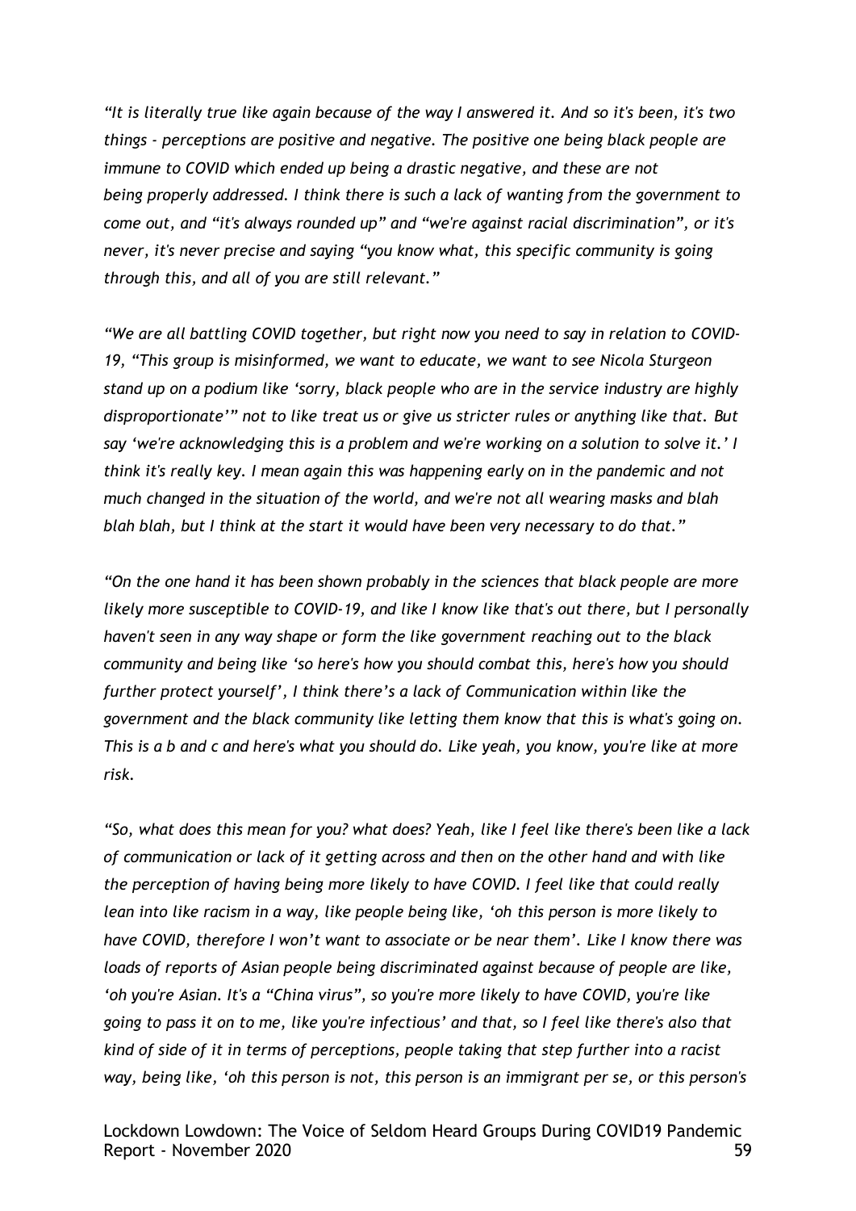*"It is literally true like again because of the way I answered it. And so it's been, it's two things - perceptions are positive and negative. The positive one being black people are immune to COVID which ended up being a drastic negative, and these are not being properly addressed. I think there is such a lack of wanting from the government to come out, and "it's always rounded up" and "we're against racial discrimination", or it's never, it's never precise and saying "you know what, this specific community is going through this, and all of you are still relevant."*

*"We are all battling COVID together, but right now you need to say in relation to COVID-19, "This group is misinformed, we want to educate, we want to see Nicola Sturgeon stand up on a podium like 'sorry, black people who are in the service industry are highly disproportionate'" not to like treat us or give us stricter rules or anything like that. But say 'we're acknowledging this is a problem and we're working on a solution to solve it.' I think it's really key. I mean again this was happening early on in the pandemic and not much changed in the situation of the world, and we're not all wearing masks and blah blah blah, but I think at the start it would have been very necessary to do that."*

*"On the one hand it has been shown probably in the sciences that black people are more likely more susceptible to COVID-19, and like I know like that's out there, but I personally haven't seen in any way shape or form the like government reaching out to the black community and being like 'so here's how you should combat this, here's how you should further protect yourself', I think there's a lack of Communication within like the government and the black community like letting them know that this is what's going on. This is a b and c and here's what you should do. Like yeah, you know, you're like at more risk.*

*"So, what does this mean for you? what does? Yeah, like I feel like there's been like a lack of communication or lack of it getting across and then on the other hand and with like the perception of having being more likely to have COVID. I feel like that could really lean into like racism in a way, like people being like, 'oh this person is more likely to have COVID, therefore I won't want to associate or be near them'. Like I know there was loads of reports of Asian people being discriminated against because of people are like, 'oh you're Asian. It's a "China virus", so you're more likely to have COVID, you're like going to pass it on to me, like you're infectious' and that, so I feel like there's also that kind of side of it in terms of perceptions, people taking that step further into a racist way, being like, 'oh this person is not, this person is an immigrant per se, or this person's*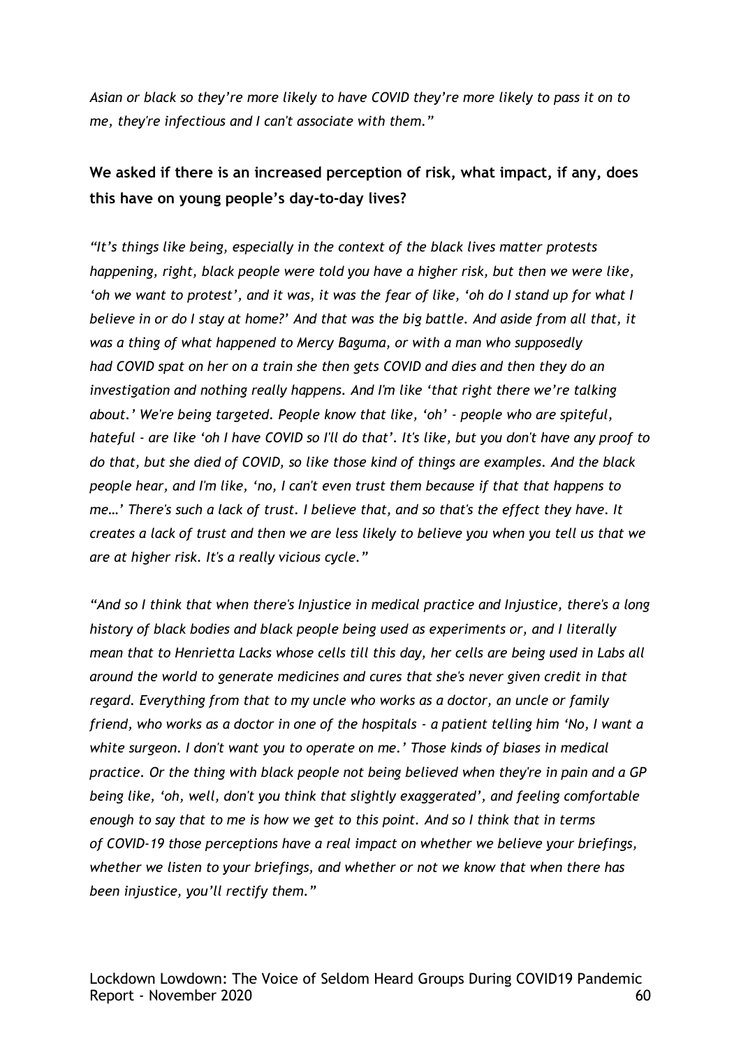*Asian or black so they're more likely to have COVID they're more likely to pass it on to me, they're infectious and I can't associate with them."*

**We asked if there is an increased perception of risk, what impact, if any, does this have on young people's day-to-day lives?**

*"It's things like being, especially in the context of the black lives matter protests happening, right, black people were told you have a higher risk, but then we were like, 'oh we want to protest', and it was, it was the fear of like, 'oh do I stand up for what I believe in or do I stay at home?' And that was the big battle. And aside from all that, it was a thing of what happened to Mercy Baguma, or with a man who supposedly had COVID spat on her on a train she then gets COVID and dies and then they do an investigation and nothing really happens. And I'm like 'that right there we're talking about.' We're being targeted. People know that like, 'oh' - people who are spiteful, hateful - are like 'oh I have COVID so I'll do that'. It's like, but you don't have any proof to do that, but she died of COVID, so like those kind of things are examples. And the black people hear, and I'm like, 'no, I can't even trust them because if that that happens to me…' There's such a lack of trust. I believe that, and so that's the effect they have. It creates a lack of trust and then we are less likely to believe you when you tell us that we are at higher risk. It's a really vicious cycle."*

*"And so I think that when there's Injustice in medical practice and Injustice, there's a long history of black bodies and black people being used as experiments or, and I literally mean that to Henrietta Lacks whose cells till this day, her cells are being used in Labs all around the world to generate medicines and cures that she's never given credit in that regard. Everything from that to my uncle who works as a doctor, an uncle or family friend, who works as a doctor in one of the hospitals - a patient telling him 'No, I want a white surgeon. I don't want you to operate on me.' Those kinds of biases in medical practice. Or the thing with black people not being believed when they're in pain and a GP being like, 'oh, well, don't you think that slightly exaggerated', and feeling comfortable enough to say that to me is how we get to this point. And so I think that in terms of COVID-19 those perceptions have a real impact on whether we believe your briefings, whether we listen to your briefings, and whether or not we know that when there has been injustice, you'll rectify them."*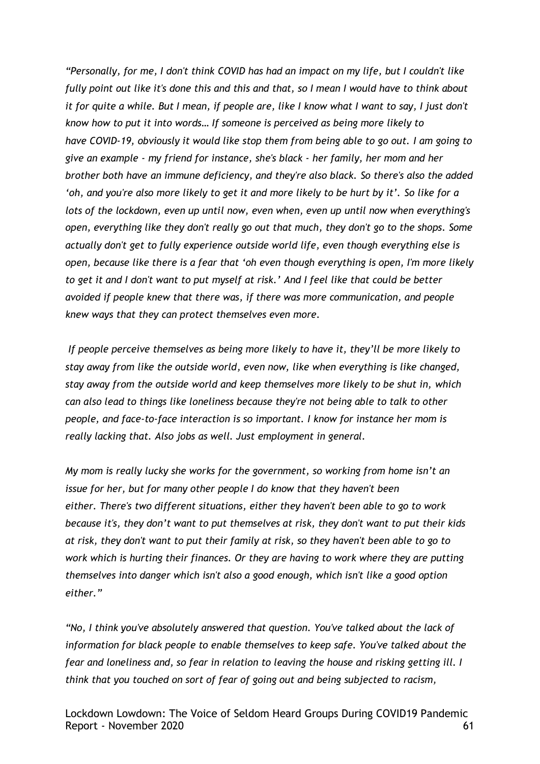*"Personally, for me, I don't think COVID has had an impact on my life, but I couldn't like fully point out like it's done this and this and that, so I mean I would have to think about it for quite a while. But I mean, if people are, like I know what I want to say, I just don't know how to put it into words… If someone is perceived as being more likely to have COVID-19, obviously it would like stop them from being able to go out. I am going to give an example - my friend for instance, she's black - her family, her mom and her brother both have an immune deficiency, and they're also black. So there's also the added 'oh, and you're also more likely to get it and more likely to be hurt by it'. So like for a lots of the lockdown, even up until now, even when, even up until now when everything's open, everything like they don't really go out that much, they don't go to the shops. Some actually don't get to fully experience outside world life, even though everything else is open, because like there is a fear that 'oh even though everything is open, I'm more likely to get it and I don't want to put myself at risk.' And I feel like that could be better avoided if people knew that there was, if there was more communication, and people knew ways that they can protect themselves even more.*

*If people perceive themselves as being more likely to have it, they'll be more likely to stay away from like the outside world, even now, like when everything is like changed, stay away from the outside world and keep themselves more likely to be shut in, which can also lead to things like loneliness because they're not being able to talk to other people, and face-to-face interaction is so important. I know for instance her mom is really lacking that. Also jobs as well. Just employment in general.*

*My mom is really lucky she works for the government, so working from home isn't an issue for her, but for many other people I do know that they haven't been either. There's two different situations, either they haven't been able to go to work because it's, they don't want to put themselves at risk, they don't want to put their kids at risk, they don't want to put their family at risk, so they haven't been able to go to work which is hurting their finances. Or they are having to work where they are putting themselves into danger which isn't also a good enough, which isn't like a good option either."*

*"No, I think you've absolutely answered that question. You've talked about the lack of information for black people to enable themselves to keep safe. You've talked about the fear and loneliness and, so fear in relation to leaving the house and risking getting ill. I think that you touched on sort of fear of going out and being subjected to racism,*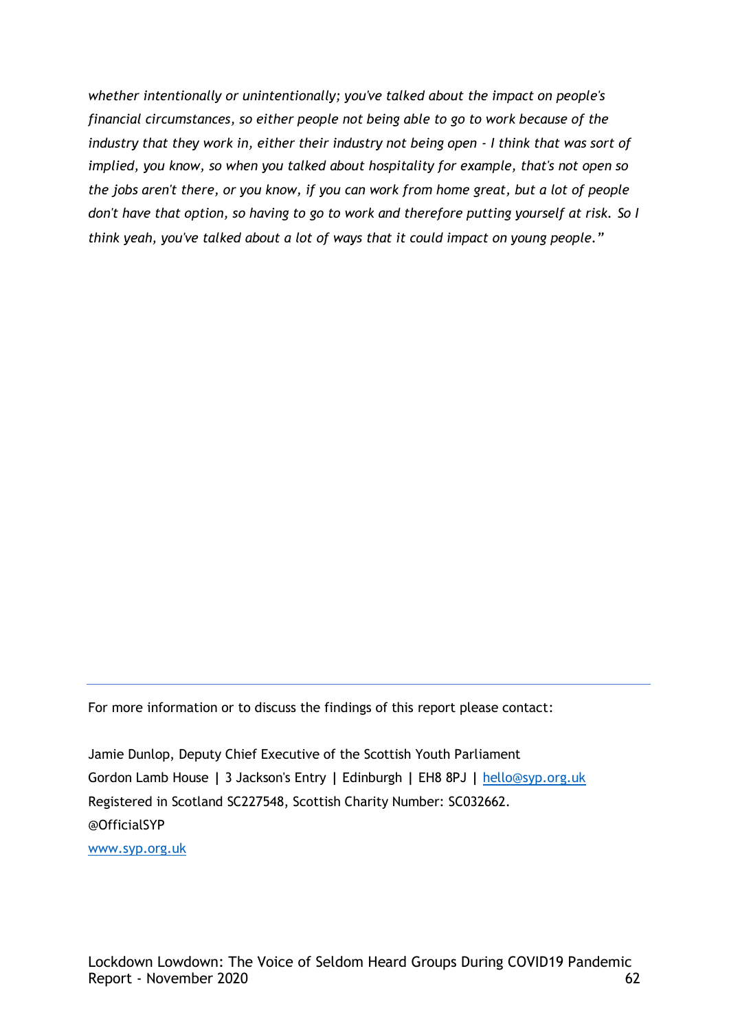*whether intentionally or unintentionally; you've talked about the impact on people's financial circumstances, so either people not being able to go to work because of the industry that they work in, either their industry not being open - I think that was sort of implied, you know, so when you talked about hospitality for example, that's not open so the jobs aren't there, or you know, if you can work from home great, but a lot of people don't have that option, so having to go to work and therefore putting yourself at risk. So I think yeah, you've talked about a lot of ways that it could impact on young people."*

---

For more information or to discuss the findings of this report please contact:

Jamie Dunlop, Deputy Chief Executive of the Scottish Youth Parliament
Gordon Lamb House | 3 Jackson's Entry | Edinburgh | EH8 8PJ | [hello@syp.org.uk](mailto:hello@syp.org.uk)
Registered in Scotland SC227548, Scottish Charity Number: SC032662.
@OfficialSYP
[www.syp.org.uk](http://www.syp.org.uk)